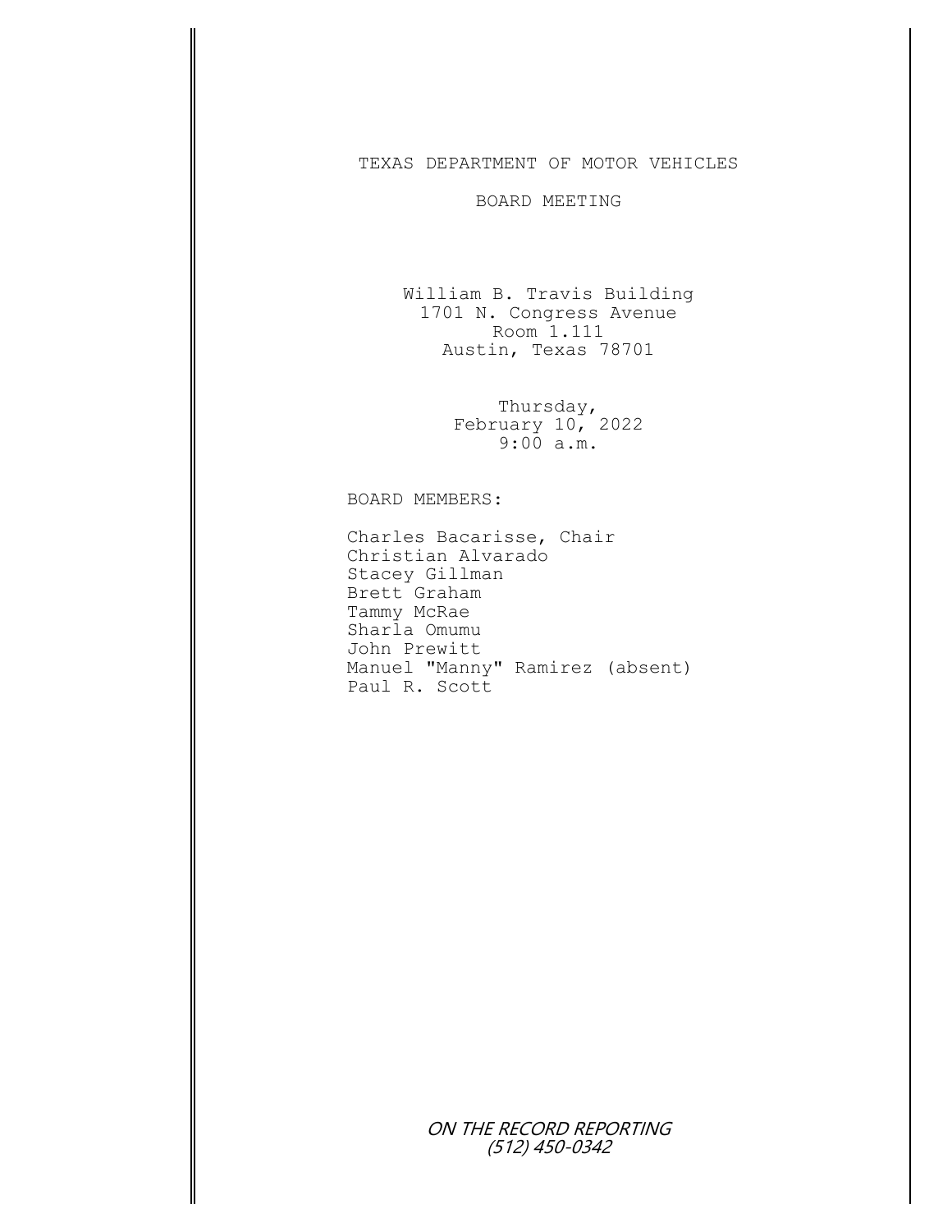# TEXAS DEPARTMENT OF MOTOR VEHICLES

## BOARD MEETING

William B. Travis Building
1701 N. Congress Avenue
Room 1.111
Austin, Texas 78701

Thursday,
February 10, 2022
9:00 a.m.

BOARD MEMBERS:

Charles Bacarisse, Chair
Christian Alvarado
Stacey Gillman
Brett Graham
Tammy McRae
Sharla Omumu
John Prewitt
Manuel "Manny" Ramirez (absent)
Paul R. Scott

*ON THE RECORD REPORTING*
*(512) 450-0342*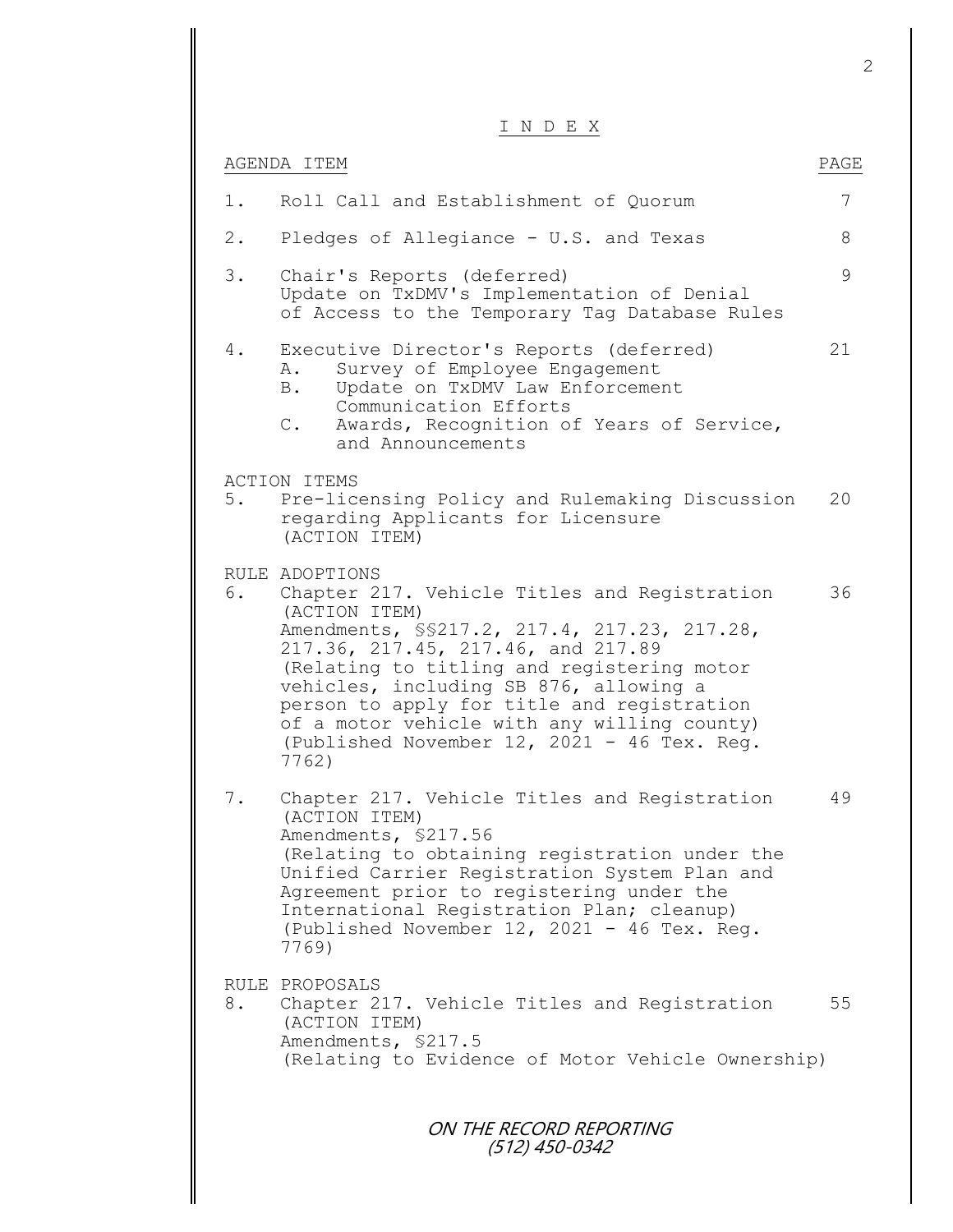# I N D E X

| AGENDA ITEM | | PAGE |
|---|---|---|
| 1. | Roll Call and Establishment of Quorum | 7 |
| 2. | Pledges of Allegiance - U.S. and Texas | 8 |
| 3. | Chair's Reports (deferred)<br>Update on TxDMV's Implementation of Denial of Access to the Temporary Tag Database Rules | 9 |
| 4. | Executive Director's Reports (deferred)<br>A. Survey of Employee Engagement<br>B. Update on TxDMV Law Enforcement Communication Efforts<br>C. Awards, Recognition of Years of Service, and Announcements | 21 |
| ACTION ITEMS | | |
| 5. | Pre-licensing Policy and Rulemaking Discussion regarding Applicants for Licensure (ACTION ITEM) | 20 |
| RULE ADOPTIONS | | |
| 6. | Chapter 217. Vehicle Titles and Registration (ACTION ITEM)<br>Amendments, §§217.2, 217.4, 217.23, 217.28, 217.36, 217.45, 217.46, and 217.89<br>(Relating to titling and registering motor vehicles, including SB 876, allowing a person to apply for title and registration of a motor vehicle with any willing county)<br>(Published November 12, 2021 - 46 Tex. Reg. 7762) | 36 |
| 7. | Chapter 217. Vehicle Titles and Registration (ACTION ITEM)<br>Amendments, §217.56<br>(Relating to obtaining registration under the Unified Carrier Registration System Plan and Agreement prior to registering under the International Registration Plan; cleanup)<br>(Published November 12, 2021 - 46 Tex. Reg. 7769) | 49 |
| RULE PROPOSALS | | |
| 8. | Chapter 217. Vehicle Titles and Registration (ACTION ITEM)<br>Amendments, §217.5<br>(Relating to Evidence of Motor Vehicle Ownership) | 55 |

ON THE RECORD REPORTING
(512) 450-0342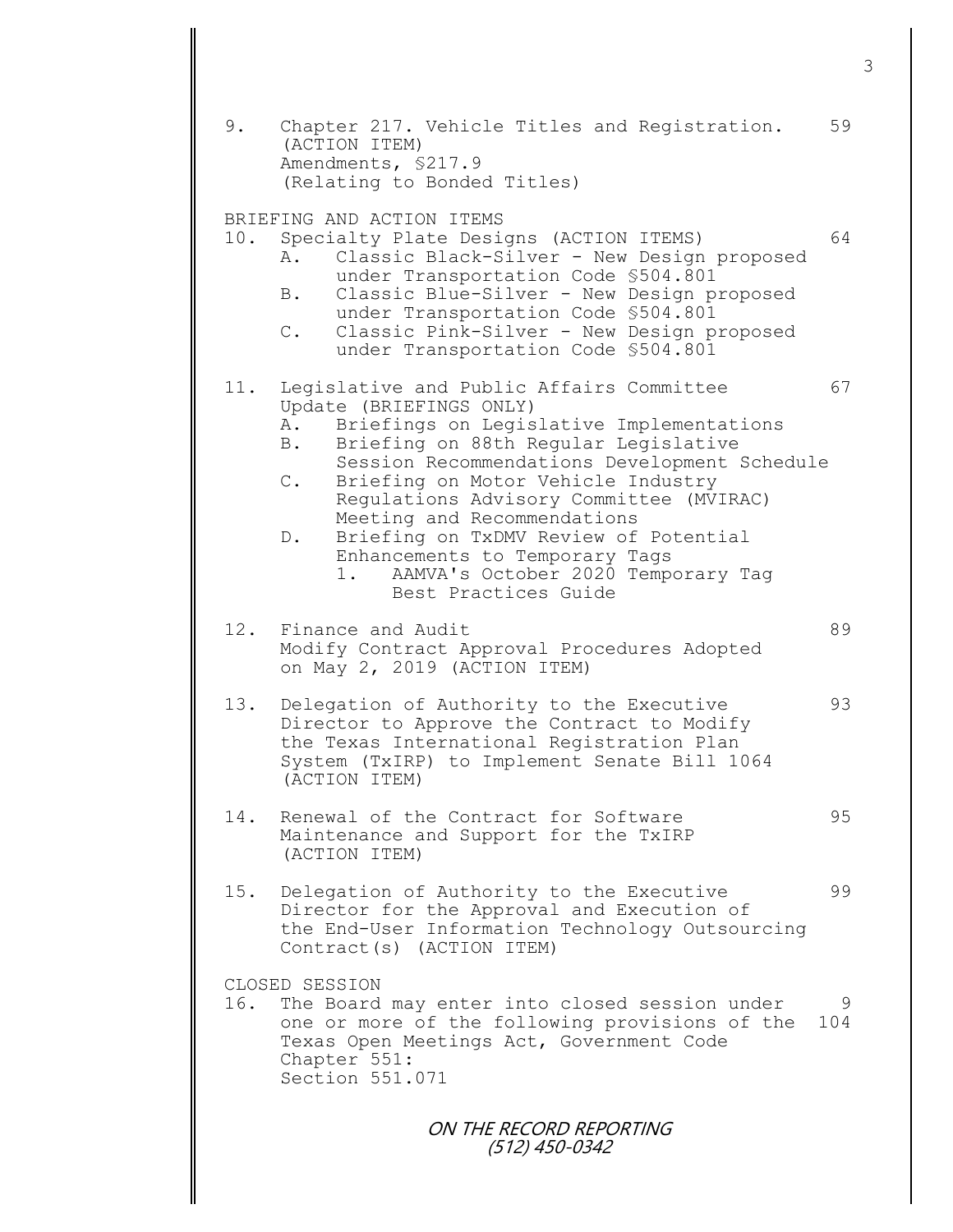9. Chapter 217. Vehicle Titles and Registration. (ACTION ITEM) 59
   Amendments, §217.9
   (Relating to Bonded Titles)

BRIEFING AND ACTION ITEMS

10. Specialty Plate Designs (ACTION ITEMS) 64
    A. Classic Black-Silver - New Design proposed under Transportation Code §504.801
    B. Classic Blue-Silver - New Design proposed under Transportation Code §504.801
    C. Classic Pink-Silver - New Design proposed under Transportation Code §504.801

11. Legislative and Public Affairs Committee Update (BRIEFINGS ONLY) 67
    A. Briefings on Legislative Implementations
    B. Briefing on 88th Regular Legislative Session Recommendations Development Schedule
    C. Briefing on Motor Vehicle Industry Regulations Advisory Committee (MVIRAC) Meeting and Recommendations
    D. Briefing on TxDMV Review of Potential Enhancements to Temporary Tags
       1. AAMVA's October 2020 Temporary Tag Best Practices Guide

12. Finance and Audit 89
    Modify Contract Approval Procedures Adopted on May 2, 2019 (ACTION ITEM)

13. Delegation of Authority to the Executive Director to Approve the Contract to Modify the Texas International Registration Plan System (TxIRP) to Implement Senate Bill 1064 (ACTION ITEM) 93

14. Renewal of the Contract for Software Maintenance and Support for the TxIRP (ACTION ITEM) 95

15. Delegation of Authority to the Executive Director for the Approval and Execution of the End-User Information Technology Outsourcing Contract(s) (ACTION ITEM) 99

CLOSED SESSION

16. The Board may enter into closed session under one or more of the following provisions of the Texas Open Meetings Act, Government Code Chapter 551: 9 104
    Section 551.071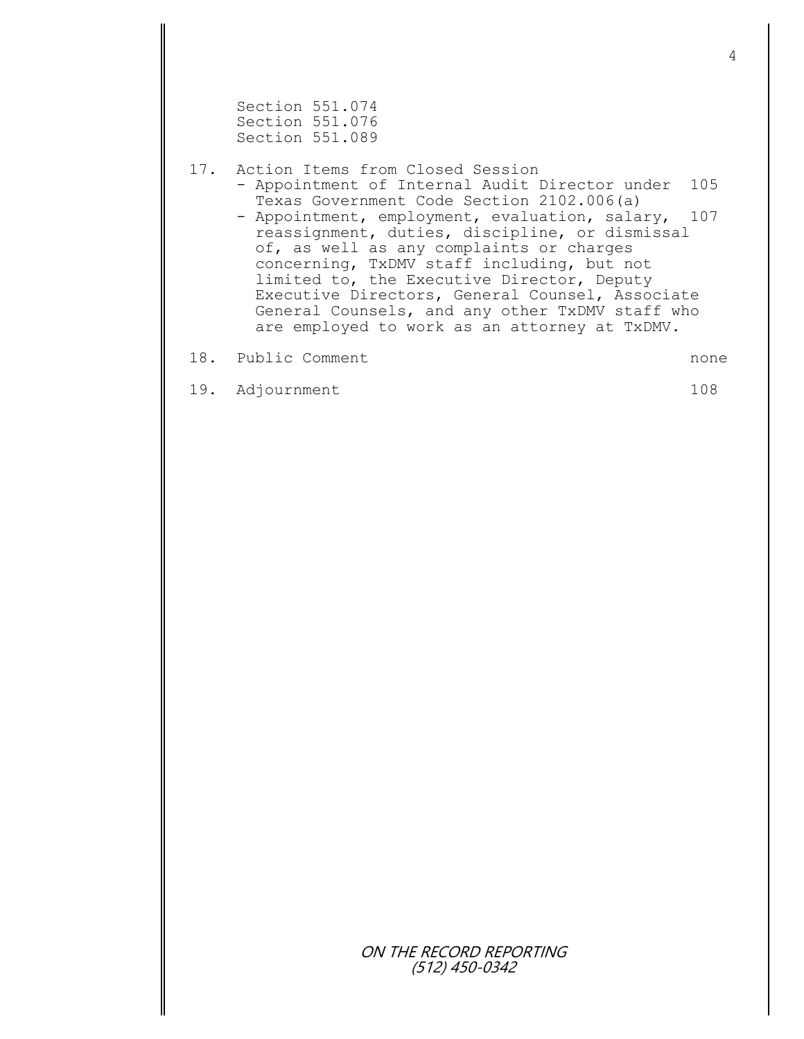Section 551.074
Section 551.076
Section 551.089

17. Action Items from Closed Session
    - Appointment of Internal Audit Director under Texas Government Code Section 2102.006(a) — 105
    - Appointment, employment, evaluation, salary, reassignment, duties, discipline, or dismissal of, as well as any complaints or charges concerning, TxDMV staff including, but not limited to, the Executive Director, Deputy Executive Directors, General Counsel, Associate General Counsels, and any other TxDMV staff who are employed to work as an attorney at TxDMV. — 107

18. Public Comment — none

19. Adjournment — 108

ON THE RECORD REPORTING
(512) 450-0342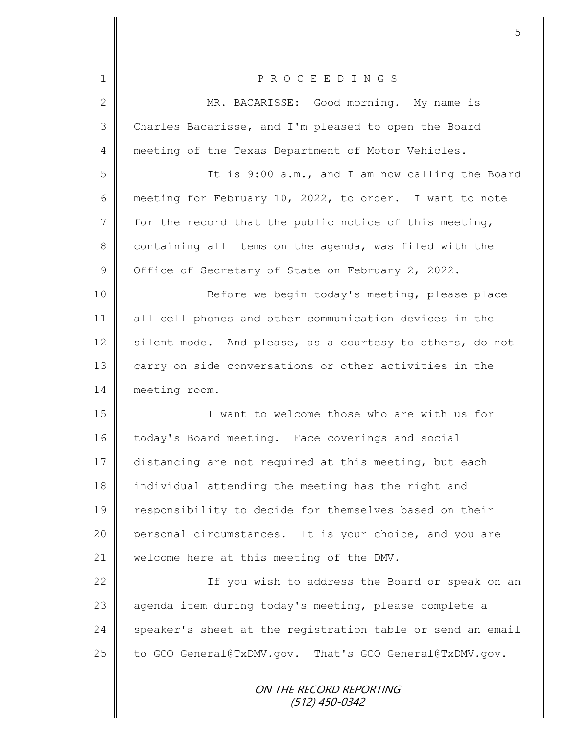P R O C E E D I N G S

MR. BACARISSE: Good morning. My name is Charles Bacarisse, and I'm pleased to open the Board meeting of the Texas Department of Motor Vehicles.

It is 9:00 a.m., and I am now calling the Board meeting for February 10, 2022, to order. I want to note for the record that the public notice of this meeting, containing all items on the agenda, was filed with the Office of Secretary of State on February 2, 2022.

Before we begin today's meeting, please place all cell phones and other communication devices in the silent mode. And please, as a courtesy to others, do not carry on side conversations or other activities in the meeting room.

I want to welcome those who are with us for today's Board meeting. Face coverings and social distancing are not required at this meeting, but each individual attending the meeting has the right and responsibility to decide for themselves based on their personal circumstances. It is your choice, and you are welcome here at this meeting of the DMV.

If you wish to address the Board or speak on an agenda item during today's meeting, please complete a speaker's sheet at the registration table or send an email to GCO_General@TxDMV.gov. That's GCO_General@TxDMV.gov.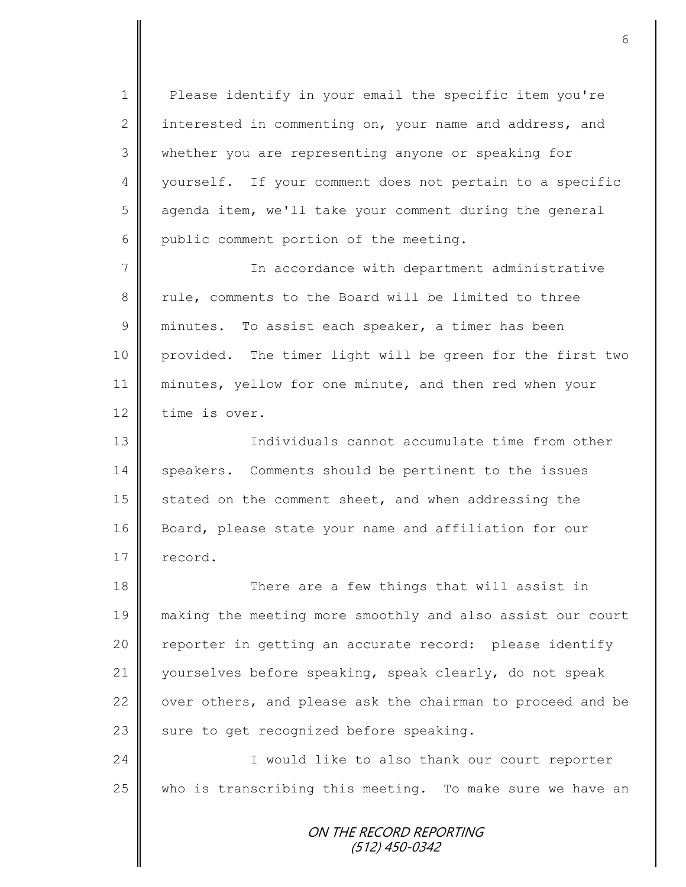Please identify in your email the specific item you're interested in commenting on, your name and address, and whether you are representing anyone or speaking for yourself. If your comment does not pertain to a specific agenda item, we'll take your comment during the general public comment portion of the meeting.

In accordance with department administrative rule, comments to the Board will be limited to three minutes. To assist each speaker, a timer has been provided. The timer light will be green for the first two minutes, yellow for one minute, and then red when your time is over.

Individuals cannot accumulate time from other speakers. Comments should be pertinent to the issues stated on the comment sheet, and when addressing the Board, please state your name and affiliation for our record.

There are a few things that will assist in making the meeting more smoothly and also assist our court reporter in getting an accurate record: please identify yourselves before speaking, speak clearly, do not speak over others, and please ask the chairman to proceed and be sure to get recognized before speaking.

I would like to also thank our court reporter who is transcribing this meeting. To make sure we have an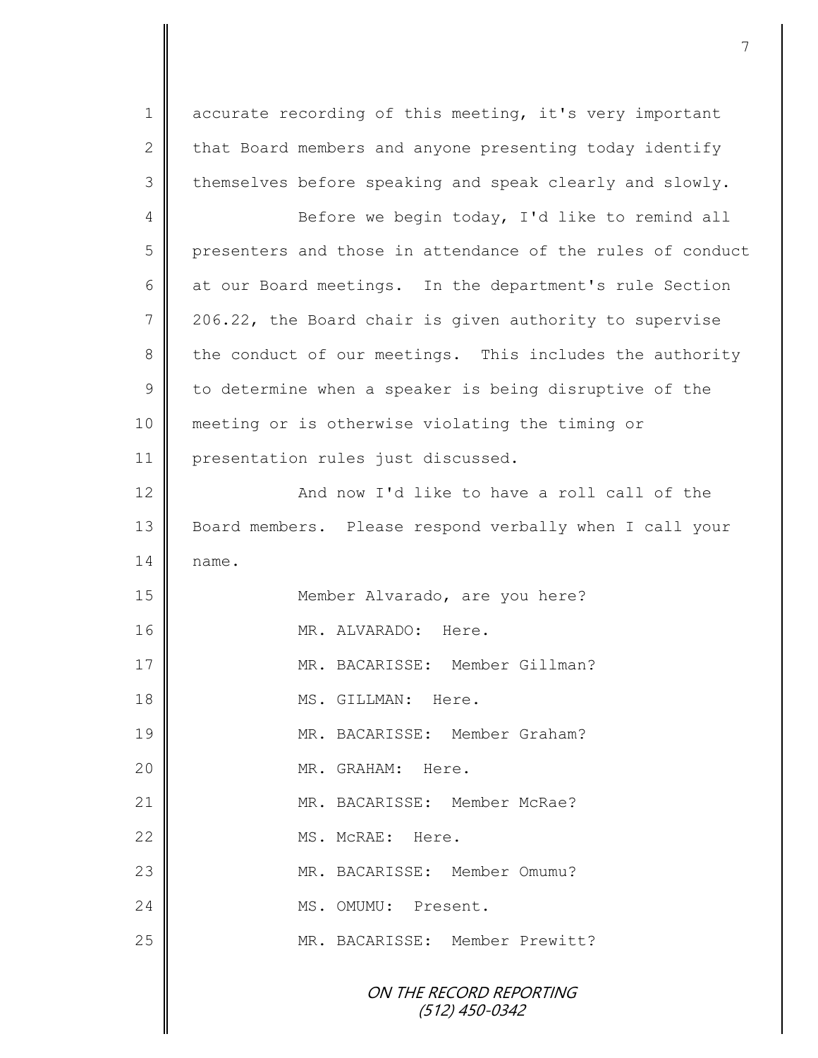accurate recording of this meeting, it's very important that Board members and anyone presenting today identify themselves before speaking and speak clearly and slowly.

Before we begin today, I'd like to remind all presenters and those in attendance of the rules of conduct at our Board meetings. In the department's rule Section 206.22, the Board chair is given authority to supervise the conduct of our meetings. This includes the authority to determine when a speaker is being disruptive of the meeting or is otherwise violating the timing or presentation rules just discussed.

And now I'd like to have a roll call of the Board members. Please respond verbally when I call your name.

Member Alvarado, are you here?

MR. ALVARADO: Here.

MR. BACARISSE: Member Gillman?

MS. GILLMAN: Here.

MR. BACARISSE: Member Graham?

MR. GRAHAM: Here.

MR. BACARISSE: Member McRae?

MS. McRAE: Here.

MR. BACARISSE: Member Omumu?

MS. OMUMU: Present.

MR. BACARISSE: Member Prewitt?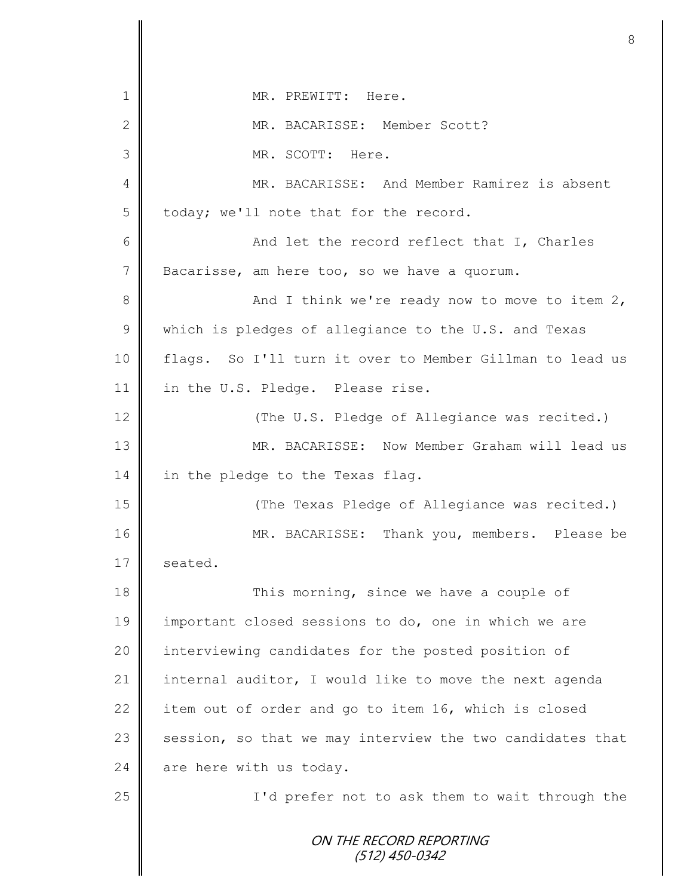MR. PREWITT: Here.

MR. BACARISSE: Member Scott?

MR. SCOTT: Here.

MR. BACARISSE: And Member Ramirez is absent today; we'll note that for the record.

And let the record reflect that I, Charles Bacarisse, am here too, so we have a quorum.

And I think we're ready now to move to item 2, which is pledges of allegiance to the U.S. and Texas flags. So I'll turn it over to Member Gillman to lead us in the U.S. Pledge. Please rise.

(The U.S. Pledge of Allegiance was recited.)

MR. BACARISSE: Now Member Graham will lead us in the pledge to the Texas flag.

(The Texas Pledge of Allegiance was recited.)

MR. BACARISSE: Thank you, members. Please be seated.

This morning, since we have a couple of important closed sessions to do, one in which we are interviewing candidates for the posted position of internal auditor, I would like to move the next agenda item out of order and go to item 16, which is closed session, so that we may interview the two candidates that are here with us today.

I'd prefer not to ask them to wait through the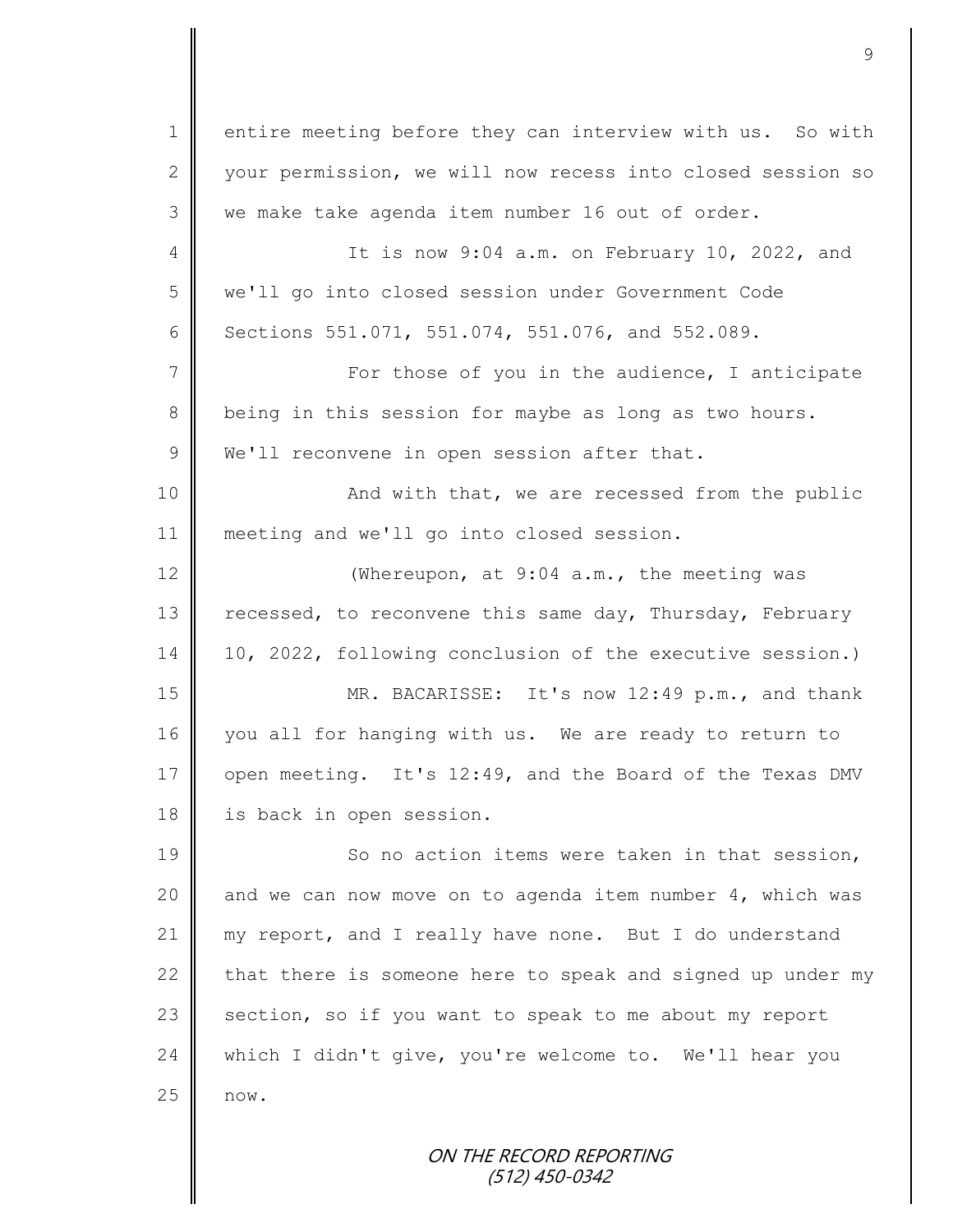entire meeting before they can interview with us. So with your permission, we will now recess into closed session so we make take agenda item number 16 out of order.

It is now 9:04 a.m. on February 10, 2022, and we'll go into closed session under Government Code Sections 551.071, 551.074, 551.076, and 552.089.

For those of you in the audience, I anticipate being in this session for maybe as long as two hours. We'll reconvene in open session after that.

And with that, we are recessed from the public meeting and we'll go into closed session.

(Whereupon, at 9:04 a.m., the meeting was recessed, to reconvene this same day, Thursday, February 10, 2022, following conclusion of the executive session.)

MR. BACARISSE: It's now 12:49 p.m., and thank you all for hanging with us. We are ready to return to open meeting. It's 12:49, and the Board of the Texas DMV is back in open session.

So no action items were taken in that session, and we can now move on to agenda item number 4, which was my report, and I really have none. But I do understand that there is someone here to speak and signed up under my section, so if you want to speak to me about my report which I didn't give, you're welcome to. We'll hear you now.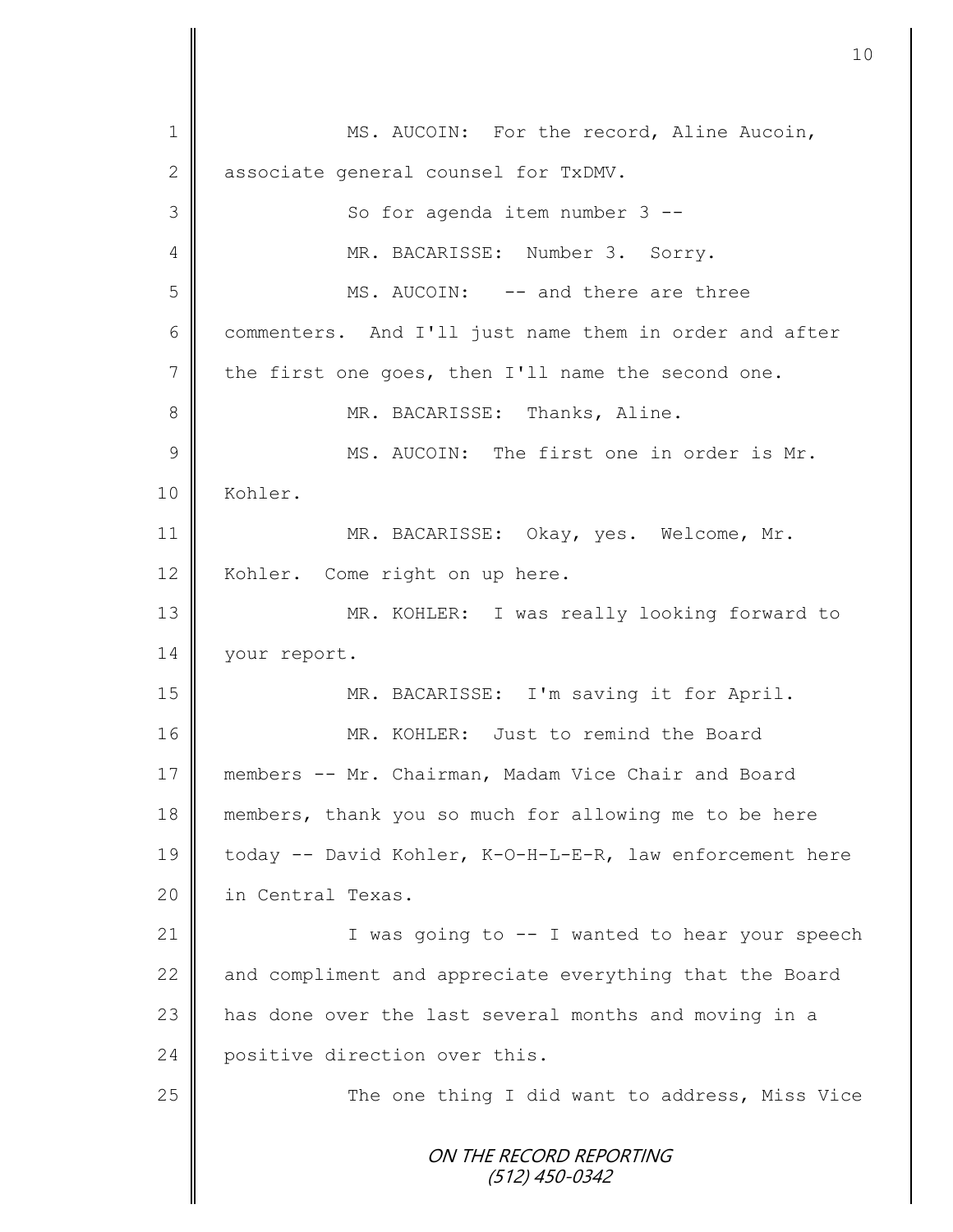MS. AUCOIN: For the record, Aline Aucoin, associate general counsel for TxDMV.

So for agenda item number 3 --

MR. BACARISSE: Number 3. Sorry.

MS. AUCOIN: -- and there are three commenters. And I'll just name them in order and after the first one goes, then I'll name the second one.

MR. BACARISSE: Thanks, Aline.

MS. AUCOIN: The first one in order is Mr. Kohler.

MR. BACARISSE: Okay, yes. Welcome, Mr. Kohler. Come right on up here.

MR. KOHLER: I was really looking forward to your report.

MR. BACARISSE: I'm saving it for April.

MR. KOHLER: Just to remind the Board members -- Mr. Chairman, Madam Vice Chair and Board members, thank you so much for allowing me to be here today -- David Kohler, K-O-H-L-E-R, law enforcement here in Central Texas.

I was going to -- I wanted to hear your speech and compliment and appreciate everything that the Board has done over the last several months and moving in a positive direction over this.

The one thing I did want to address, Miss Vice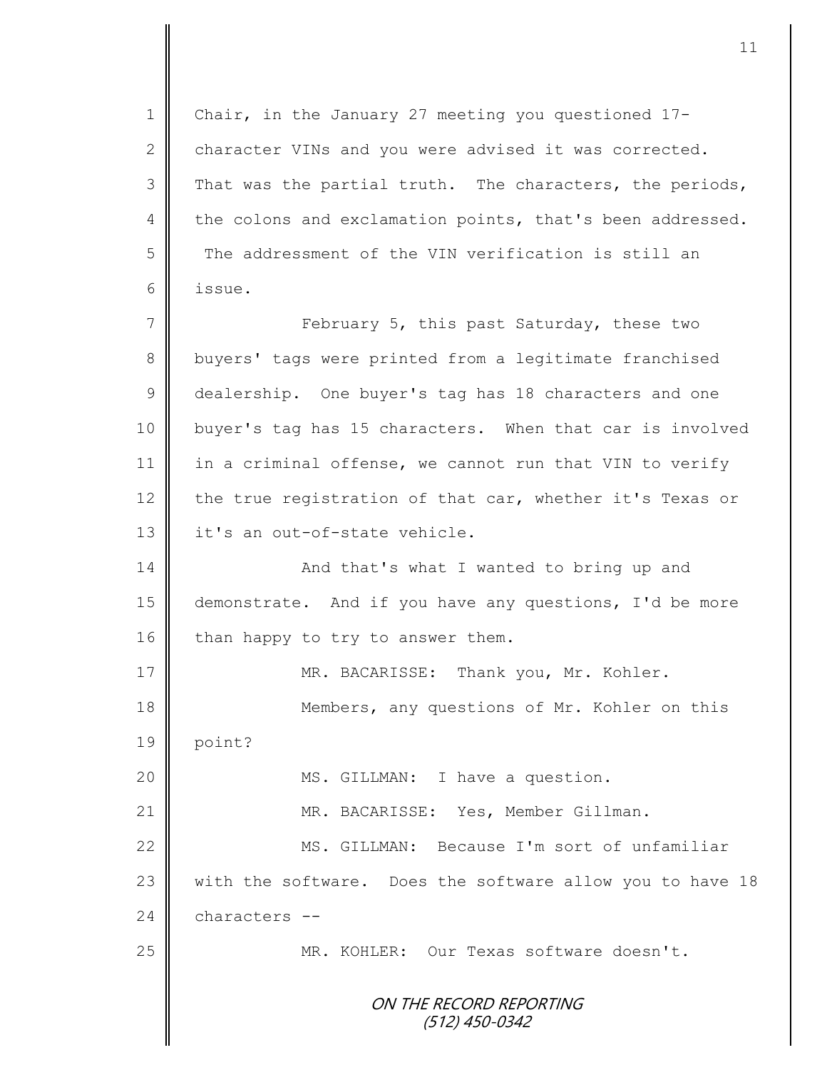Chair, in the January 27 meeting you questioned 17-character VINs and you were advised it was corrected. That was the partial truth. The characters, the periods, the colons and exclamation points, that's been addressed. The addressment of the VIN verification is still an issue.

February 5, this past Saturday, these two buyers' tags were printed from a legitimate franchised dealership. One buyer's tag has 18 characters and one buyer's tag has 15 characters. When that car is involved in a criminal offense, we cannot run that VIN to verify the true registration of that car, whether it's Texas or it's an out-of-state vehicle.

And that's what I wanted to bring up and demonstrate. And if you have any questions, I'd be more than happy to try to answer them.

MR. BACARISSE: Thank you, Mr. Kohler.

Members, any questions of Mr. Kohler on this point?

MS. GILLMAN: I have a question.

MR. BACARISSE: Yes, Member Gillman.

MS. GILLMAN: Because I'm sort of unfamiliar with the software. Does the software allow you to have 18 characters --

MR. KOHLER: Our Texas software doesn't.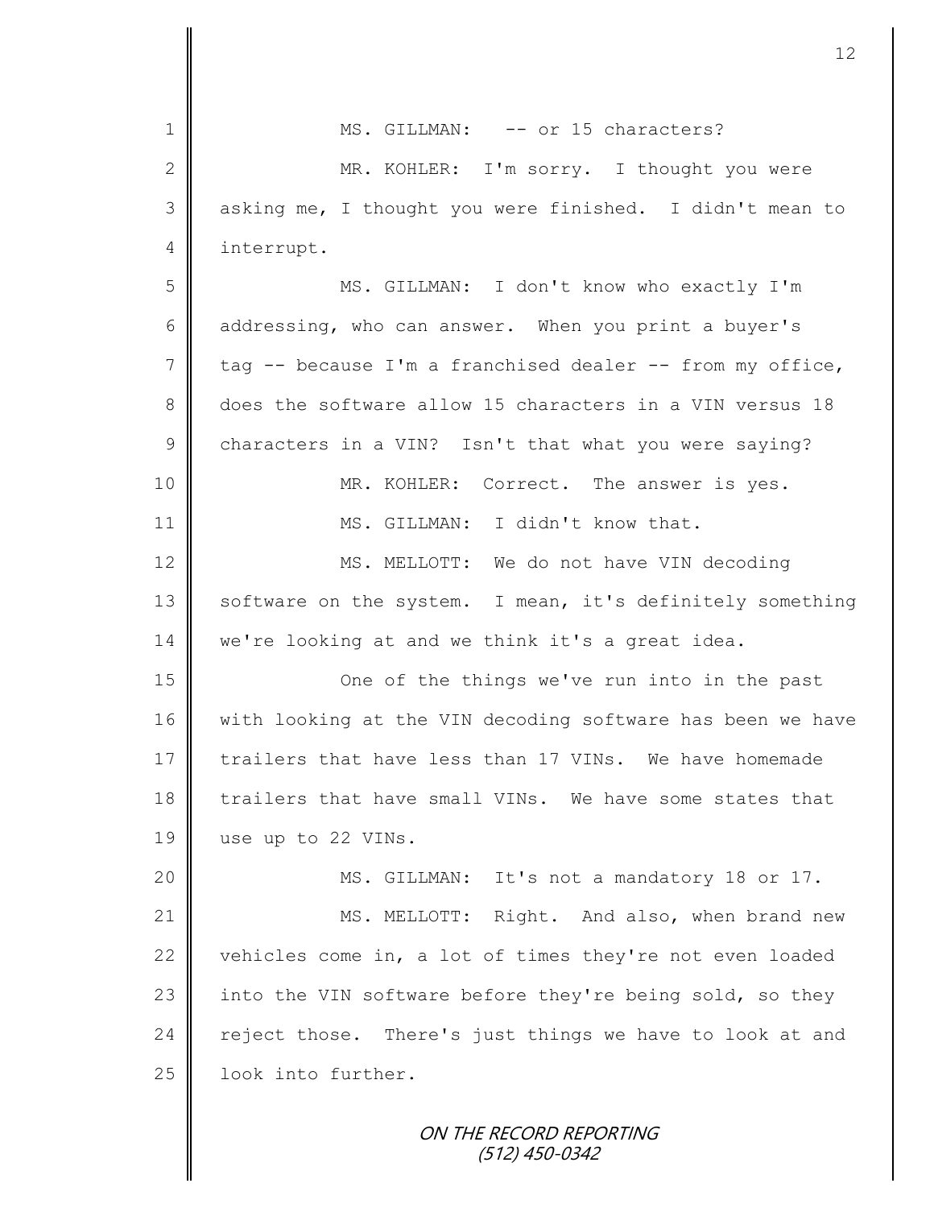MS. GILLMAN: -- or 15 characters?

MR. KOHLER: I'm sorry. I thought you were asking me, I thought you were finished. I didn't mean to interrupt.

MS. GILLMAN: I don't know who exactly I'm addressing, who can answer. When you print a buyer's tag -- because I'm a franchised dealer -- from my office, does the software allow 15 characters in a VIN versus 18 characters in a VIN? Isn't that what you were saying?

MR. KOHLER: Correct. The answer is yes.

MS. GILLMAN: I didn't know that.

MS. MELLOTT: We do not have VIN decoding software on the system. I mean, it's definitely something we're looking at and we think it's a great idea.

One of the things we've run into in the past with looking at the VIN decoding software has been we have trailers that have less than 17 VINs. We have homemade trailers that have small VINs. We have some states that use up to 22 VINs.

MS. GILLMAN: It's not a mandatory 18 or 17.

MS. MELLOTT: Right. And also, when brand new vehicles come in, a lot of times they're not even loaded into the VIN software before they're being sold, so they reject those. There's just things we have to look at and look into further.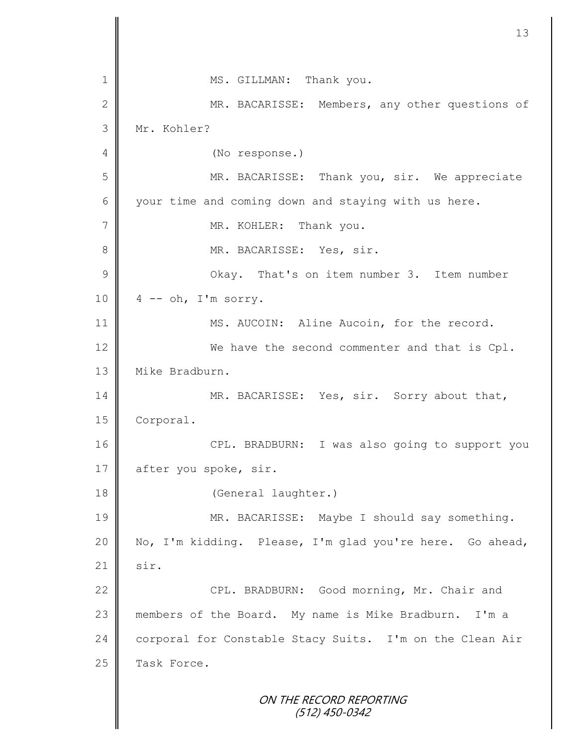MS. GILLMAN: Thank you.

MR. BACARISSE: Members, any other questions of Mr. Kohler?

(No response.)

MR. BACARISSE: Thank you, sir. We appreciate your time and coming down and staying with us here.

MR. KOHLER: Thank you.

MR. BACARISSE: Yes, sir.

Okay. That's on item number 3. Item number 4 -- oh, I'm sorry.

MS. AUCOIN: Aline Aucoin, for the record.

We have the second commenter and that is Cpl. Mike Bradburn.

MR. BACARISSE: Yes, sir. Sorry about that, Corporal.

CPL. BRADBURN: I was also going to support you after you spoke, sir.

(General laughter.)

MR. BACARISSE: Maybe I should say something. No, I'm kidding. Please, I'm glad you're here. Go ahead, sir.

CPL. BRADBURN: Good morning, Mr. Chair and members of the Board. My name is Mike Bradburn. I'm a corporal for Constable Stacy Suits. I'm on the Clean Air Task Force.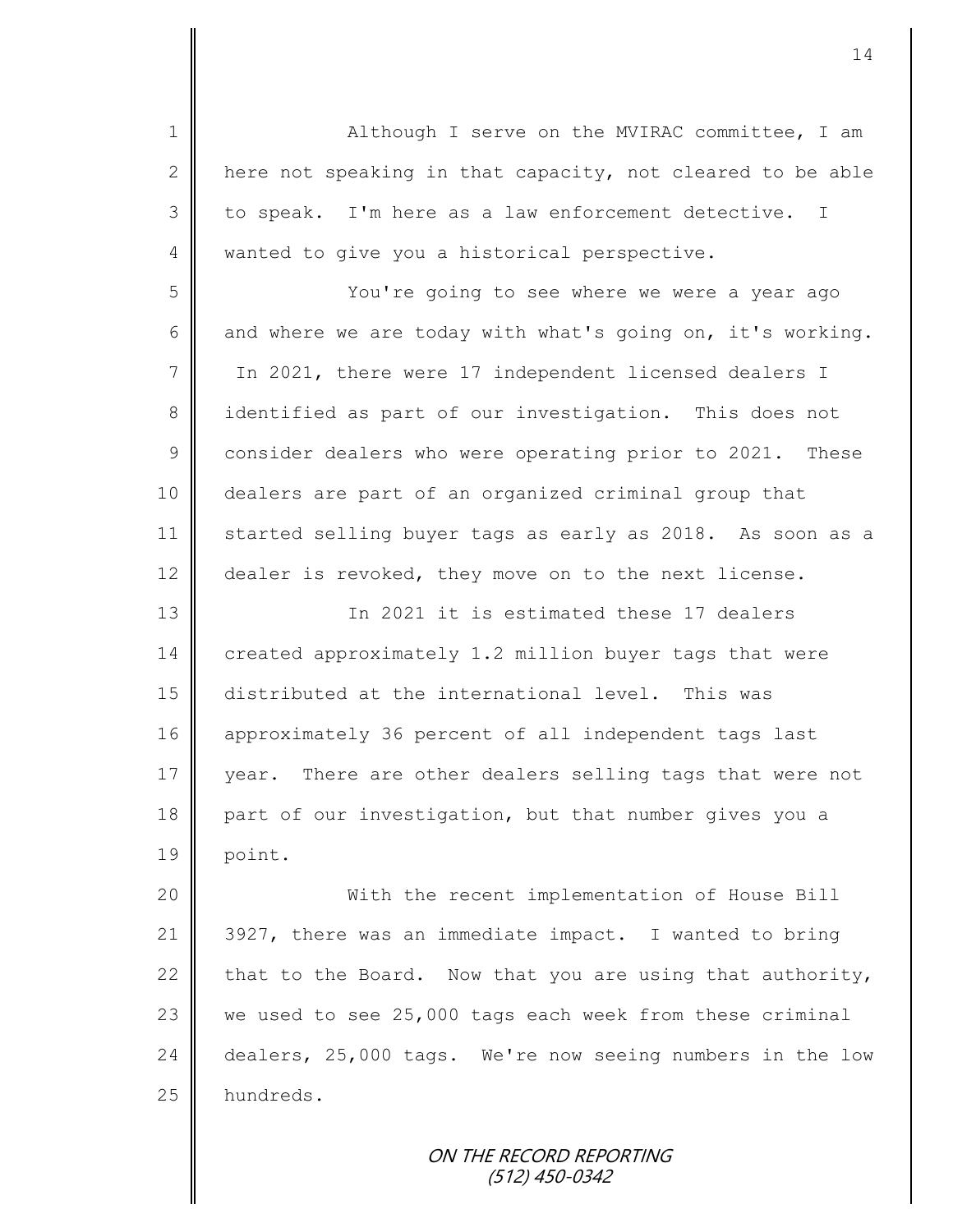Although I serve on the MVIRAC committee, I am here not speaking in that capacity, not cleared to be able to speak. I'm here as a law enforcement detective. I wanted to give you a historical perspective.

You're going to see where we were a year ago and where we are today with what's going on, it's working. In 2021, there were 17 independent licensed dealers I identified as part of our investigation. This does not consider dealers who were operating prior to 2021. These dealers are part of an organized criminal group that started selling buyer tags as early as 2018. As soon as a dealer is revoked, they move on to the next license.

In 2021 it is estimated these 17 dealers created approximately 1.2 million buyer tags that were distributed at the international level. This was approximately 36 percent of all independent tags last year. There are other dealers selling tags that were not part of our investigation, but that number gives you a point.

With the recent implementation of House Bill 3927, there was an immediate impact. I wanted to bring that to the Board. Now that you are using that authority, we used to see 25,000 tags each week from these criminal dealers, 25,000 tags. We're now seeing numbers in the low hundreds.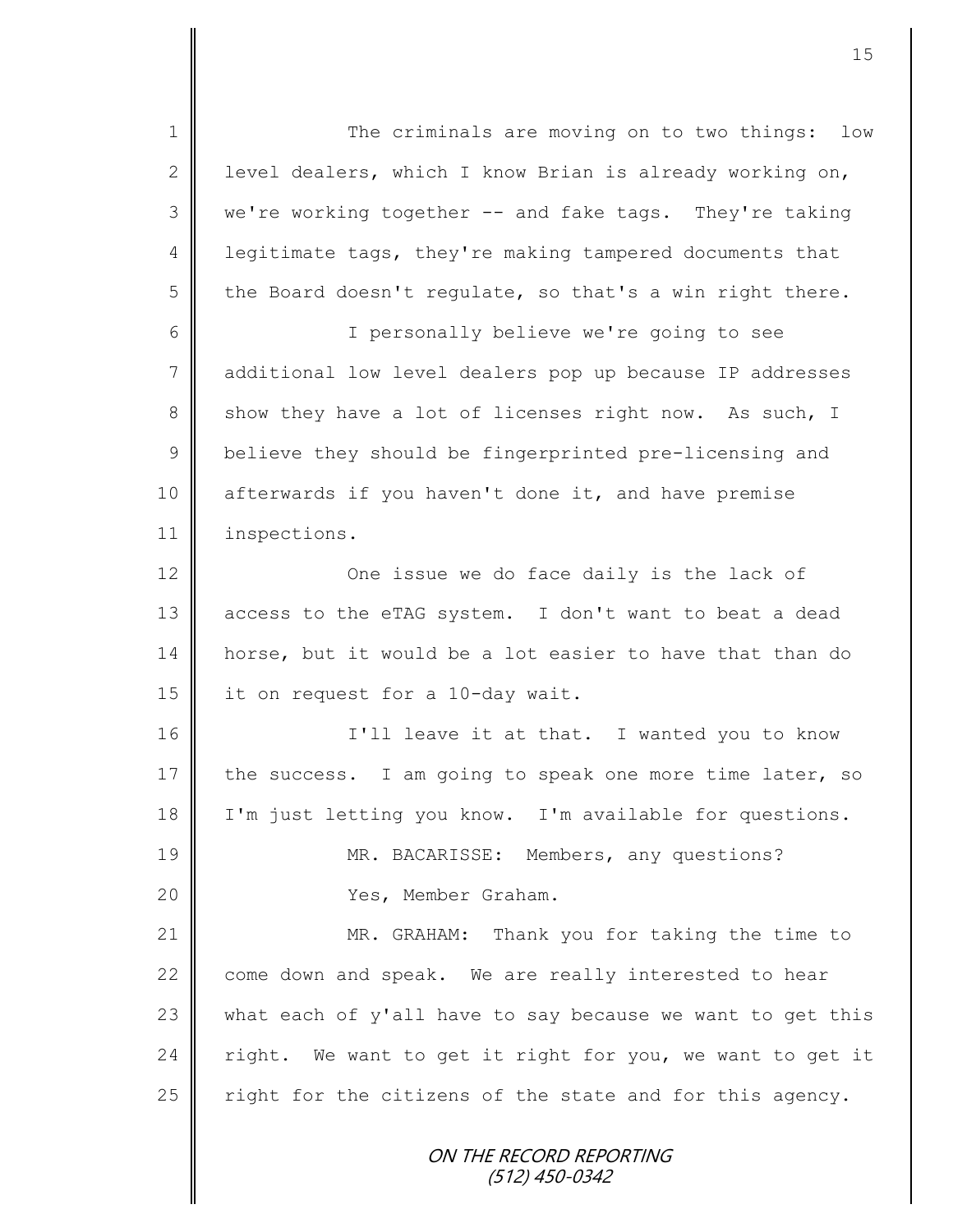The criminals are moving on to two things: low level dealers, which I know Brian is already working on, we're working together -- and fake tags. They're taking legitimate tags, they're making tampered documents that the Board doesn't regulate, so that's a win right there.

I personally believe we're going to see additional low level dealers pop up because IP addresses show they have a lot of licenses right now. As such, I believe they should be fingerprinted pre-licensing and afterwards if you haven't done it, and have premise inspections.

One issue we do face daily is the lack of access to the eTAG system. I don't want to beat a dead horse, but it would be a lot easier to have that than do it on request for a 10-day wait.

I'll leave it at that. I wanted you to know the success. I am going to speak one more time later, so I'm just letting you know. I'm available for questions.

MR. BACARISSE: Members, any questions?

Yes, Member Graham.

MR. GRAHAM: Thank you for taking the time to come down and speak. We are really interested to hear what each of y'all have to say because we want to get this right. We want to get it right for you, we want to get it right for the citizens of the state and for this agency.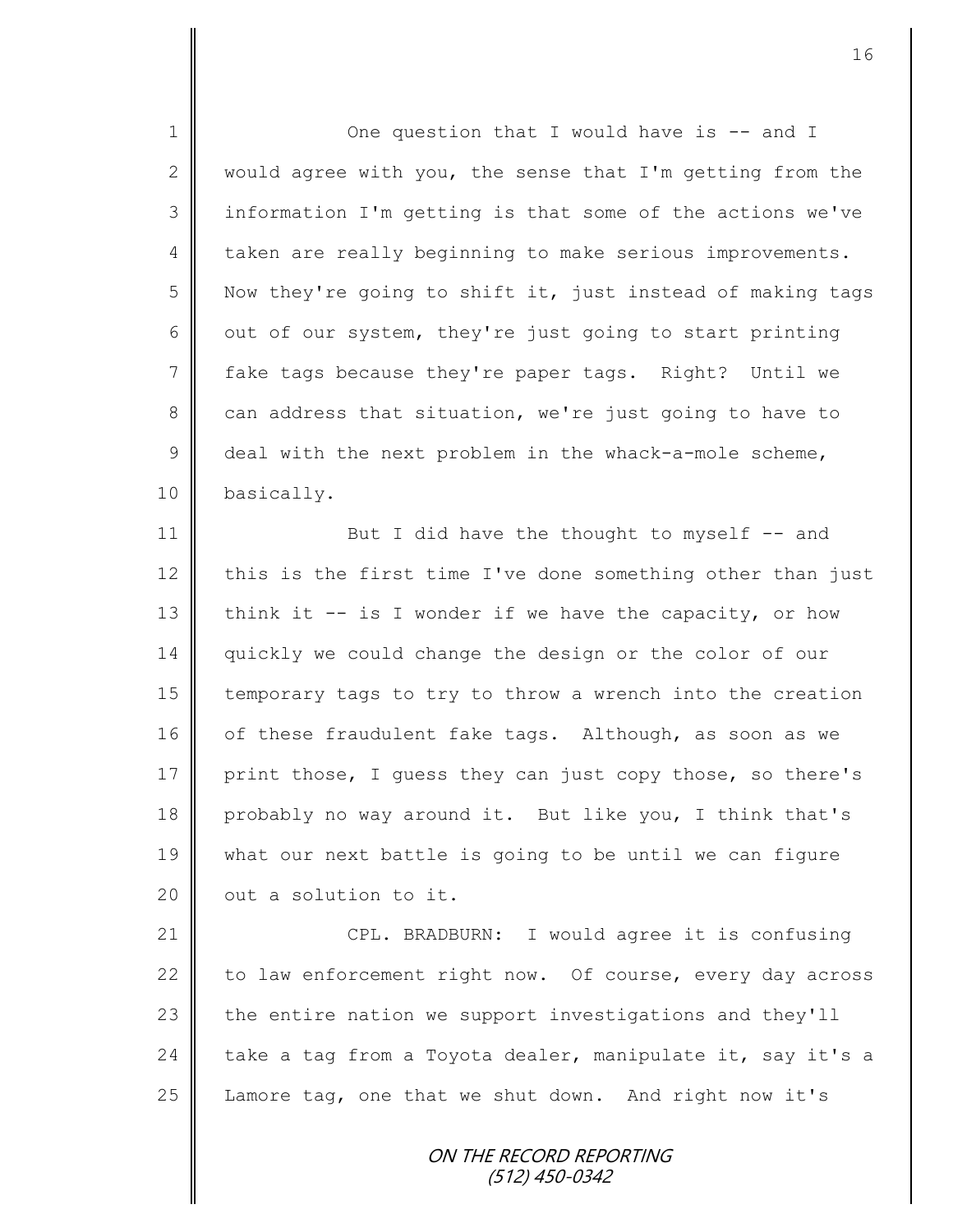One question that I would have is -- and I would agree with you, the sense that I'm getting from the information I'm getting is that some of the actions we've taken are really beginning to make serious improvements. Now they're going to shift it, just instead of making tags out of our system, they're just going to start printing fake tags because they're paper tags. Right? Until we can address that situation, we're just going to have to deal with the next problem in the whack-a-mole scheme, basically.

But I did have the thought to myself -- and this is the first time I've done something other than just think it -- is I wonder if we have the capacity, or how quickly we could change the design or the color of our temporary tags to try to throw a wrench into the creation of these fraudulent fake tags. Although, as soon as we print those, I guess they can just copy those, so there's probably no way around it. But like you, I think that's what our next battle is going to be until we can figure out a solution to it.

CPL. BRADBURN: I would agree it is confusing to law enforcement right now. Of course, every day across the entire nation we support investigations and they'll take a tag from a Toyota dealer, manipulate it, say it's a Lamore tag, one that we shut down. And right now it's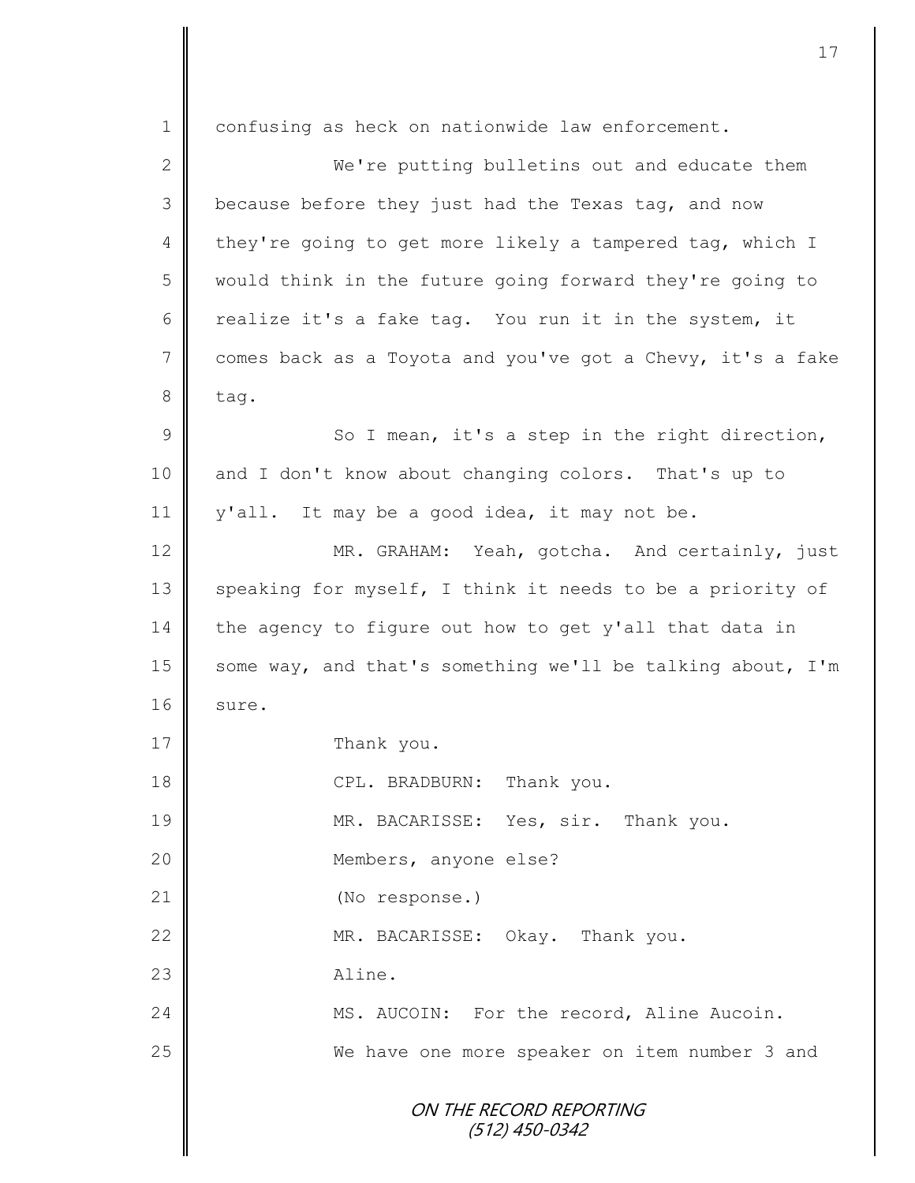confusing as heck on nationwide law enforcement.

We're putting bulletins out and educate them because before they just had the Texas tag, and now they're going to get more likely a tampered tag, which I would think in the future going forward they're going to realize it's a fake tag. You run it in the system, it comes back as a Toyota and you've got a Chevy, it's a fake tag.

So I mean, it's a step in the right direction, and I don't know about changing colors. That's up to y'all. It may be a good idea, it may not be.

MR. GRAHAM: Yeah, gotcha. And certainly, just speaking for myself, I think it needs to be a priority of the agency to figure out how to get y'all that data in some way, and that's something we'll be talking about, I'm sure.

Thank you.

CPL. BRADBURN: Thank you.

MR. BACARISSE: Yes, sir. Thank you.

Members, anyone else?

(No response.)

MR. BACARISSE: Okay. Thank you.

Aline.

MS. AUCOIN: For the record, Aline Aucoin.

We have one more speaker on item number 3 and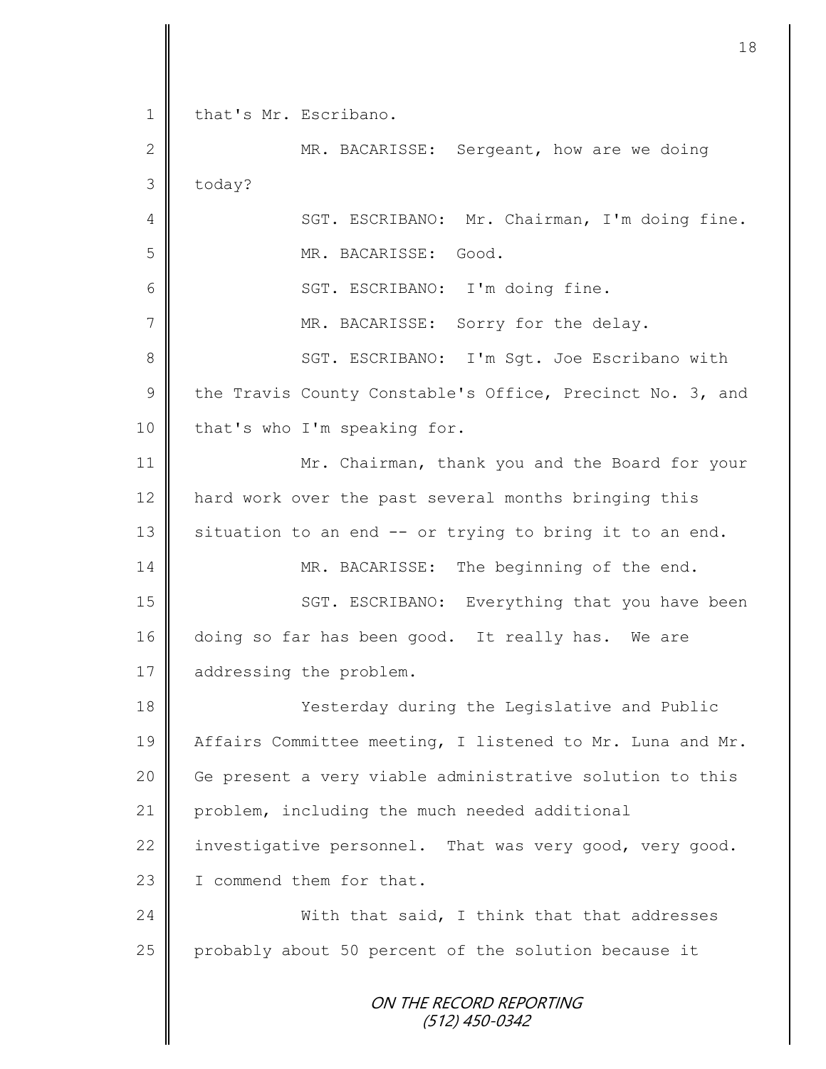that's Mr. Escribano.

MR. BACARISSE: Sergeant, how are we doing today?

SGT. ESCRIBANO: Mr. Chairman, I'm doing fine.

MR. BACARISSE: Good.

SGT. ESCRIBANO: I'm doing fine.

MR. BACARISSE: Sorry for the delay.

SGT. ESCRIBANO: I'm Sgt. Joe Escribano with the Travis County Constable's Office, Precinct No. 3, and that's who I'm speaking for.

Mr. Chairman, thank you and the Board for your hard work over the past several months bringing this situation to an end -- or trying to bring it to an end.

MR. BACARISSE: The beginning of the end.

SGT. ESCRIBANO: Everything that you have been doing so far has been good. It really has. We are addressing the problem.

Yesterday during the Legislative and Public Affairs Committee meeting, I listened to Mr. Luna and Mr. Ge present a very viable administrative solution to this problem, including the much needed additional investigative personnel. That was very good, very good. I commend them for that.

With that said, I think that that addresses probably about 50 percent of the solution because it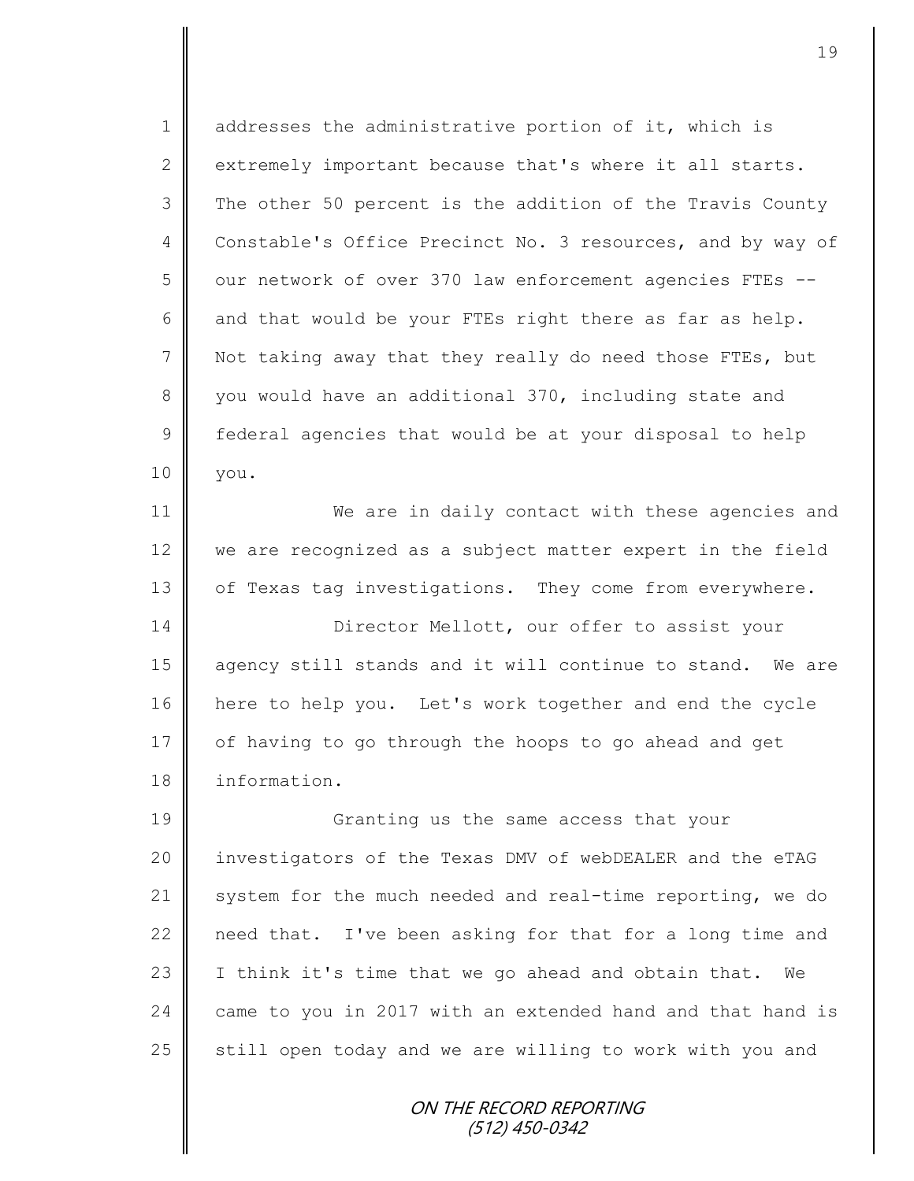addresses the administrative portion of it, which is extremely important because that's where it all starts. The other 50 percent is the addition of the Travis County Constable's Office Precinct No. 3 resources, and by way of our network of over 370 law enforcement agencies FTEs -- and that would be your FTEs right there as far as help. Not taking away that they really do need those FTEs, but you would have an additional 370, including state and federal agencies that would be at your disposal to help you.

We are in daily contact with these agencies and we are recognized as a subject matter expert in the field of Texas tag investigations. They come from everywhere.

Director Mellott, our offer to assist your agency still stands and it will continue to stand. We are here to help you. Let's work together and end the cycle of having to go through the hoops to go ahead and get information.

Granting us the same access that your investigators of the Texas DMV of webDEALER and the eTAG system for the much needed and real-time reporting, we do need that. I've been asking for that for a long time and I think it's time that we go ahead and obtain that. We came to you in 2017 with an extended hand and that hand is still open today and we are willing to work with you and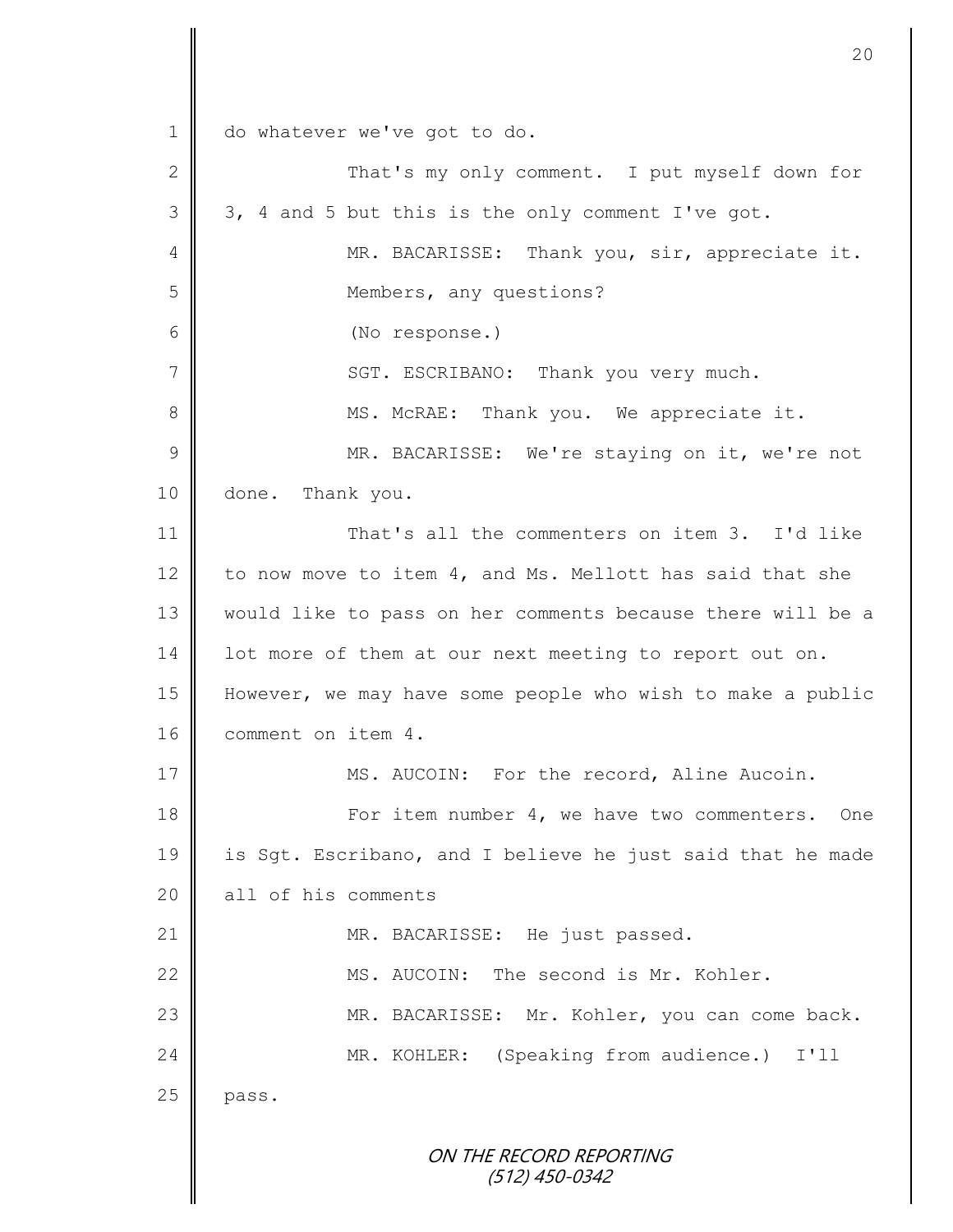do whatever we've got to do.

That's my only comment. I put myself down for 3, 4 and 5 but this is the only comment I've got.

MR. BACARISSE: Thank you, sir, appreciate it.

Members, any questions?

(No response.)

SGT. ESCRIBANO: Thank you very much.

MS. McRAE: Thank you. We appreciate it.

MR. BACARISSE: We're staying on it, we're not done. Thank you.

That's all the commenters on item 3. I'd like to now move to item 4, and Ms. Mellott has said that she would like to pass on her comments because there will be a lot more of them at our next meeting to report out on. However, we may have some people who wish to make a public comment on item 4.

MS. AUCOIN: For the record, Aline Aucoin.

For item number 4, we have two commenters. One is Sgt. Escribano, and I believe he just said that he made all of his comments

MR. BACARISSE: He just passed.

MS. AUCOIN: The second is Mr. Kohler.

MR. BACARISSE: Mr. Kohler, you can come back.

MR. KOHLER: (Speaking from audience.) I'll pass.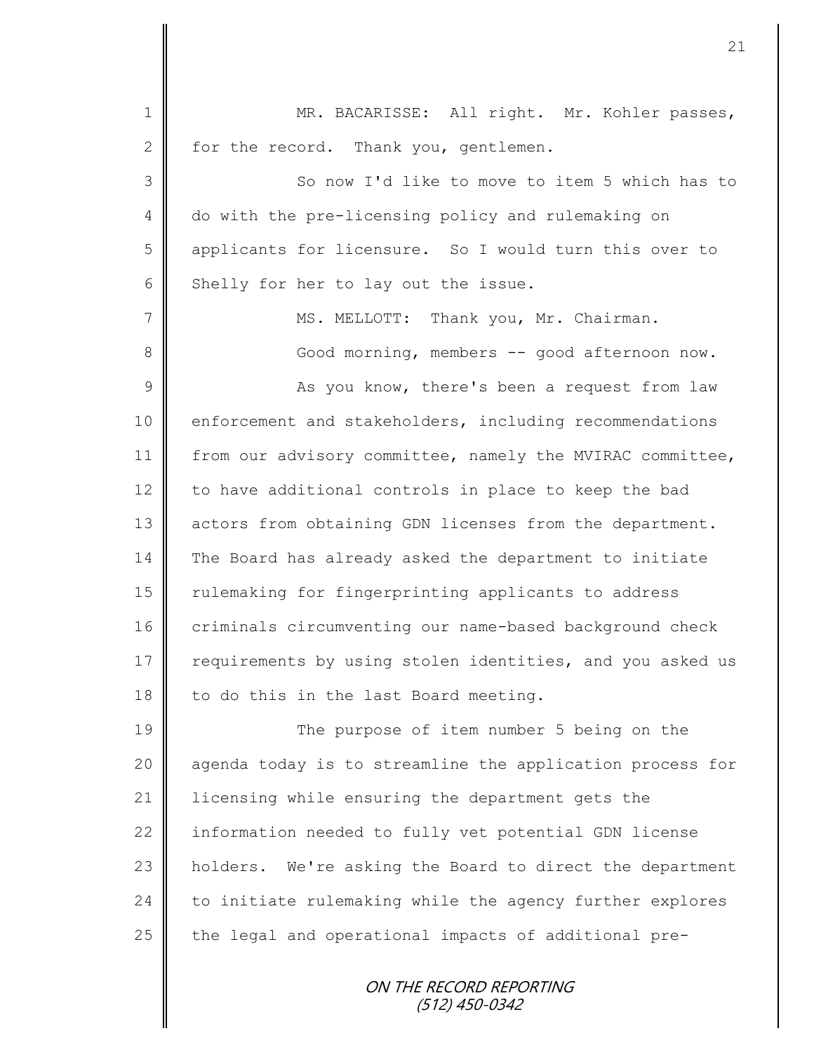MR. BACARISSE: All right. Mr. Kohler passes, for the record. Thank you, gentlemen.

So now I'd like to move to item 5 which has to do with the pre-licensing policy and rulemaking on applicants for licensure. So I would turn this over to Shelly for her to lay out the issue.

MS. MELLOTT: Thank you, Mr. Chairman.

Good morning, members -- good afternoon now.

As you know, there's been a request from law enforcement and stakeholders, including recommendations from our advisory committee, namely the MVIRAC committee, to have additional controls in place to keep the bad actors from obtaining GDN licenses from the department. The Board has already asked the department to initiate rulemaking for fingerprinting applicants to address criminals circumventing our name-based background check requirements by using stolen identities, and you asked us to do this in the last Board meeting.

The purpose of item number 5 being on the agenda today is to streamline the application process for licensing while ensuring the department gets the information needed to fully vet potential GDN license holders. We're asking the Board to direct the department to initiate rulemaking while the agency further explores the legal and operational impacts of additional pre-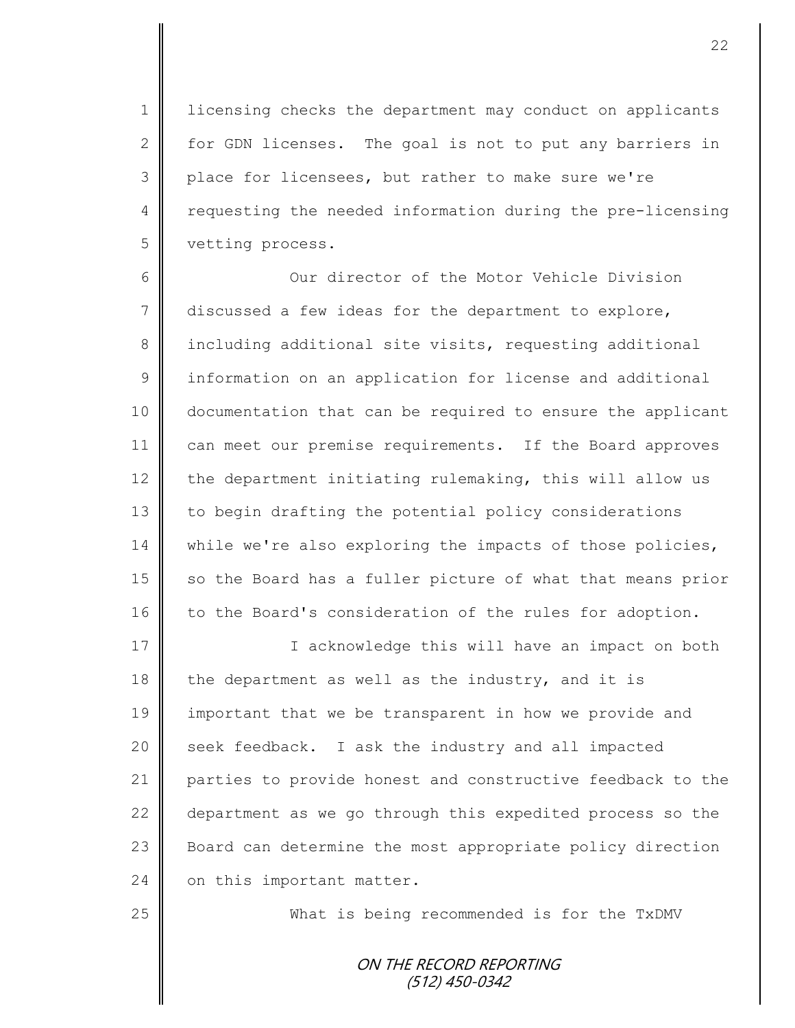licensing checks the department may conduct on applicants for GDN licenses. The goal is not to put any barriers in place for licensees, but rather to make sure we're requesting the needed information during the pre-licensing vetting process.

Our director of the Motor Vehicle Division discussed a few ideas for the department to explore, including additional site visits, requesting additional information on an application for license and additional documentation that can be required to ensure the applicant can meet our premise requirements. If the Board approves the department initiating rulemaking, this will allow us to begin drafting the potential policy considerations while we're also exploring the impacts of those policies, so the Board has a fuller picture of what that means prior to the Board's consideration of the rules for adoption.

I acknowledge this will have an impact on both the department as well as the industry, and it is important that we be transparent in how we provide and seek feedback. I ask the industry and all impacted parties to provide honest and constructive feedback to the department as we go through this expedited process so the Board can determine the most appropriate policy direction on this important matter.

What is being recommended is for the TxDMV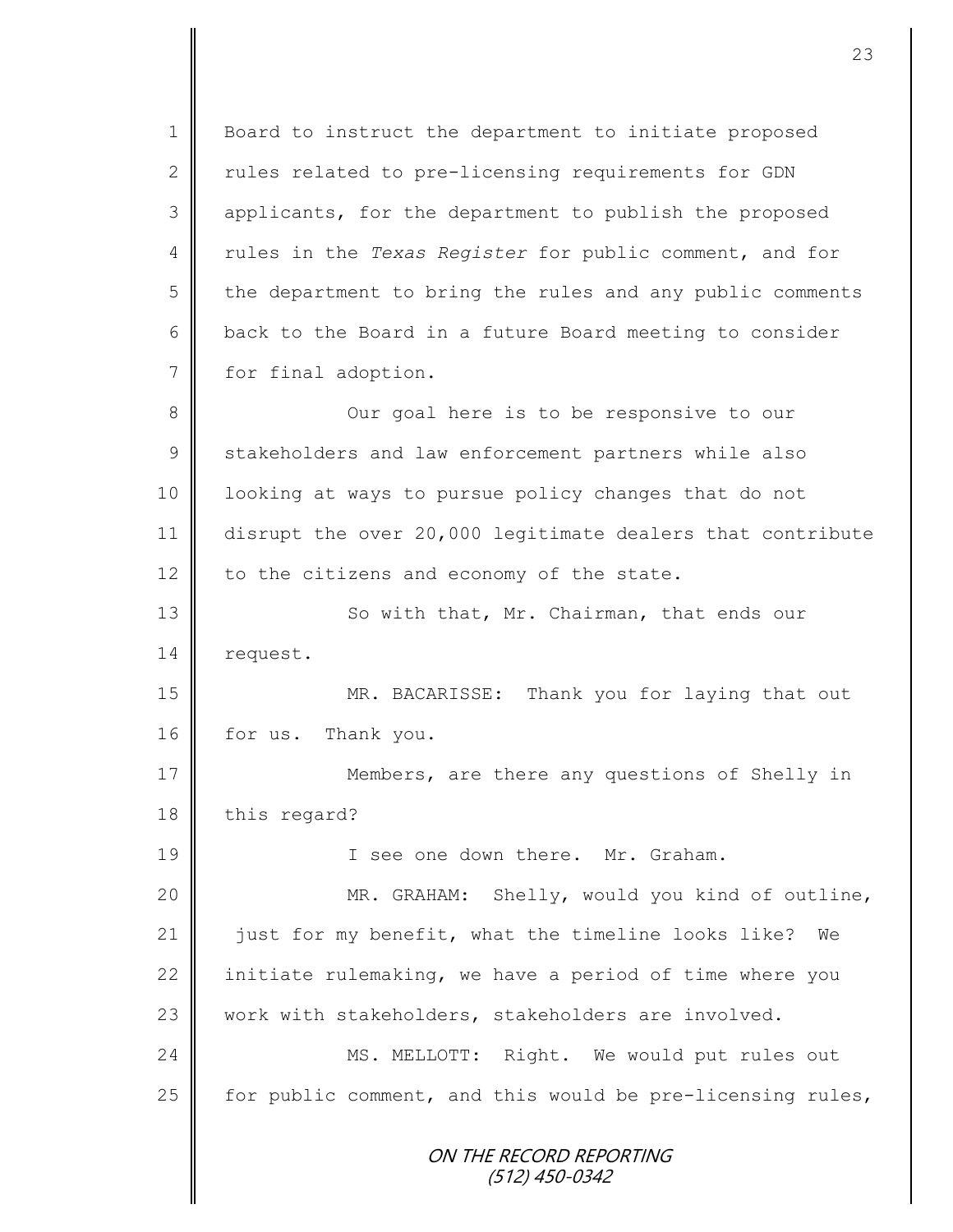Board to instruct the department to initiate proposed rules related to pre-licensing requirements for GDN applicants, for the department to publish the proposed rules in the *Texas Register* for public comment, and for the department to bring the rules and any public comments back to the Board in a future Board meeting to consider for final adoption.

Our goal here is to be responsive to our stakeholders and law enforcement partners while also looking at ways to pursue policy changes that do not disrupt the over 20,000 legitimate dealers that contribute to the citizens and economy of the state.

So with that, Mr. Chairman, that ends our request.

MR. BACARISSE: Thank you for laying that out for us. Thank you.

Members, are there any questions of Shelly in this regard?

I see one down there. Mr. Graham.

MR. GRAHAM: Shelly, would you kind of outline, just for my benefit, what the timeline looks like? We initiate rulemaking, we have a period of time where you work with stakeholders, stakeholders are involved.

MS. MELLOTT: Right. We would put rules out for public comment, and this would be pre-licensing rules,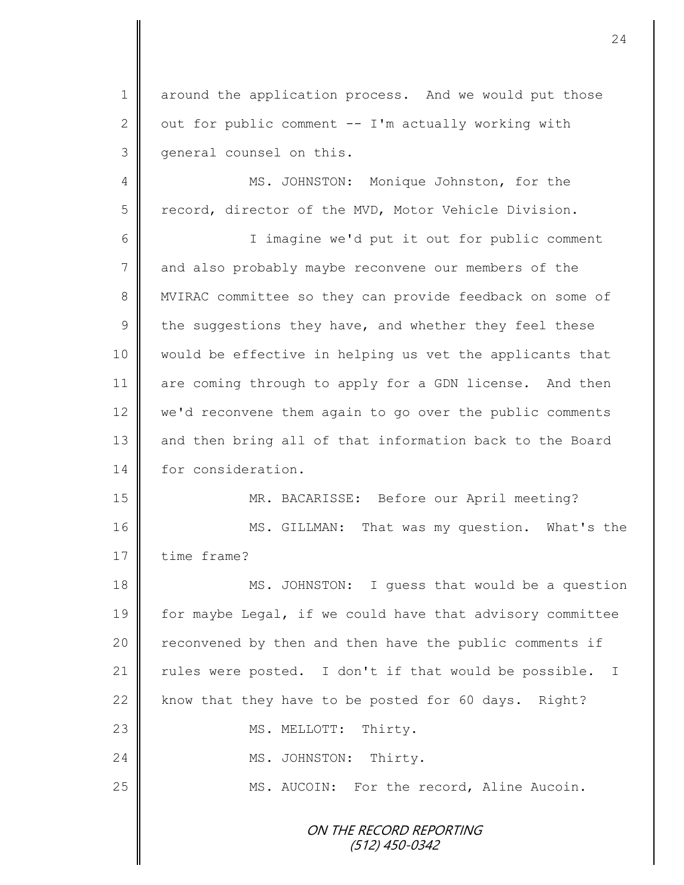around the application process. And we would put those out for public comment -- I'm actually working with general counsel on this.

MS. JOHNSTON: Monique Johnston, for the record, director of the MVD, Motor Vehicle Division.

I imagine we'd put it out for public comment and also probably maybe reconvene our members of the MVIRAC committee so they can provide feedback on some of the suggestions they have, and whether they feel these would be effective in helping us vet the applicants that are coming through to apply for a GDN license. And then we'd reconvene them again to go over the public comments and then bring all of that information back to the Board for consideration.

MR. BACARISSE: Before our April meeting?

MS. GILLMAN: That was my question. What's the time frame?

MS. JOHNSTON: I guess that would be a question for maybe Legal, if we could have that advisory committee reconvened by then and then have the public comments if rules were posted. I don't if that would be possible. I know that they have to be posted for 60 days. Right?

MS. MELLOTT: Thirty.

MS. JOHNSTON: Thirty.

MS. AUCOIN: For the record, Aline Aucoin.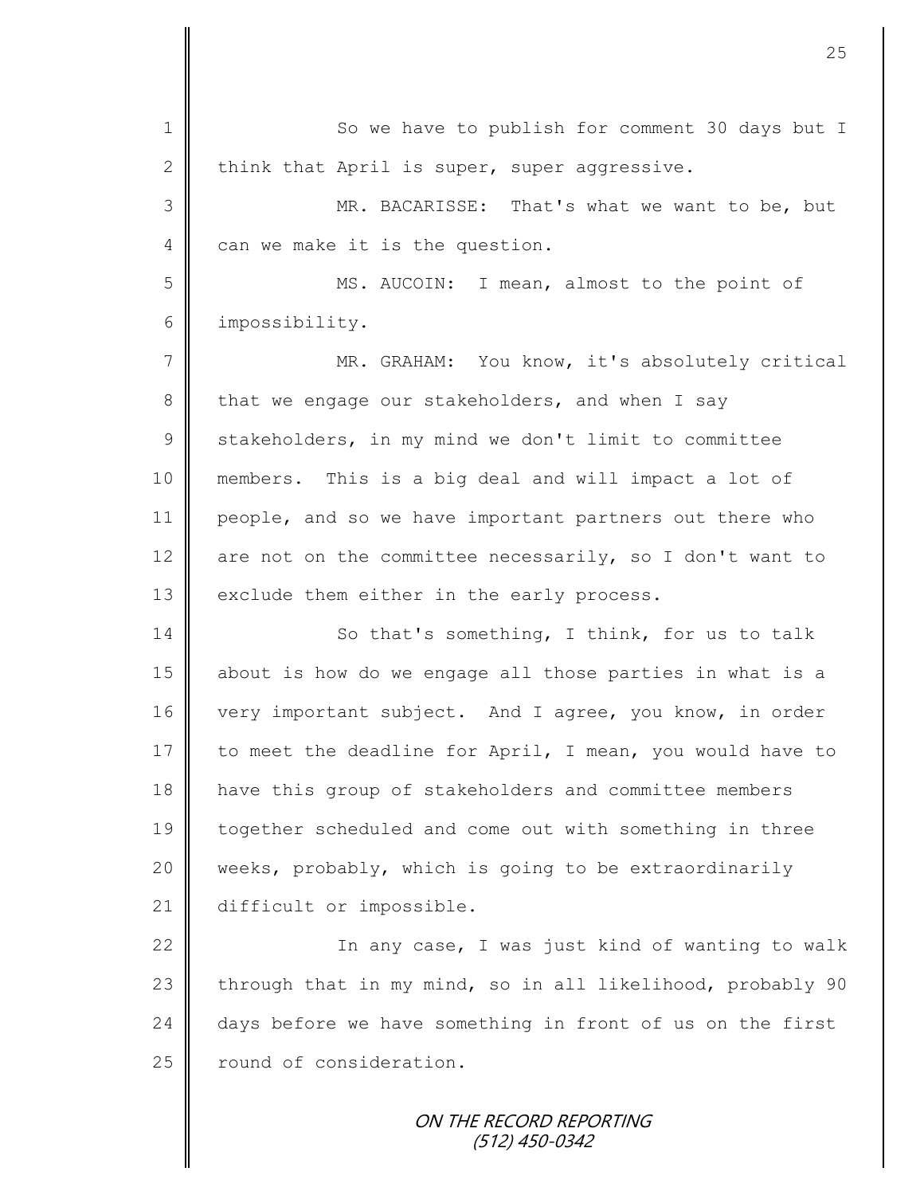So we have to publish for comment 30 days but I think that April is super, super aggressive.

MR. BACARISSE: That's what we want to be, but can we make it is the question.

MS. AUCOIN: I mean, almost to the point of impossibility.

MR. GRAHAM: You know, it's absolutely critical that we engage our stakeholders, and when I say stakeholders, in my mind we don't limit to committee members. This is a big deal and will impact a lot of people, and so we have important partners out there who are not on the committee necessarily, so I don't want to exclude them either in the early process.

So that's something, I think, for us to talk about is how do we engage all those parties in what is a very important subject. And I agree, you know, in order to meet the deadline for April, I mean, you would have to have this group of stakeholders and committee members together scheduled and come out with something in three weeks, probably, which is going to be extraordinarily difficult or impossible.

In any case, I was just kind of wanting to walk through that in my mind, so in all likelihood, probably 90 days before we have something in front of us on the first round of consideration.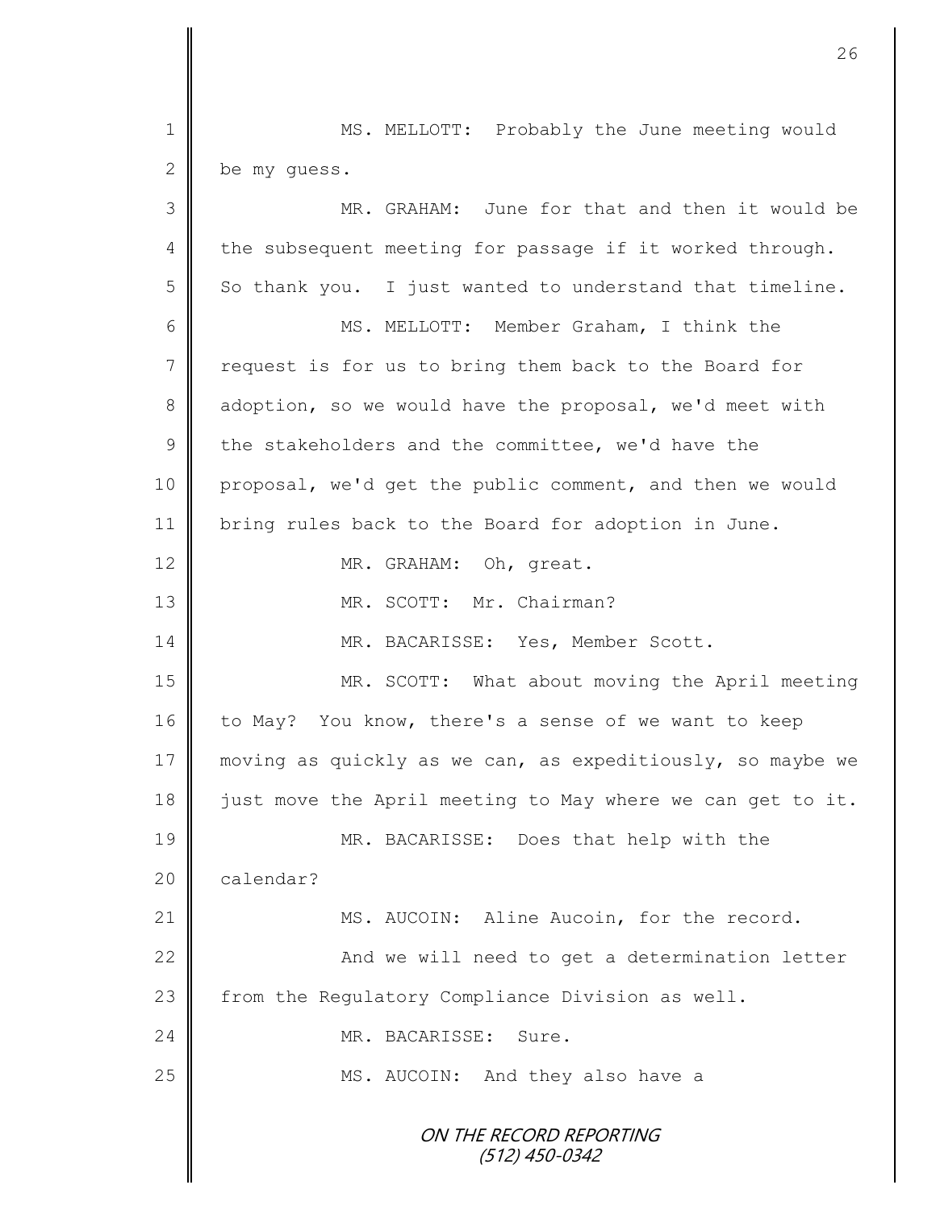MS. MELLOTT: Probably the June meeting would be my guess.

MR. GRAHAM: June for that and then it would be the subsequent meeting for passage if it worked through. So thank you. I just wanted to understand that timeline.

MS. MELLOTT: Member Graham, I think the request is for us to bring them back to the Board for adoption, so we would have the proposal, we'd meet with the stakeholders and the committee, we'd have the proposal, we'd get the public comment, and then we would bring rules back to the Board for adoption in June.

MR. GRAHAM: Oh, great.

MR. SCOTT: Mr. Chairman?

MR. BACARISSE: Yes, Member Scott.

MR. SCOTT: What about moving the April meeting to May? You know, there's a sense of we want to keep moving as quickly as we can, as expeditiously, so maybe we just move the April meeting to May where we can get to it.

MR. BACARISSE: Does that help with the calendar?

MS. AUCOIN: Aline Aucoin, for the record.

And we will need to get a determination letter from the Regulatory Compliance Division as well.

MR. BACARISSE: Sure.

MS. AUCOIN: And they also have a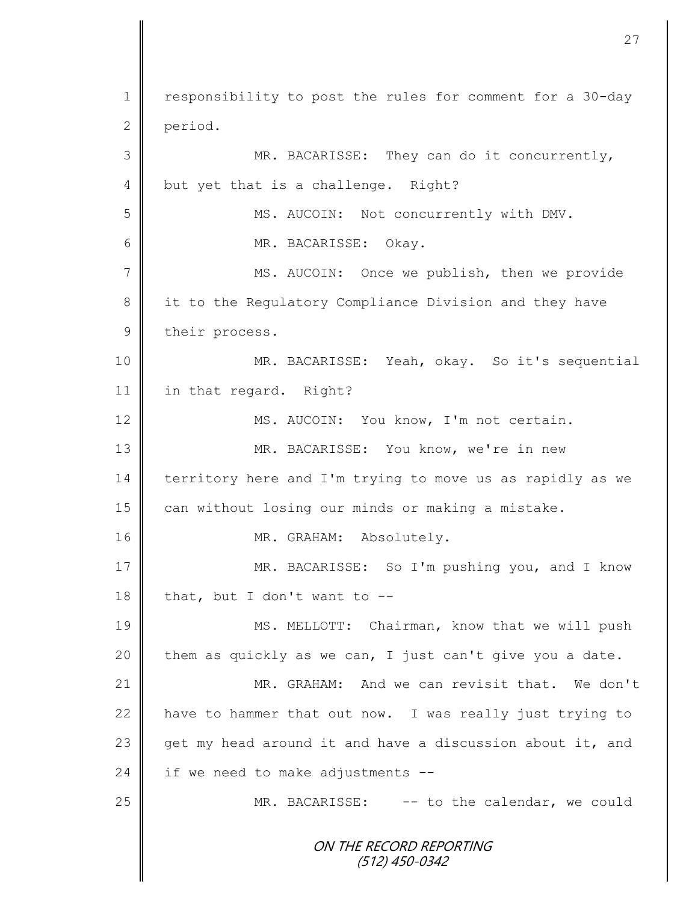responsibility to post the rules for comment for a 30-day period.

MR. BACARISSE: They can do it concurrently, but yet that is a challenge. Right?

MS. AUCOIN: Not concurrently with DMV.

MR. BACARISSE: Okay.

MS. AUCOIN: Once we publish, then we provide it to the Regulatory Compliance Division and they have their process.

MR. BACARISSE: Yeah, okay. So it's sequential in that regard. Right?

MS. AUCOIN: You know, I'm not certain.

MR. BACARISSE: You know, we're in new territory here and I'm trying to move us as rapidly as we can without losing our minds or making a mistake.

MR. GRAHAM: Absolutely.

MR. BACARISSE: So I'm pushing you, and I know that, but I don't want to --

MS. MELLOTT: Chairman, know that we will push them as quickly as we can, I just can't give you a date.

MR. GRAHAM: And we can revisit that. We don't have to hammer that out now. I was really just trying to get my head around it and have a discussion about it, and if we need to make adjustments --

MR. BACARISSE: -- to the calendar, we could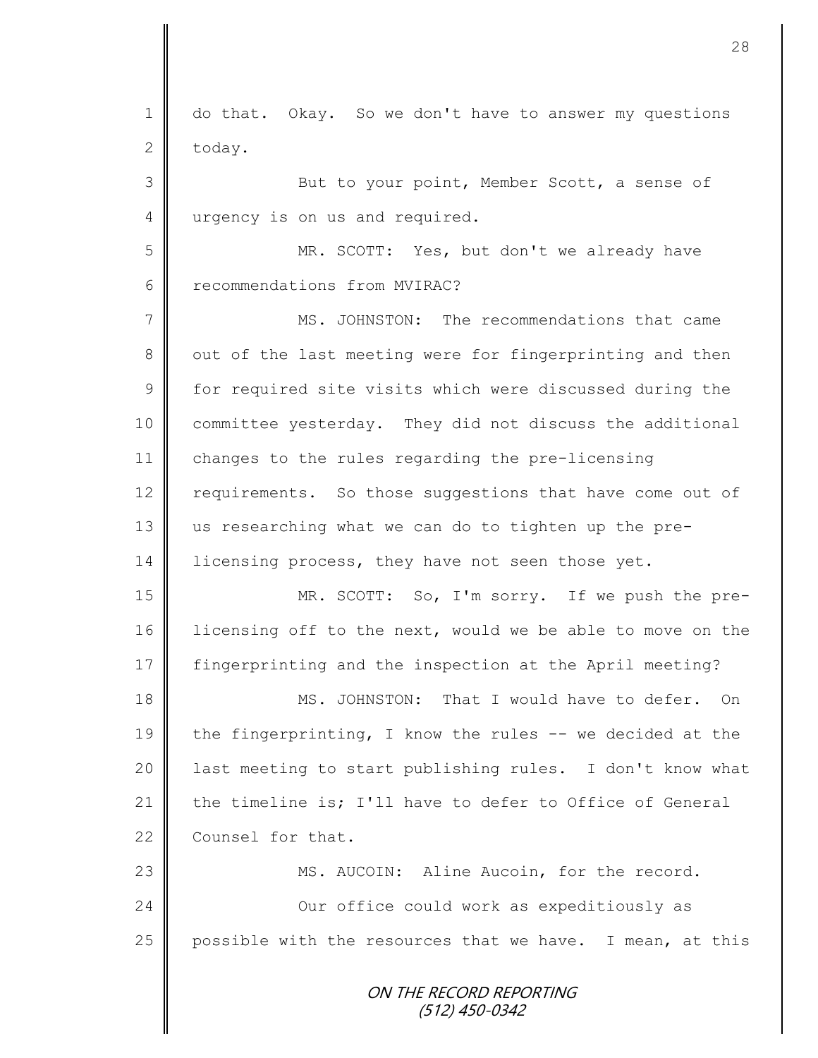do that. Okay. So we don't have to answer my questions today.

But to your point, Member Scott, a sense of urgency is on us and required.

MR. SCOTT: Yes, but don't we already have recommendations from MVIRAC?

MS. JOHNSTON: The recommendations that came out of the last meeting were for fingerprinting and then for required site visits which were discussed during the committee yesterday. They did not discuss the additional changes to the rules regarding the pre-licensing requirements. So those suggestions that have come out of us researching what we can do to tighten up the pre-licensing process, they have not seen those yet.

MR. SCOTT: So, I'm sorry. If we push the pre-licensing off to the next, would we be able to move on the fingerprinting and the inspection at the April meeting?

MS. JOHNSTON: That I would have to defer. On the fingerprinting, I know the rules -- we decided at the last meeting to start publishing rules. I don't know what the timeline is; I'll have to defer to Office of General Counsel for that.

MS. AUCOIN: Aline Aucoin, for the record.

Our office could work as expeditiously as possible with the resources that we have. I mean, at this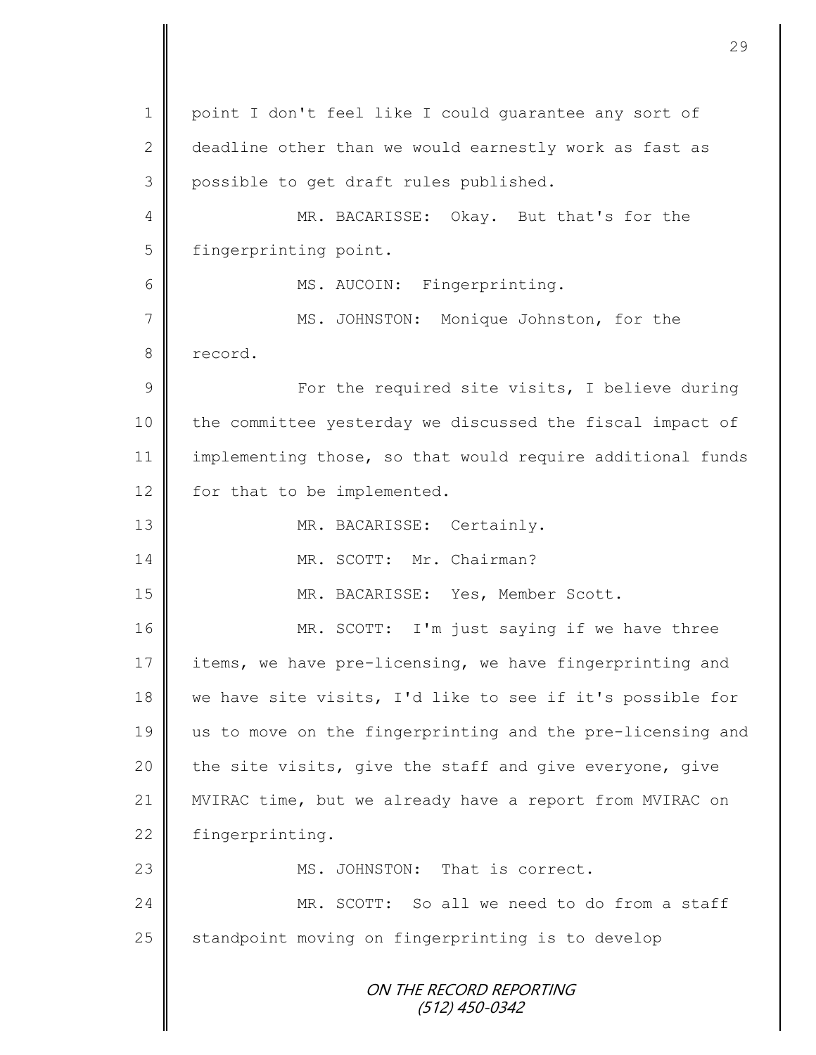point I don't feel like I could guarantee any sort of deadline other than we would earnestly work as fast as possible to get draft rules published.

MR. BACARISSE: Okay. But that's for the fingerprinting point.

MS. AUCOIN: Fingerprinting.

MS. JOHNSTON: Monique Johnston, for the record.

For the required site visits, I believe during the committee yesterday we discussed the fiscal impact of implementing those, so that would require additional funds for that to be implemented.

MR. BACARISSE: Certainly.

MR. SCOTT: Mr. Chairman?

MR. BACARISSE: Yes, Member Scott.

MR. SCOTT: I'm just saying if we have three items, we have pre-licensing, we have fingerprinting and we have site visits, I'd like to see if it's possible for us to move on the fingerprinting and the pre-licensing and the site visits, give the staff and give everyone, give MVIRAC time, but we already have a report from MVIRAC on fingerprinting.

MS. JOHNSTON: That is correct.

MR. SCOTT: So all we need to do from a staff standpoint moving on fingerprinting is to develop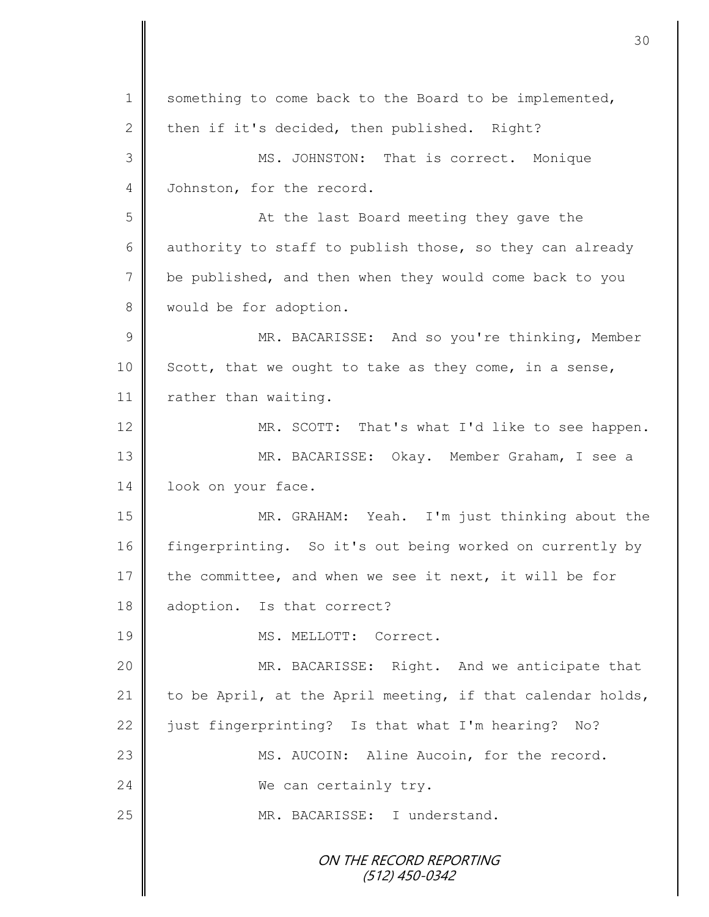something to come back to the Board to be implemented, then if it's decided, then published. Right?

MS. JOHNSTON: That is correct. Monique Johnston, for the record.

At the last Board meeting they gave the authority to staff to publish those, so they can already be published, and then when they would come back to you would be for adoption.

MR. BACARISSE: And so you're thinking, Member Scott, that we ought to take as they come, in a sense, rather than waiting.

MR. SCOTT: That's what I'd like to see happen.

MR. BACARISSE: Okay. Member Graham, I see a look on your face.

MR. GRAHAM: Yeah. I'm just thinking about the fingerprinting. So it's out being worked on currently by the committee, and when we see it next, it will be for adoption. Is that correct?

MS. MELLOTT: Correct.

MR. BACARISSE: Right. And we anticipate that to be April, at the April meeting, if that calendar holds, just fingerprinting? Is that what I'm hearing? No?

MS. AUCOIN: Aline Aucoin, for the record.

We can certainly try.

MR. BACARISSE: I understand.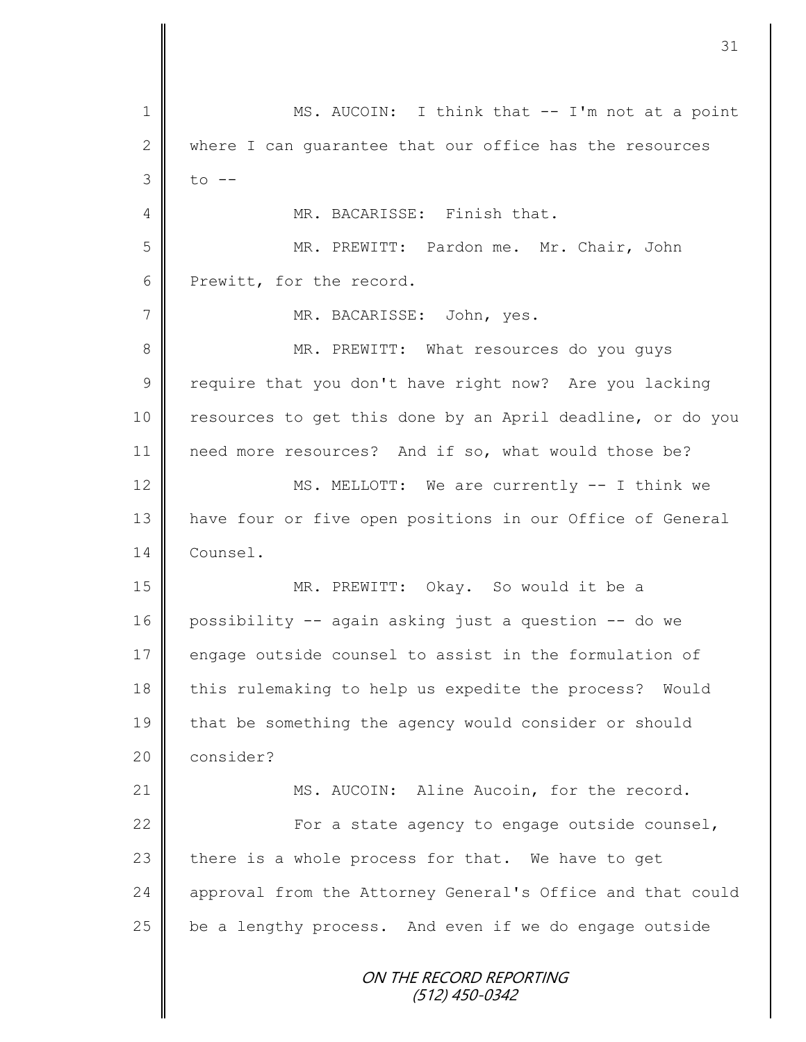MS. AUCOIN: I think that -- I'm not at a point where I can guarantee that our office has the resources to --

MR. BACARISSE: Finish that.

MR. PREWITT: Pardon me. Mr. Chair, John Prewitt, for the record.

MR. BACARISSE: John, yes.

MR. PREWITT: What resources do you guys require that you don't have right now? Are you lacking resources to get this done by an April deadline, or do you need more resources? And if so, what would those be?

MS. MELLOTT: We are currently -- I think we have four or five open positions in our Office of General Counsel.

MR. PREWITT: Okay. So would it be a possibility -- again asking just a question -- do we engage outside counsel to assist in the formulation of this rulemaking to help us expedite the process? Would that be something the agency would consider or should consider?

MS. AUCOIN: Aline Aucoin, for the record.

For a state agency to engage outside counsel, there is a whole process for that. We have to get approval from the Attorney General's Office and that could be a lengthy process. And even if we do engage outside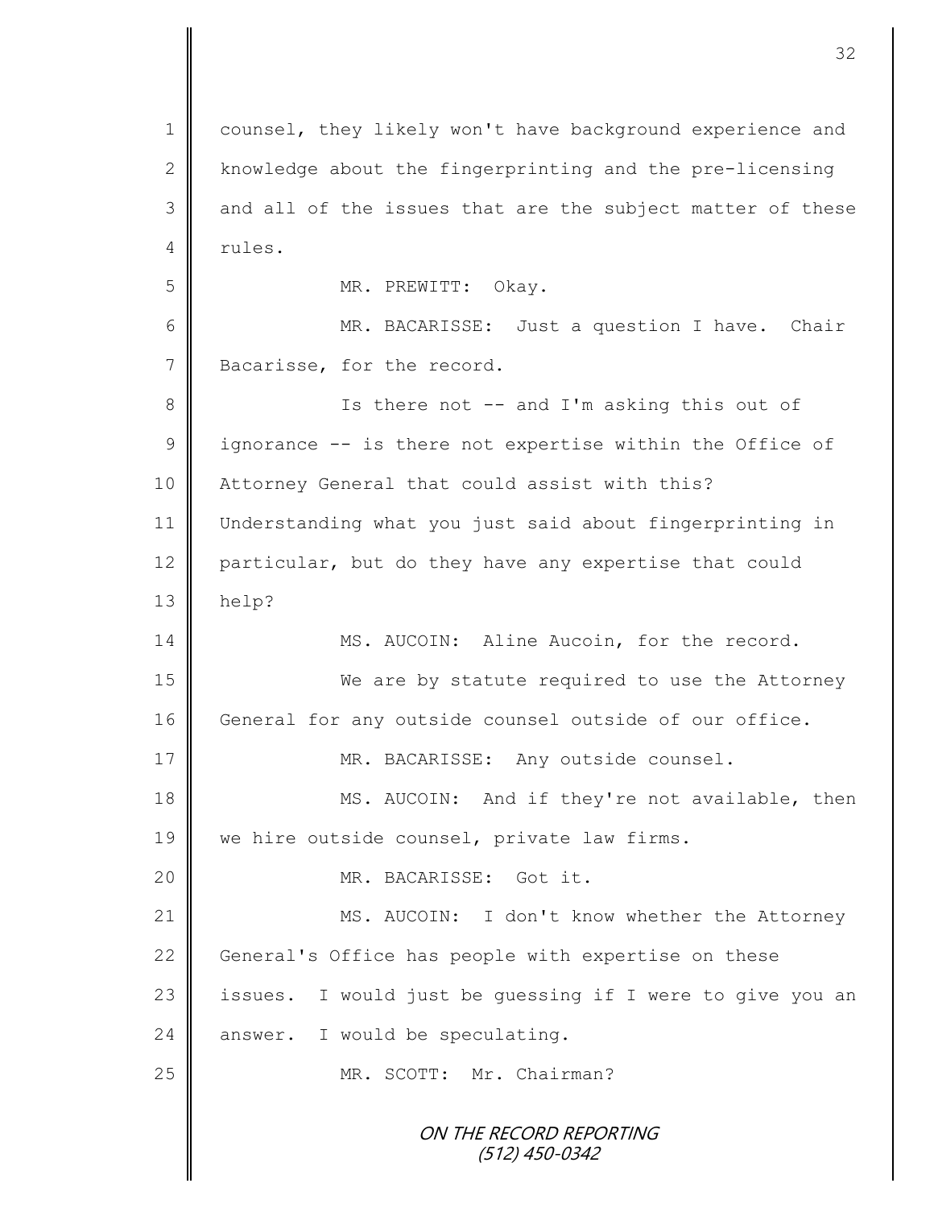counsel, they likely won't have background experience and knowledge about the fingerprinting and the pre-licensing and all of the issues that are the subject matter of these rules.

MR. PREWITT: Okay.

MR. BACARISSE: Just a question I have. Chair Bacarisse, for the record.

Is there not -- and I'm asking this out of ignorance -- is there not expertise within the Office of Attorney General that could assist with this? Understanding what you just said about fingerprinting in particular, but do they have any expertise that could help?

MS. AUCOIN: Aline Aucoin, for the record.

We are by statute required to use the Attorney General for any outside counsel outside of our office.

MR. BACARISSE: Any outside counsel.

MS. AUCOIN: And if they're not available, then we hire outside counsel, private law firms.

MR. BACARISSE: Got it.

MS. AUCOIN: I don't know whether the Attorney General's Office has people with expertise on these issues. I would just be guessing if I were to give you an answer. I would be speculating.

MR. SCOTT: Mr. Chairman?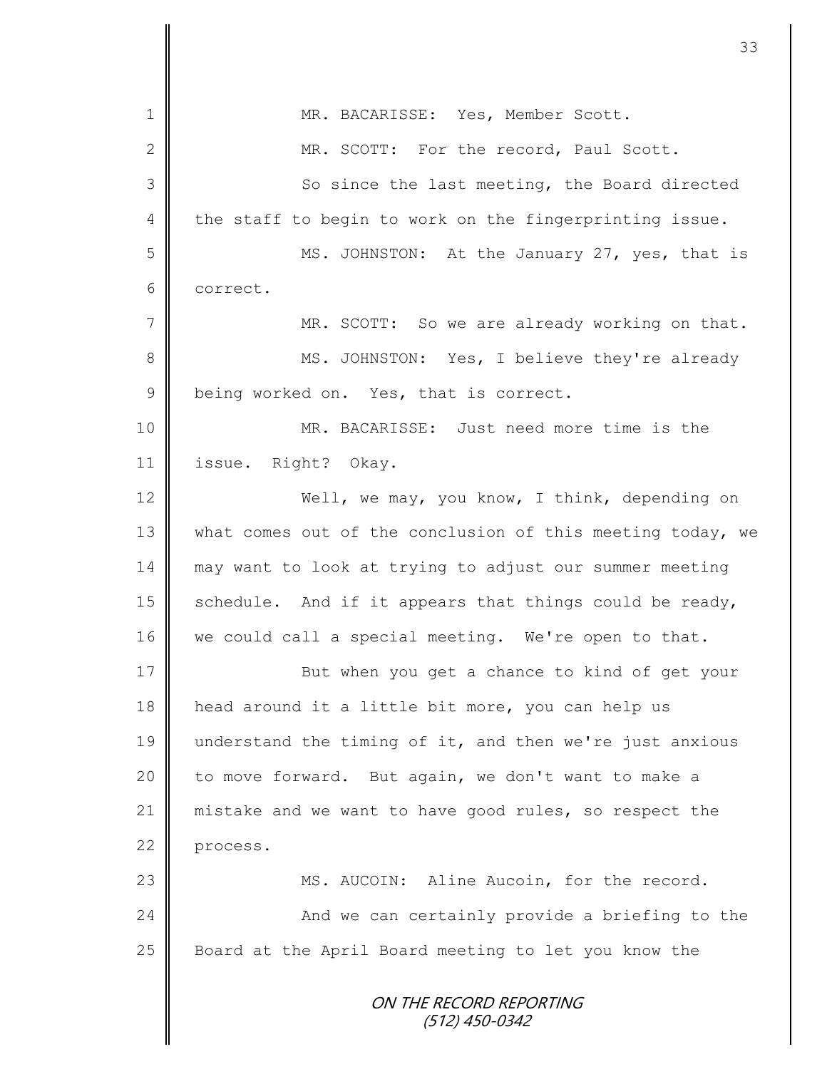MR. BACARISSE: Yes, Member Scott.

MR. SCOTT: For the record, Paul Scott.

So since the last meeting, the Board directed the staff to begin to work on the fingerprinting issue.

MS. JOHNSTON: At the January 27, yes, that is correct.

MR. SCOTT: So we are already working on that.

MS. JOHNSTON: Yes, I believe they're already being worked on. Yes, that is correct.

MR. BACARISSE: Just need more time is the issue. Right? Okay.

Well, we may, you know, I think, depending on what comes out of the conclusion of this meeting today, we may want to look at trying to adjust our summer meeting schedule. And if it appears that things could be ready, we could call a special meeting. We're open to that.

But when you get a chance to kind of get your head around it a little bit more, you can help us understand the timing of it, and then we're just anxious to move forward. But again, we don't want to make a mistake and we want to have good rules, so respect the process.

MS. AUCOIN: Aline Aucoin, for the record.

And we can certainly provide a briefing to the Board at the April Board meeting to let you know the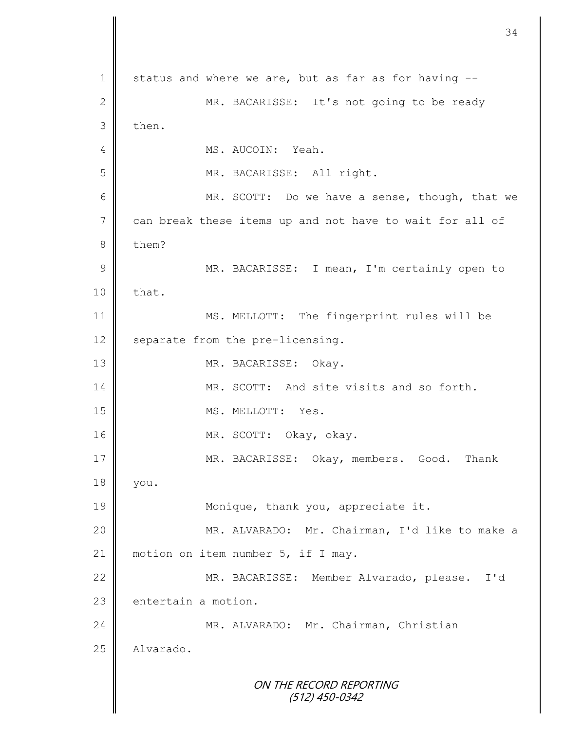status and where we are, but as far as for having --

MR. BACARISSE: It's not going to be ready then.

MS. AUCOIN: Yeah.

MR. BACARISSE: All right.

MR. SCOTT: Do we have a sense, though, that we can break these items up and not have to wait for all of them?

MR. BACARISSE: I mean, I'm certainly open to that.

MS. MELLOTT: The fingerprint rules will be separate from the pre-licensing.

MR. BACARISSE: Okay.

MR. SCOTT: And site visits and so forth.

MS. MELLOTT: Yes.

MR. SCOTT: Okay, okay.

MR. BACARISSE: Okay, members. Good. Thank you.

Monique, thank you, appreciate it.

MR. ALVARADO: Mr. Chairman, I'd like to make a motion on item number 5, if I may.

MR. BACARISSE: Member Alvarado, please. I'd entertain a motion.

MR. ALVARADO: Mr. Chairman, Christian Alvarado.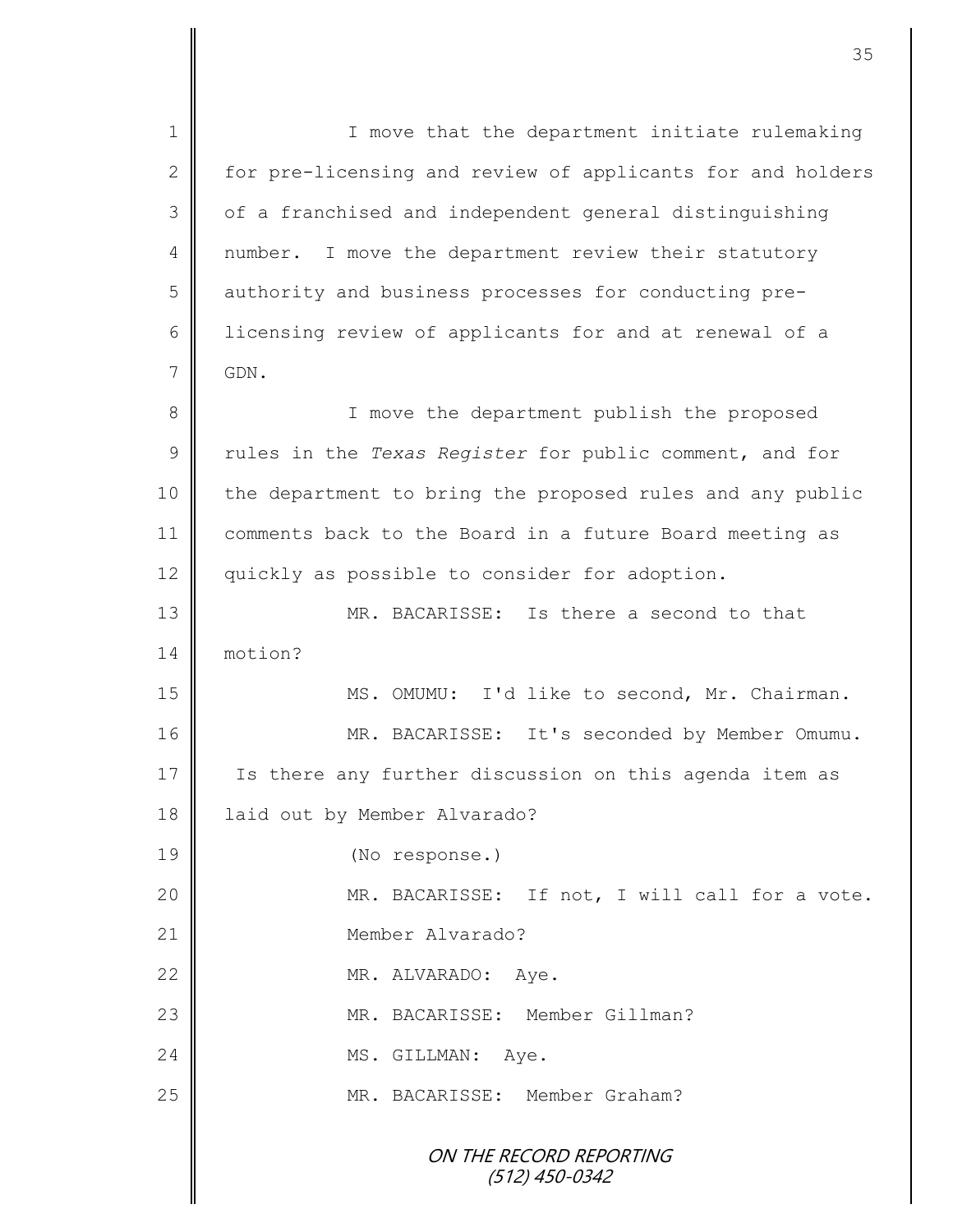I move that the department initiate rulemaking for pre-licensing and review of applicants for and holders of a franchised and independent general distinguishing number. I move the department review their statutory authority and business processes for conducting pre-licensing review of applicants for and at renewal of a GDN.

I move the department publish the proposed rules in the *Texas Register* for public comment, and for the department to bring the proposed rules and any public comments back to the Board in a future Board meeting as quickly as possible to consider for adoption.

MR. BACARISSE: Is there a second to that motion?

MS. OMUMU: I'd like to second, Mr. Chairman.

MR. BACARISSE: It's seconded by Member Omumu. Is there any further discussion on this agenda item as laid out by Member Alvarado?

(No response.)

MR. BACARISSE: If not, I will call for a vote. Member Alvarado?

MR. ALVARADO: Aye.

MR. BACARISSE: Member Gillman?

MS. GILLMAN: Aye.

MR. BACARISSE: Member Graham?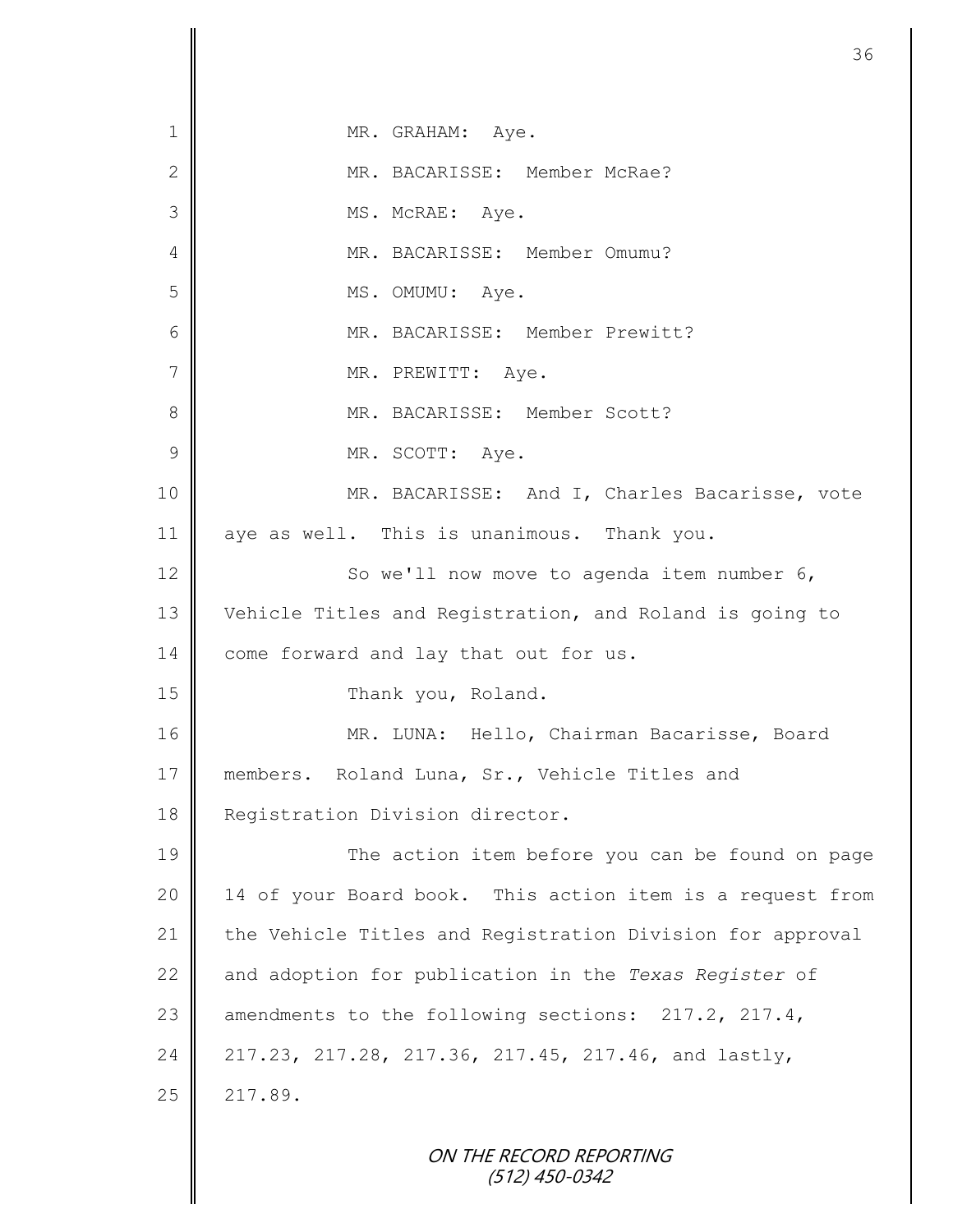MR. GRAHAM: Aye.

MR. BACARISSE: Member McRae?

MS. McRAE: Aye.

MR. BACARISSE: Member Omumu?

MS. OMUMU: Aye.

MR. BACARISSE: Member Prewitt?

MR. PREWITT: Aye.

MR. BACARISSE: Member Scott?

MR. SCOTT: Aye.

MR. BACARISSE: And I, Charles Bacarisse, vote aye as well. This is unanimous. Thank you.

So we'll now move to agenda item number 6, Vehicle Titles and Registration, and Roland is going to come forward and lay that out for us.

Thank you, Roland.

MR. LUNA: Hello, Chairman Bacarisse, Board members. Roland Luna, Sr., Vehicle Titles and Registration Division director.

The action item before you can be found on page 14 of your Board book. This action item is a request from the Vehicle Titles and Registration Division for approval and adoption for publication in the *Texas Register* of amendments to the following sections: 217.2, 217.4, 217.23, 217.28, 217.36, 217.45, 217.46, and lastly, 217.89.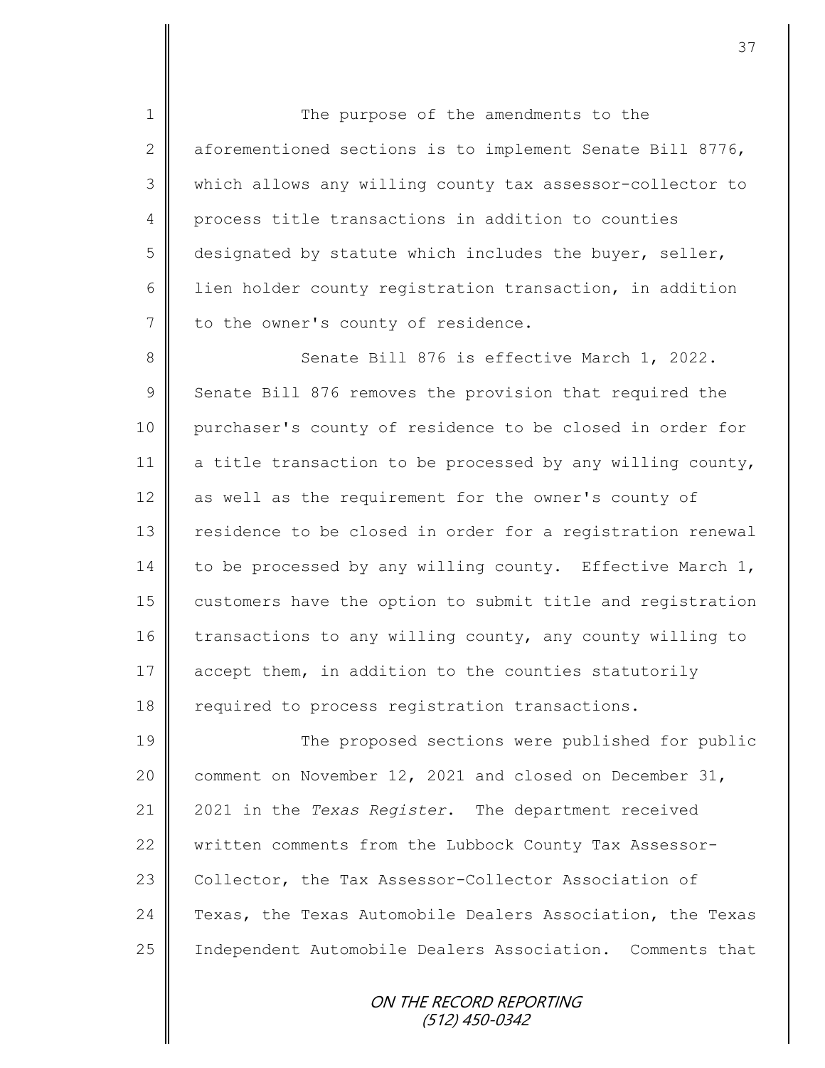The purpose of the amendments to the aforementioned sections is to implement Senate Bill 8776, which allows any willing county tax assessor-collector to process title transactions in addition to counties designated by statute which includes the buyer, seller, lien holder county registration transaction, in addition to the owner's county of residence.

Senate Bill 876 is effective March 1, 2022. Senate Bill 876 removes the provision that required the purchaser's county of residence to be closed in order for a title transaction to be processed by any willing county, as well as the requirement for the owner's county of residence to be closed in order for a registration renewal to be processed by any willing county. Effective March 1, customers have the option to submit title and registration transactions to any willing county, any county willing to accept them, in addition to the counties statutorily required to process registration transactions.

The proposed sections were published for public comment on November 12, 2021 and closed on December 31, 2021 in the *Texas Register*. The department received written comments from the Lubbock County Tax Assessor-Collector, the Tax Assessor-Collector Association of Texas, the Texas Automobile Dealers Association, the Texas Independent Automobile Dealers Association. Comments that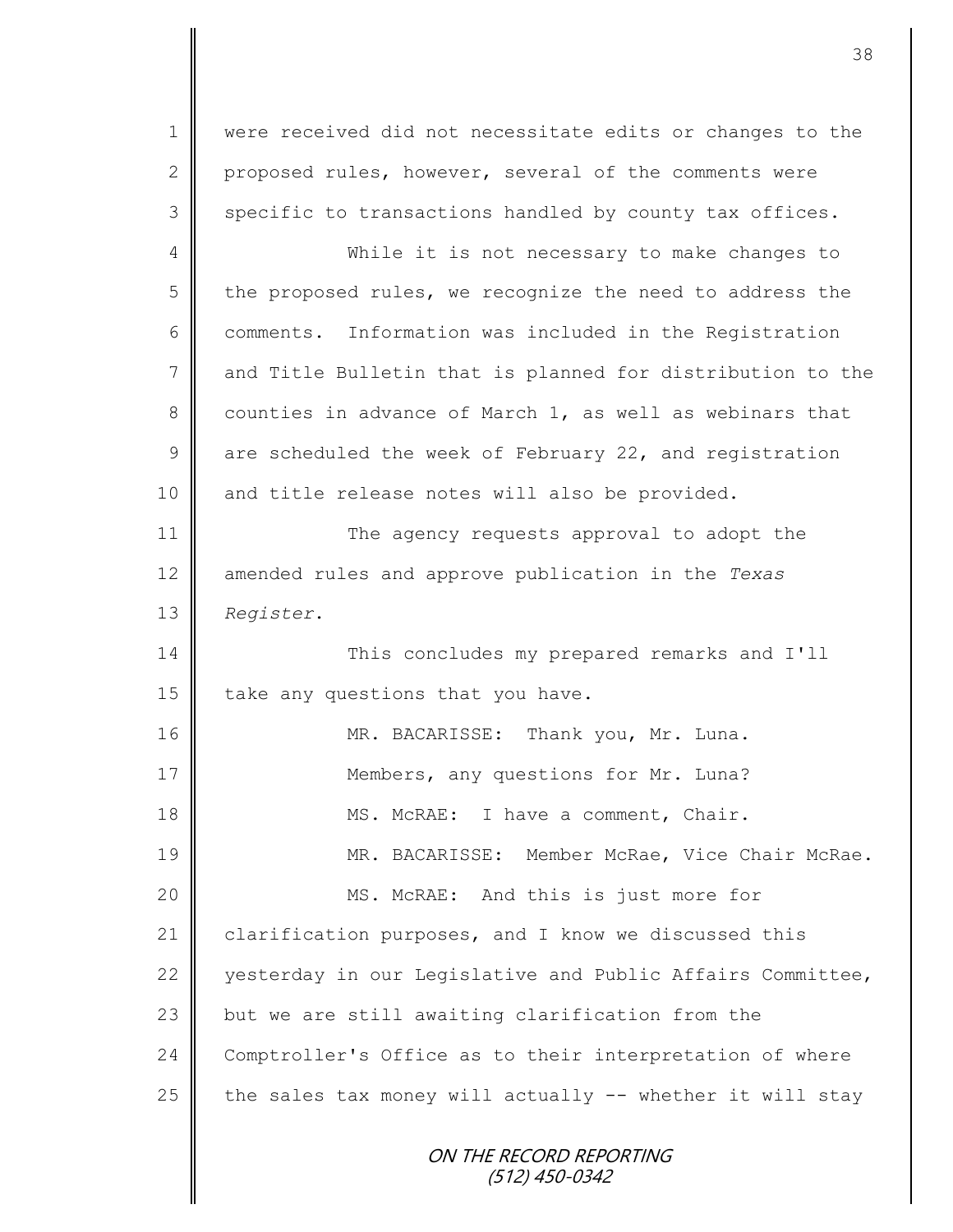were received did not necessitate edits or changes to the proposed rules, however, several of the comments were specific to transactions handled by county tax offices.

While it is not necessary to make changes to the proposed rules, we recognize the need to address the comments. Information was included in the Registration and Title Bulletin that is planned for distribution to the counties in advance of March 1, as well as webinars that are scheduled the week of February 22, and registration and title release notes will also be provided.

The agency requests approval to adopt the amended rules and approve publication in the *Texas Register*.

This concludes my prepared remarks and I'll take any questions that you have.

MR. BACARISSE: Thank you, Mr. Luna.

Members, any questions for Mr. Luna?

MS. McRAE: I have a comment, Chair.

MR. BACARISSE: Member McRae, Vice Chair McRae.

MS. McRAE: And this is just more for clarification purposes, and I know we discussed this yesterday in our Legislative and Public Affairs Committee, but we are still awaiting clarification from the Comptroller's Office as to their interpretation of where the sales tax money will actually -- whether it will stay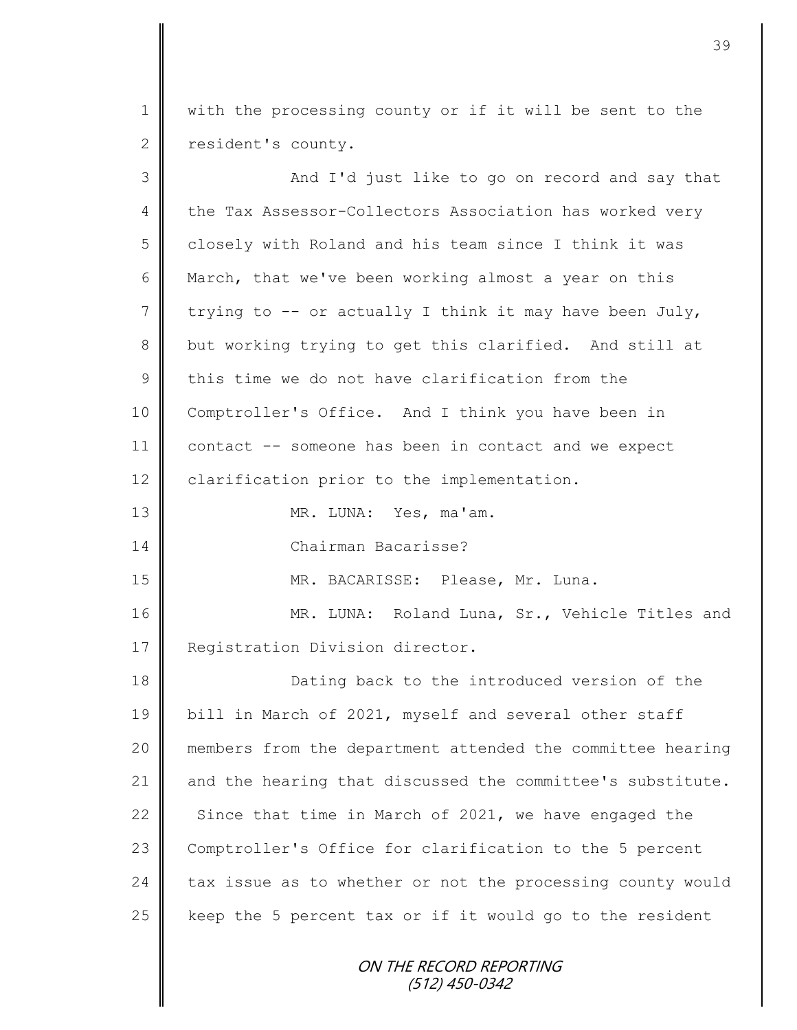with the processing county or if it will be sent to the resident's county.

And I'd just like to go on record and say that the Tax Assessor-Collectors Association has worked very closely with Roland and his team since I think it was March, that we've been working almost a year on this trying to -- or actually I think it may have been July, but working trying to get this clarified. And still at this time we do not have clarification from the Comptroller's Office. And I think you have been in contact -- someone has been in contact and we expect clarification prior to the implementation.

MR. LUNA: Yes, ma'am.

Chairman Bacarisse?

MR. BACARISSE: Please, Mr. Luna.

MR. LUNA: Roland Luna, Sr., Vehicle Titles and Registration Division director.

Dating back to the introduced version of the bill in March of 2021, myself and several other staff members from the department attended the committee hearing and the hearing that discussed the committee's substitute. Since that time in March of 2021, we have engaged the Comptroller's Office for clarification to the 5 percent tax issue as to whether or not the processing county would keep the 5 percent tax or if it would go to the resident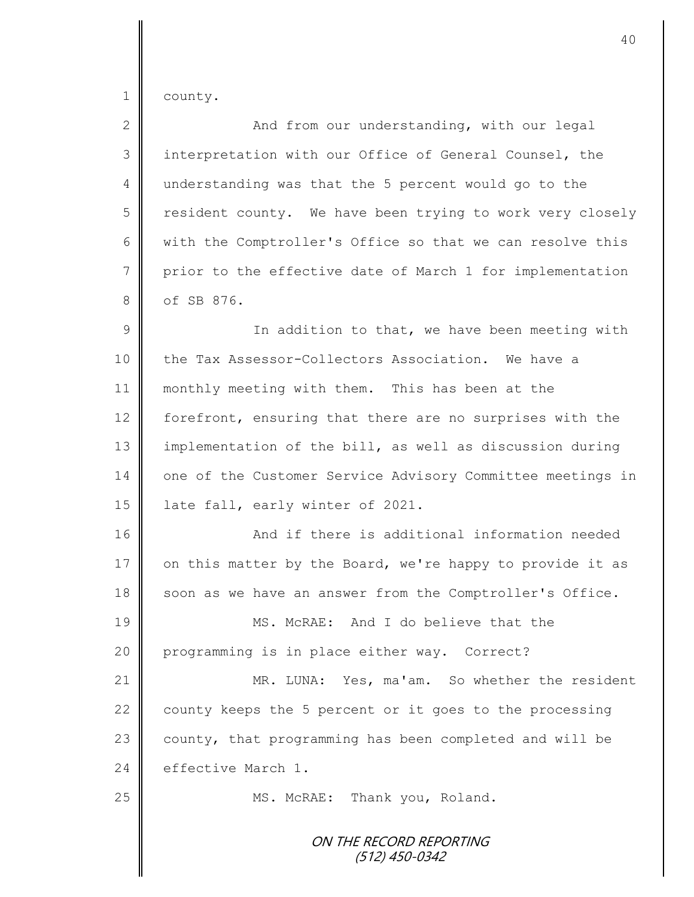county.

And from our understanding, with our legal interpretation with our Office of General Counsel, the understanding was that the 5 percent would go to the resident county. We have been trying to work very closely with the Comptroller's Office so that we can resolve this prior to the effective date of March 1 for implementation of SB 876.

In addition to that, we have been meeting with the Tax Assessor-Collectors Association. We have a monthly meeting with them. This has been at the forefront, ensuring that there are no surprises with the implementation of the bill, as well as discussion during one of the Customer Service Advisory Committee meetings in late fall, early winter of 2021.

And if there is additional information needed on this matter by the Board, we're happy to provide it as soon as we have an answer from the Comptroller's Office.

MS. McRAE: And I do believe that the programming is in place either way. Correct?

MR. LUNA: Yes, ma'am. So whether the resident county keeps the 5 percent or it goes to the processing county, that programming has been completed and will be effective March 1.

MS. McRAE: Thank you, Roland.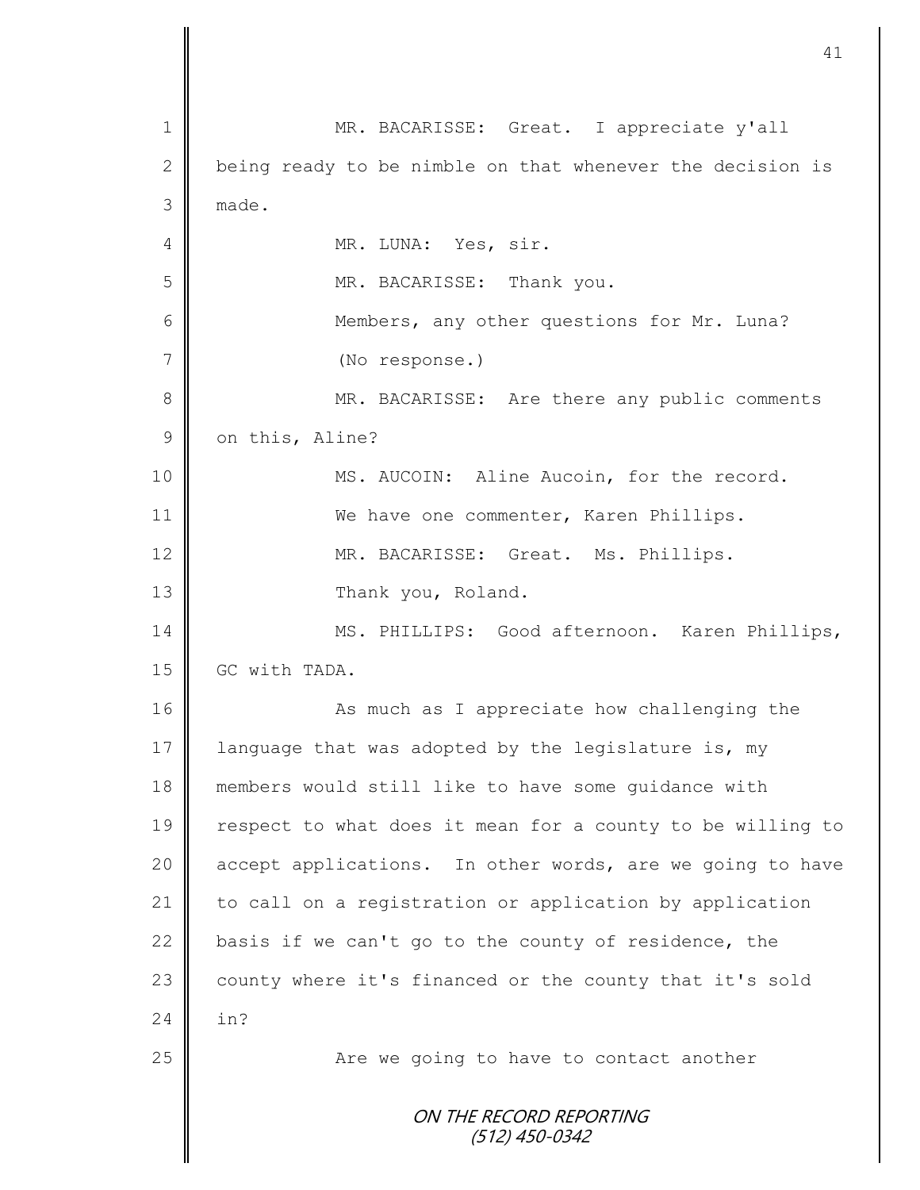MR. BACARISSE: Great. I appreciate y'all being ready to be nimble on that whenever the decision is made.

MR. LUNA: Yes, sir.

MR. BACARISSE: Thank you.

Members, any other questions for Mr. Luna?

(No response.)

MR. BACARISSE: Are there any public comments on this, Aline?

MS. AUCOIN: Aline Aucoin, for the record.

We have one commenter, Karen Phillips.

MR. BACARISSE: Great. Ms. Phillips.

Thank you, Roland.

MS. PHILLIPS: Good afternoon. Karen Phillips, GC with TADA.

As much as I appreciate how challenging the language that was adopted by the legislature is, my members would still like to have some guidance with respect to what does it mean for a county to be willing to accept applications. In other words, are we going to have to call on a registration or application by application basis if we can't go to the county of residence, the county where it's financed or the county that it's sold in?

Are we going to have to contact another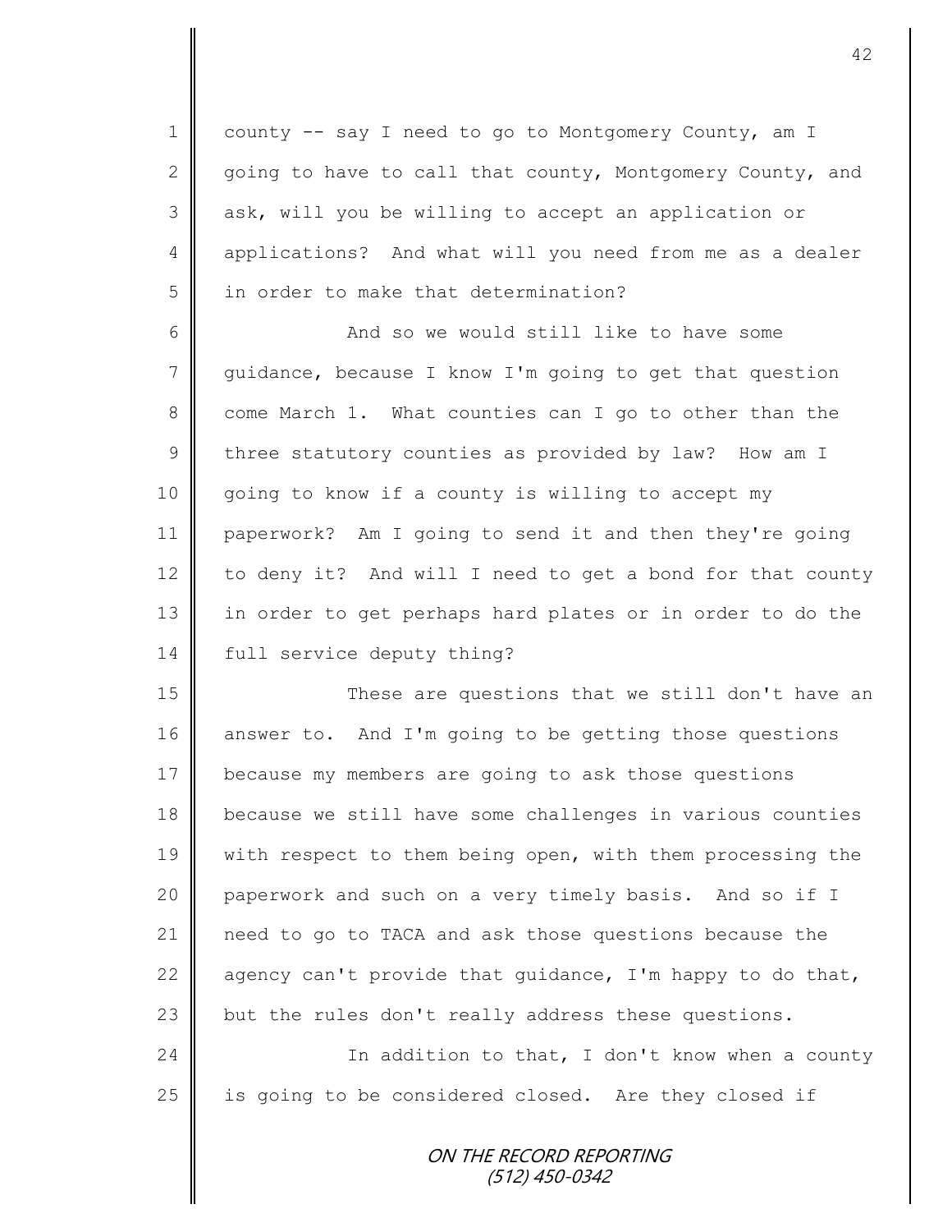county -- say I need to go to Montgomery County, am I going to have to call that county, Montgomery County, and ask, will you be willing to accept an application or applications? And what will you need from me as a dealer in order to make that determination?

And so we would still like to have some guidance, because I know I'm going to get that question come March 1. What counties can I go to other than the three statutory counties as provided by law? How am I going to know if a county is willing to accept my paperwork? Am I going to send it and then they're going to deny it? And will I need to get a bond for that county in order to get perhaps hard plates or in order to do the full service deputy thing?

These are questions that we still don't have an answer to. And I'm going to be getting those questions because my members are going to ask those questions because we still have some challenges in various counties with respect to them being open, with them processing the paperwork and such on a very timely basis. And so if I need to go to TACA and ask those questions because the agency can't provide that guidance, I'm happy to do that, but the rules don't really address these questions.

In addition to that, I don't know when a county is going to be considered closed. Are they closed if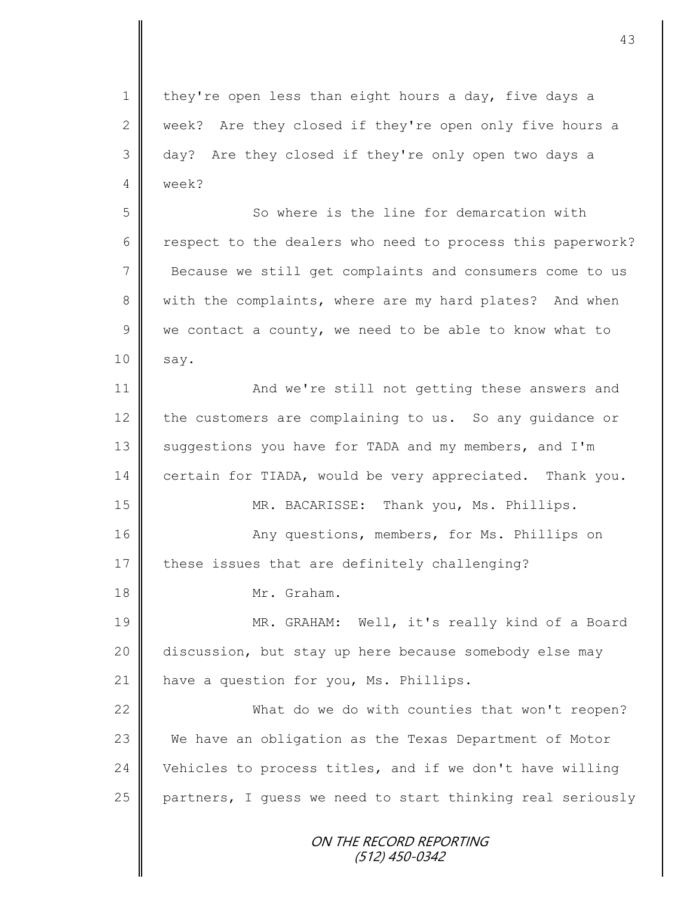they're open less than eight hours a day, five days a week? Are they closed if they're open only five hours a day? Are they closed if they're only open two days a week?

So where is the line for demarcation with respect to the dealers who need to process this paperwork? Because we still get complaints and consumers come to us with the complaints, where are my hard plates? And when we contact a county, we need to be able to know what to say.

And we're still not getting these answers and the customers are complaining to us. So any guidance or suggestions you have for TADA and my members, and I'm certain for TIADA, would be very appreciated. Thank you.

MR. BACARISSE: Thank you, Ms. Phillips.

Any questions, members, for Ms. Phillips on these issues that are definitely challenging?

Mr. Graham.

MR. GRAHAM: Well, it's really kind of a Board discussion, but stay up here because somebody else may have a question for you, Ms. Phillips.

What do we do with counties that won't reopen? We have an obligation as the Texas Department of Motor Vehicles to process titles, and if we don't have willing partners, I guess we need to start thinking real seriously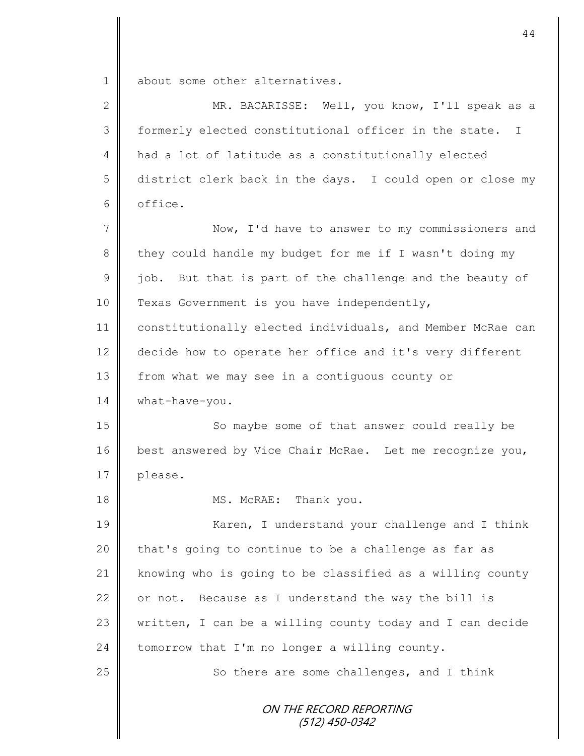about some other alternatives.

MR. BACARISSE: Well, you know, I'll speak as a formerly elected constitutional officer in the state. I had a lot of latitude as a constitutionally elected district clerk back in the days. I could open or close my office.

Now, I'd have to answer to my commissioners and they could handle my budget for me if I wasn't doing my job. But that is part of the challenge and the beauty of Texas Government is you have independently, constitutionally elected individuals, and Member McRae can decide how to operate her office and it's very different from what we may see in a contiguous county or what-have-you.

So maybe some of that answer could really be best answered by Vice Chair McRae. Let me recognize you, please.

MS. McRAE: Thank you.

Karen, I understand your challenge and I think that's going to continue to be a challenge as far as knowing who is going to be classified as a willing county or not. Because as I understand the way the bill is written, I can be a willing county today and I can decide tomorrow that I'm no longer a willing county.

So there are some challenges, and I think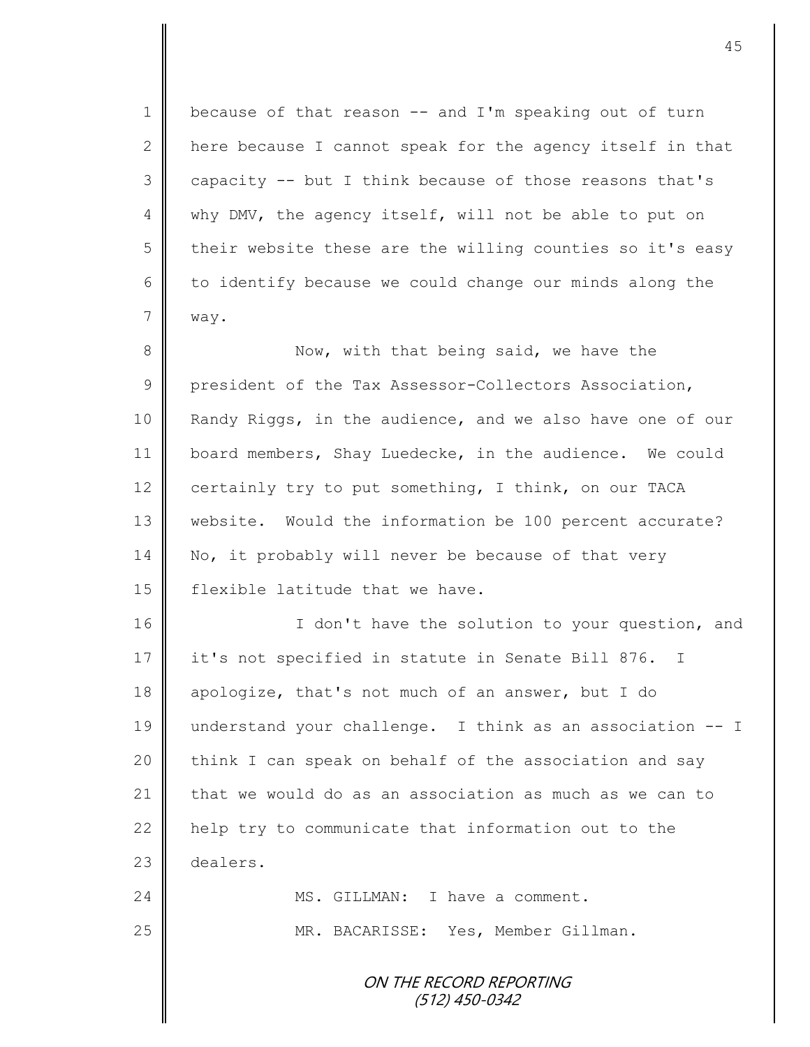because of that reason -- and I'm speaking out of turn here because I cannot speak for the agency itself in that capacity -- but I think because of those reasons that's why DMV, the agency itself, will not be able to put on their website these are the willing counties so it's easy to identify because we could change our minds along the way.

Now, with that being said, we have the president of the Tax Assessor-Collectors Association, Randy Riggs, in the audience, and we also have one of our board members, Shay Luedecke, in the audience. We could certainly try to put something, I think, on our TACA website. Would the information be 100 percent accurate? No, it probably will never be because of that very flexible latitude that we have.

I don't have the solution to your question, and it's not specified in statute in Senate Bill 876. I apologize, that's not much of an answer, but I do understand your challenge. I think as an association -- I think I can speak on behalf of the association and say that we would do as an association as much as we can to help try to communicate that information out to the dealers.

MS. GILLMAN: I have a comment.

MR. BACARISSE: Yes, Member Gillman.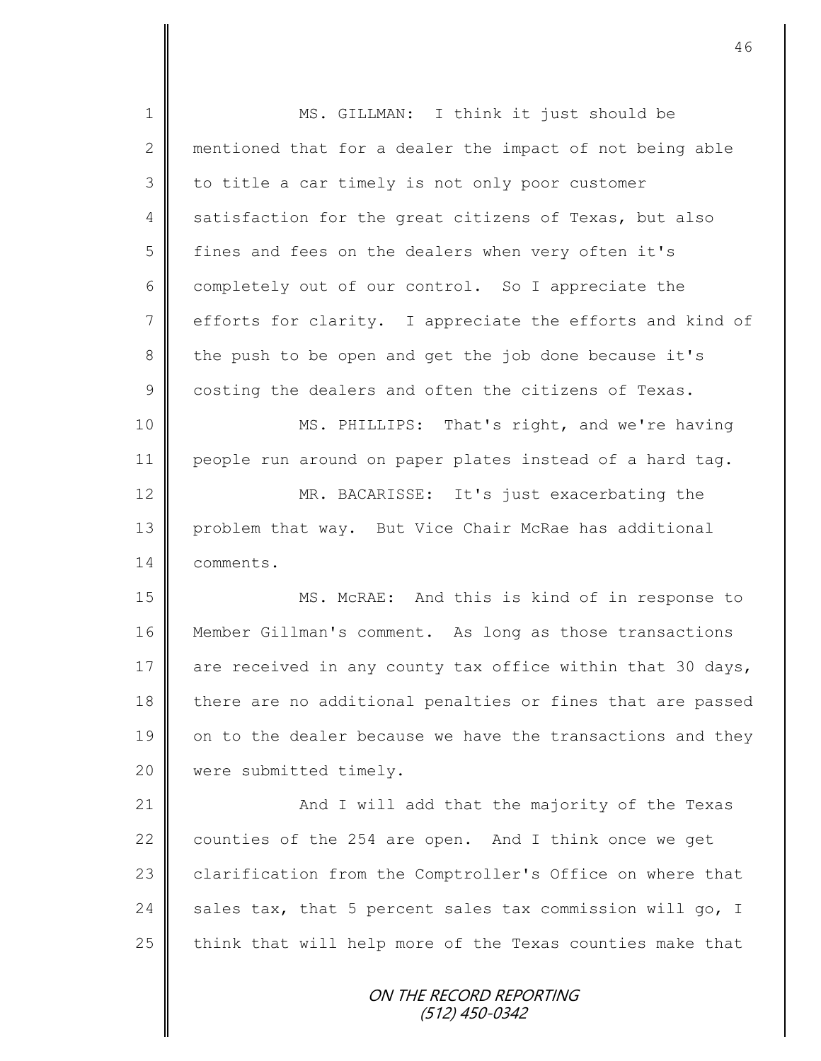MS. GILLMAN: I think it just should be mentioned that for a dealer the impact of not being able to title a car timely is not only poor customer satisfaction for the great citizens of Texas, but also fines and fees on the dealers when very often it's completely out of our control. So I appreciate the efforts for clarity. I appreciate the efforts and kind of the push to be open and get the job done because it's costing the dealers and often the citizens of Texas.

MS. PHILLIPS: That's right, and we're having people run around on paper plates instead of a hard tag.

MR. BACARISSE: It's just exacerbating the problem that way. But Vice Chair McRae has additional comments.

MS. McRAE: And this is kind of in response to Member Gillman's comment. As long as those transactions are received in any county tax office within that 30 days, there are no additional penalties or fines that are passed on to the dealer because we have the transactions and they were submitted timely.

And I will add that the majority of the Texas counties of the 254 are open. And I think once we get clarification from the Comptroller's Office on where that sales tax, that 5 percent sales tax commission will go, I think that will help more of the Texas counties make that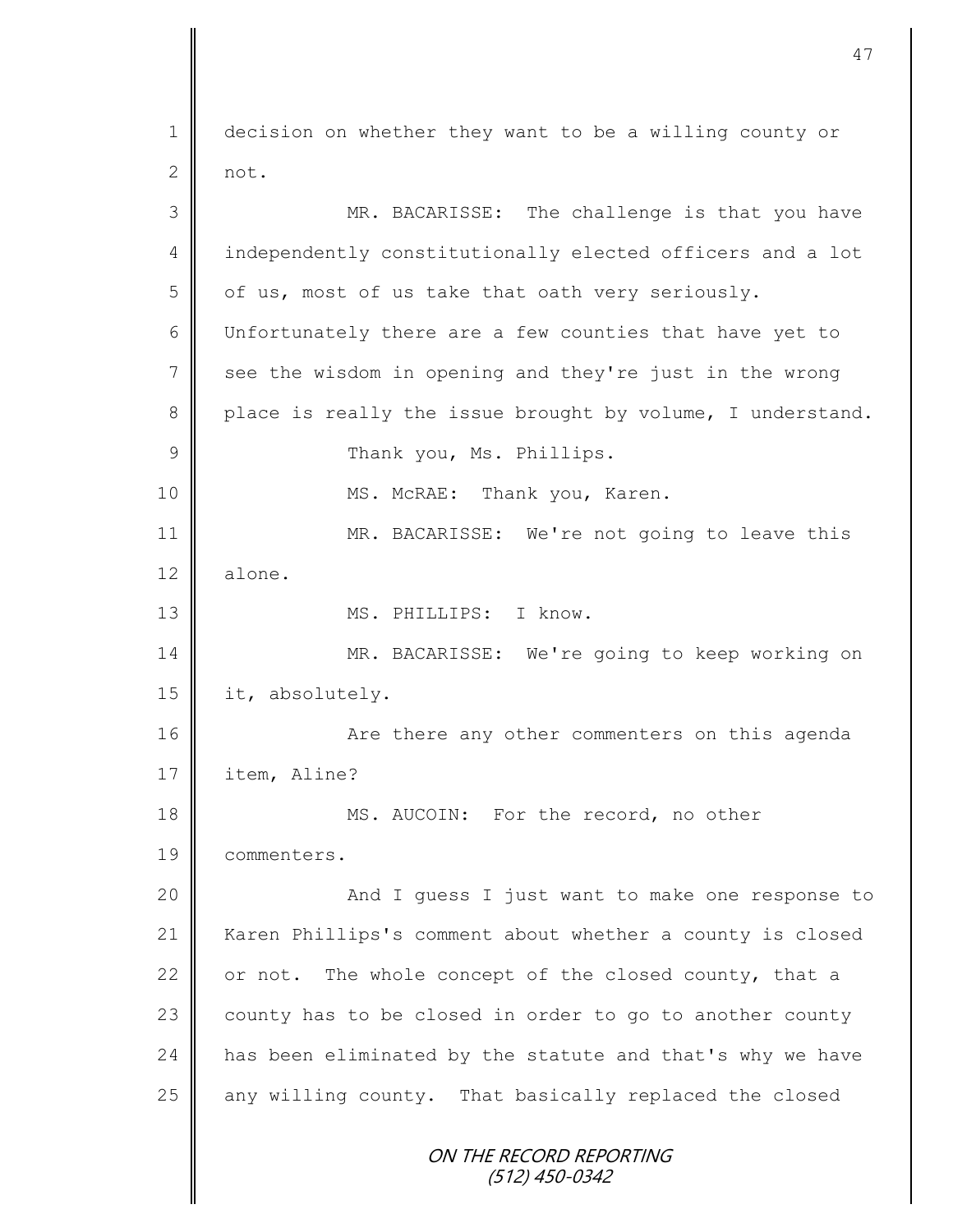decision on whether they want to be a willing county or not.

MR. BACARISSE: The challenge is that you have independently constitutionally elected officers and a lot of us, most of us take that oath very seriously. Unfortunately there are a few counties that have yet to see the wisdom in opening and they're just in the wrong place is really the issue brought by volume, I understand.

Thank you, Ms. Phillips.

MS. McRAE: Thank you, Karen.

MR. BACARISSE: We're not going to leave this alone.

MS. PHILLIPS: I know.

MR. BACARISSE: We're going to keep working on it, absolutely.

Are there any other commenters on this agenda item, Aline?

MS. AUCOIN: For the record, no other commenters.

And I guess I just want to make one response to Karen Phillips's comment about whether a county is closed or not. The whole concept of the closed county, that a county has to be closed in order to go to another county has been eliminated by the statute and that's why we have any willing county. That basically replaced the closed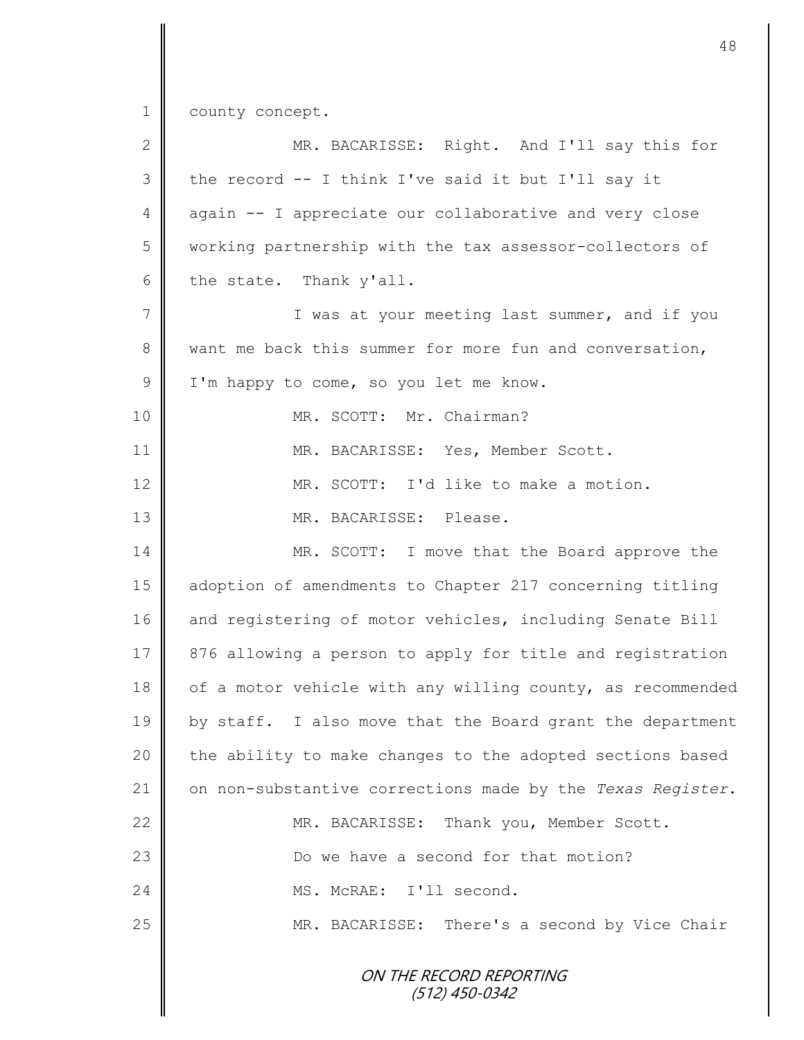county concept.

MR. BACARISSE: Right. And I'll say this for the record -- I think I've said it but I'll say it again -- I appreciate our collaborative and very close working partnership with the tax assessor-collectors of the state. Thank y'all.

I was at your meeting last summer, and if you want me back this summer for more fun and conversation, I'm happy to come, so you let me know.

MR. SCOTT: Mr. Chairman?

MR. BACARISSE: Yes, Member Scott.

MR. SCOTT: I'd like to make a motion.

MR. BACARISSE: Please.

MR. SCOTT: I move that the Board approve the adoption of amendments to Chapter 217 concerning titling and registering of motor vehicles, including Senate Bill 876 allowing a person to apply for title and registration of a motor vehicle with any willing county, as recommended by staff. I also move that the Board grant the department the ability to make changes to the adopted sections based on non-substantive corrections made by the *Texas Register*.

MR. BACARISSE: Thank you, Member Scott.

Do we have a second for that motion?

MS. McRAE: I'll second.

MR. BACARISSE: There's a second by Vice Chair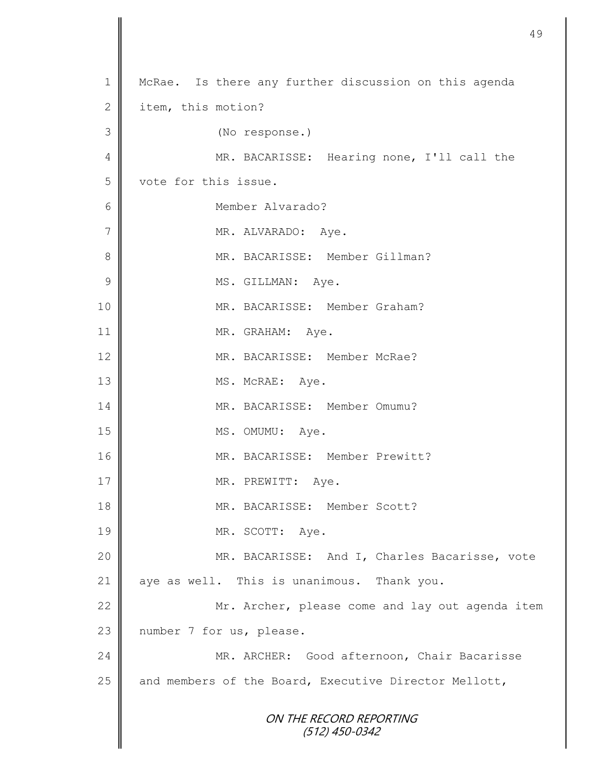McRae. Is there any further discussion on this agenda item, this motion?

(No response.)

MR. BACARISSE: Hearing none, I'll call the vote for this issue.

Member Alvarado?

MR. ALVARADO: Aye.

MR. BACARISSE: Member Gillman?

MS. GILLMAN: Aye.

MR. BACARISSE: Member Graham?

MR. GRAHAM: Aye.

MR. BACARISSE: Member McRae?

MS. McRAE: Aye.

MR. BACARISSE: Member Omumu?

MS. OMUMU: Aye.

MR. BACARISSE: Member Prewitt?

MR. PREWITT: Aye.

MR. BACARISSE: Member Scott?

MR. SCOTT: Aye.

MR. BACARISSE: And I, Charles Bacarisse, vote aye as well. This is unanimous. Thank you.

Mr. Archer, please come and lay out agenda item number 7 for us, please.

MR. ARCHER: Good afternoon, Chair Bacarisse and members of the Board, Executive Director Mellott,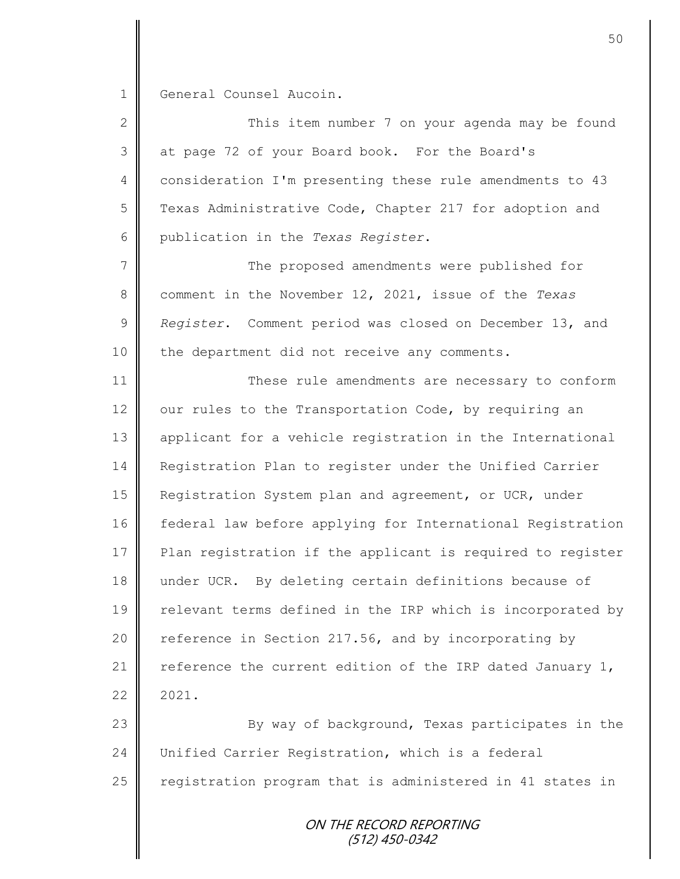General Counsel Aucoin.

This item number 7 on your agenda may be found at page 72 of your Board book. For the Board's consideration I'm presenting these rule amendments to 43 Texas Administrative Code, Chapter 217 for adoption and publication in the *Texas Register*.

The proposed amendments were published for comment in the November 12, 2021, issue of the *Texas Register*. Comment period was closed on December 13, and the department did not receive any comments.

These rule amendments are necessary to conform our rules to the Transportation Code, by requiring an applicant for a vehicle registration in the International Registration Plan to register under the Unified Carrier Registration System plan and agreement, or UCR, under federal law before applying for International Registration Plan registration if the applicant is required to register under UCR. By deleting certain definitions because of relevant terms defined in the IRP which is incorporated by reference in Section 217.56, and by incorporating by reference the current edition of the IRP dated January 1, 2021.

By way of background, Texas participates in the Unified Carrier Registration, which is a federal registration program that is administered in 41 states in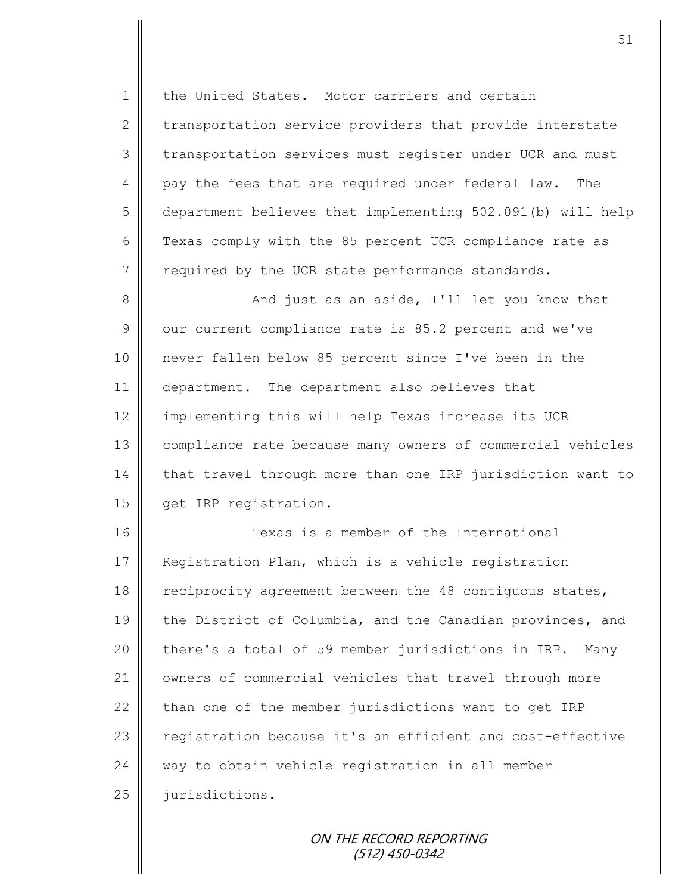the United States. Motor carriers and certain transportation service providers that provide interstate transportation services must register under UCR and must pay the fees that are required under federal law. The department believes that implementing 502.091(b) will help Texas comply with the 85 percent UCR compliance rate as required by the UCR state performance standards.

And just as an aside, I'll let you know that our current compliance rate is 85.2 percent and we've never fallen below 85 percent since I've been in the department. The department also believes that implementing this will help Texas increase its UCR compliance rate because many owners of commercial vehicles that travel through more than one IRP jurisdiction want to get IRP registration.

Texas is a member of the International Registration Plan, which is a vehicle registration reciprocity agreement between the 48 contiguous states, the District of Columbia, and the Canadian provinces, and there's a total of 59 member jurisdictions in IRP. Many owners of commercial vehicles that travel through more than one of the member jurisdictions want to get IRP registration because it's an efficient and cost-effective way to obtain vehicle registration in all member jurisdictions.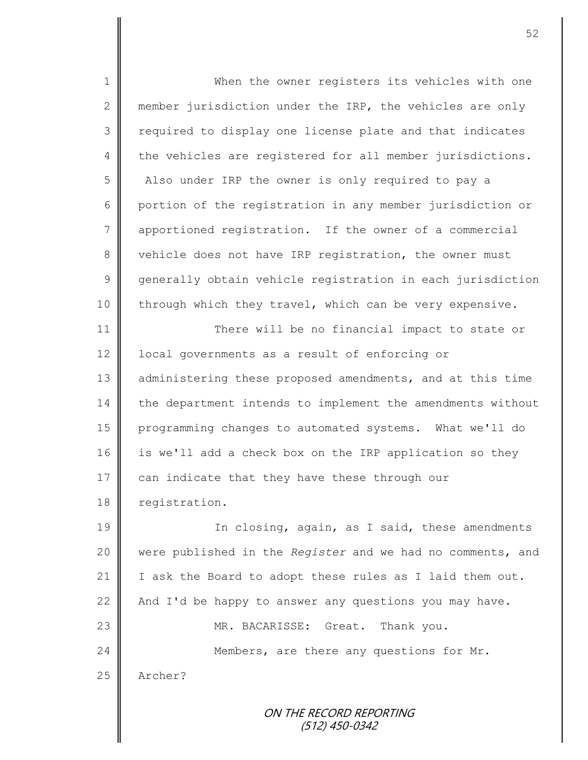When the owner registers its vehicles with one member jurisdiction under the IRP, the vehicles are only required to display one license plate and that indicates the vehicles are registered for all member jurisdictions. Also under IRP the owner is only required to pay a portion of the registration in any member jurisdiction or apportioned registration. If the owner of a commercial vehicle does not have IRP registration, the owner must generally obtain vehicle registration in each jurisdiction through which they travel, which can be very expensive.

There will be no financial impact to state or local governments as a result of enforcing or administering these proposed amendments, and at this time the department intends to implement the amendments without programming changes to automated systems. What we'll do is we'll add a check box on the IRP application so they can indicate that they have these through our registration.

In closing, again, as I said, these amendments were published in the *Register* and we had no comments, and I ask the Board to adopt these rules as I laid them out. And I'd be happy to answer any questions you may have.

MR. BACARISSE: Great. Thank you.

Members, are there any questions for Mr. Archer?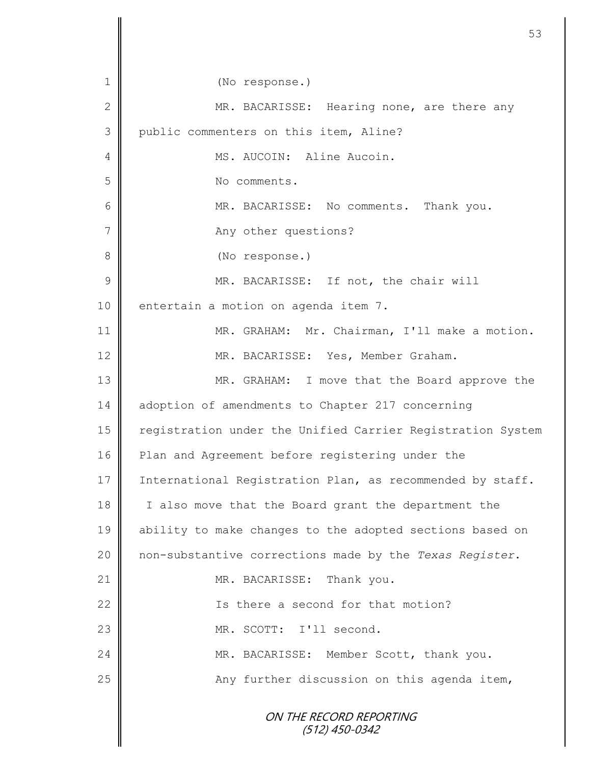(No response.)

MR. BACARISSE: Hearing none, are there any public commenters on this item, Aline?

MS. AUCOIN: Aline Aucoin.

No comments.

MR. BACARISSE: No comments. Thank you.

Any other questions?

(No response.)

MR. BACARISSE: If not, the chair will entertain a motion on agenda item 7.

MR. GRAHAM: Mr. Chairman, I'll make a motion.

MR. BACARISSE: Yes, Member Graham.

MR. GRAHAM: I move that the Board approve the adoption of amendments to Chapter 217 concerning registration under the Unified Carrier Registration System Plan and Agreement before registering under the International Registration Plan, as recommended by staff. I also move that the Board grant the department the ability to make changes to the adopted sections based on non-substantive corrections made by the *Texas Register*.

MR. BACARISSE: Thank you.

Is there a second for that motion?

MR. SCOTT: I'll second.

MR. BACARISSE: Member Scott, thank you.

Any further discussion on this agenda item,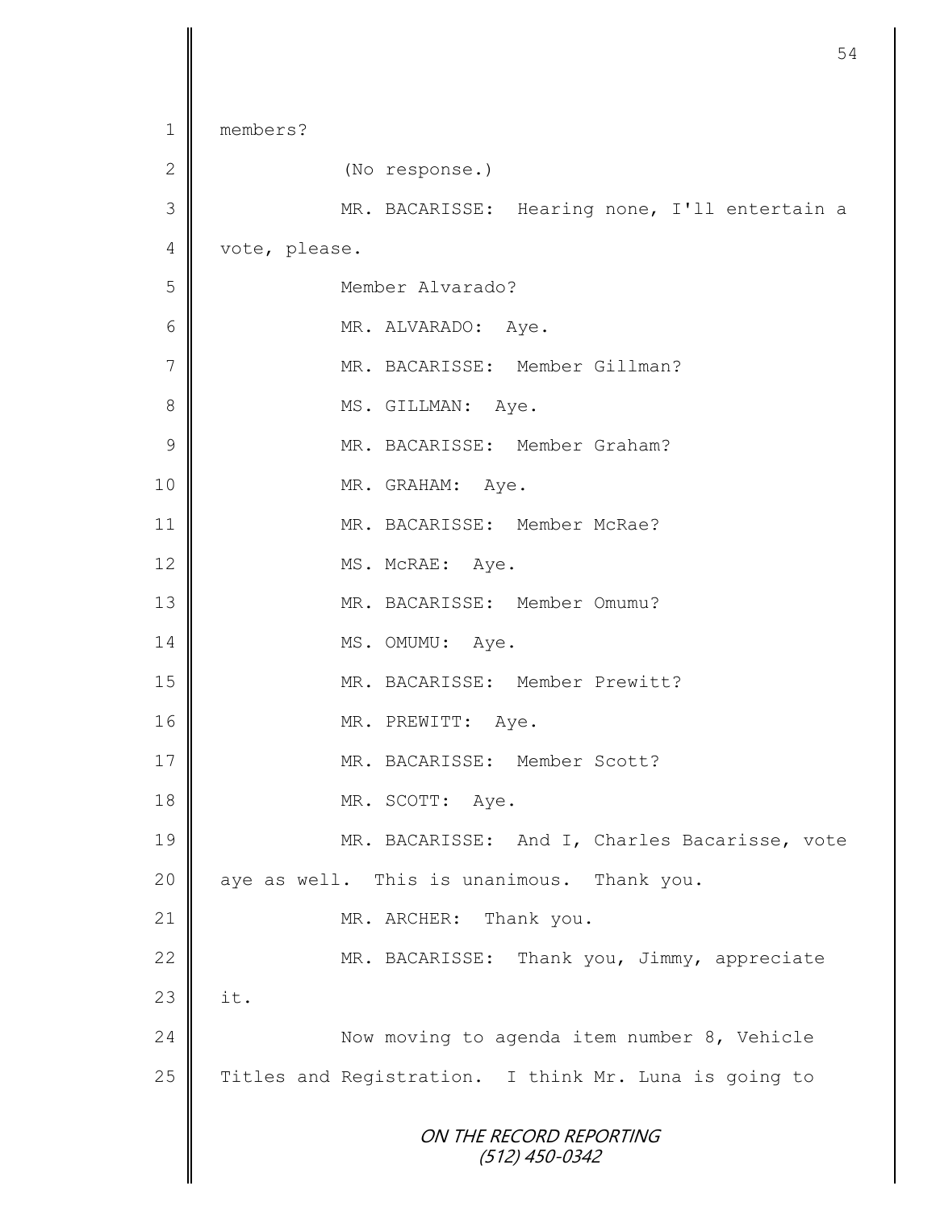members?

(No response.)

MR. BACARISSE: Hearing none, I'll entertain a vote, please.

Member Alvarado?

MR. ALVARADO: Aye.

MR. BACARISSE: Member Gillman?

MS. GILLMAN: Aye.

MR. BACARISSE: Member Graham?

MR. GRAHAM: Aye.

MR. BACARISSE: Member McRae?

MS. McRAE: Aye.

MR. BACARISSE: Member Omumu?

MS. OMUMU: Aye.

MR. BACARISSE: Member Prewitt?

MR. PREWITT: Aye.

MR. BACARISSE: Member Scott?

MR. SCOTT: Aye.

MR. BACARISSE: And I, Charles Bacarisse, vote aye as well. This is unanimous. Thank you.

MR. ARCHER: Thank you.

MR. BACARISSE: Thank you, Jimmy, appreciate it.

Now moving to agenda item number 8, Vehicle Titles and Registration. I think Mr. Luna is going to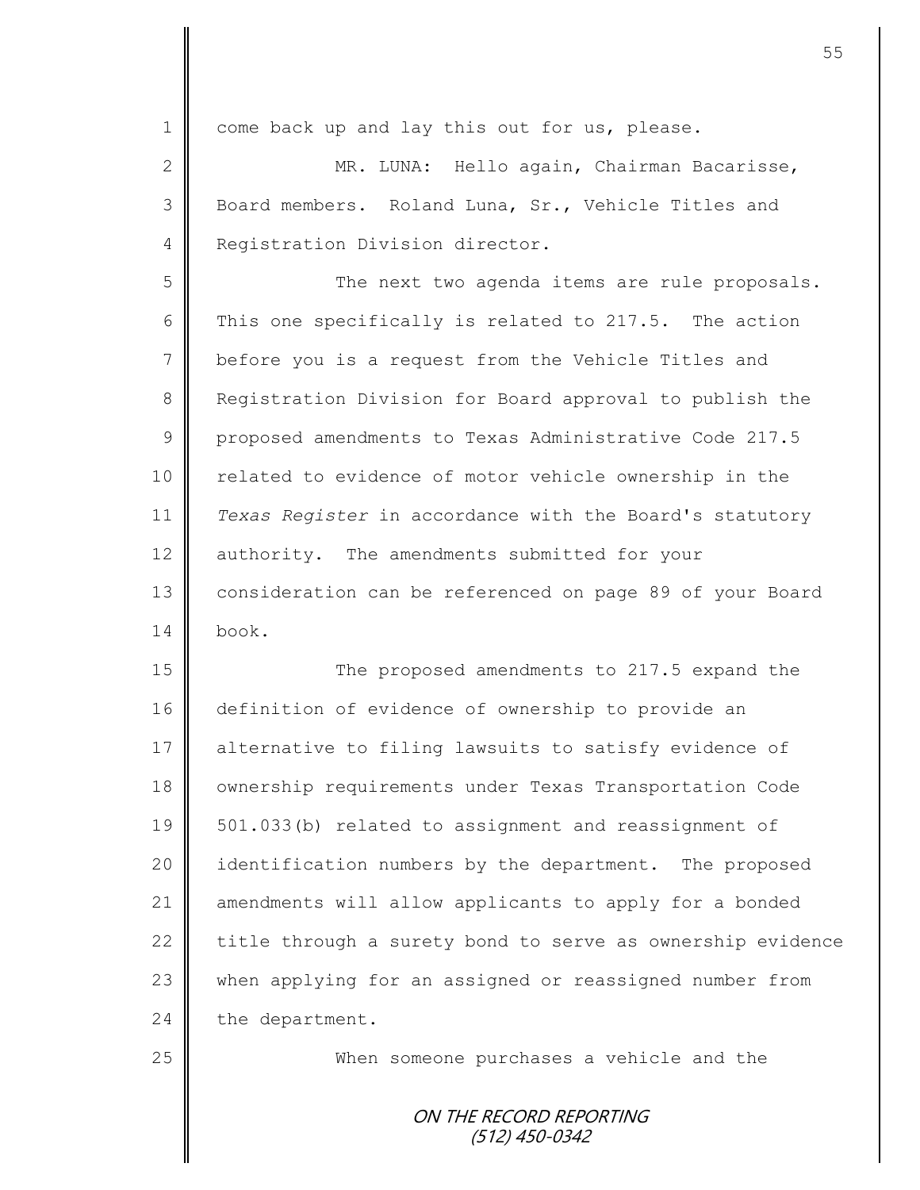come back up and lay this out for us, please.

MR. LUNA: Hello again, Chairman Bacarisse, Board members. Roland Luna, Sr., Vehicle Titles and Registration Division director.

The next two agenda items are rule proposals. This one specifically is related to 217.5. The action before you is a request from the Vehicle Titles and Registration Division for Board approval to publish the proposed amendments to Texas Administrative Code 217.5 related to evidence of motor vehicle ownership in the *Texas Register* in accordance with the Board's statutory authority. The amendments submitted for your consideration can be referenced on page 89 of your Board book.

The proposed amendments to 217.5 expand the definition of evidence of ownership to provide an alternative to filing lawsuits to satisfy evidence of ownership requirements under Texas Transportation Code 501.033(b) related to assignment and reassignment of identification numbers by the department. The proposed amendments will allow applicants to apply for a bonded title through a surety bond to serve as ownership evidence when applying for an assigned or reassigned number from the department.

When someone purchases a vehicle and the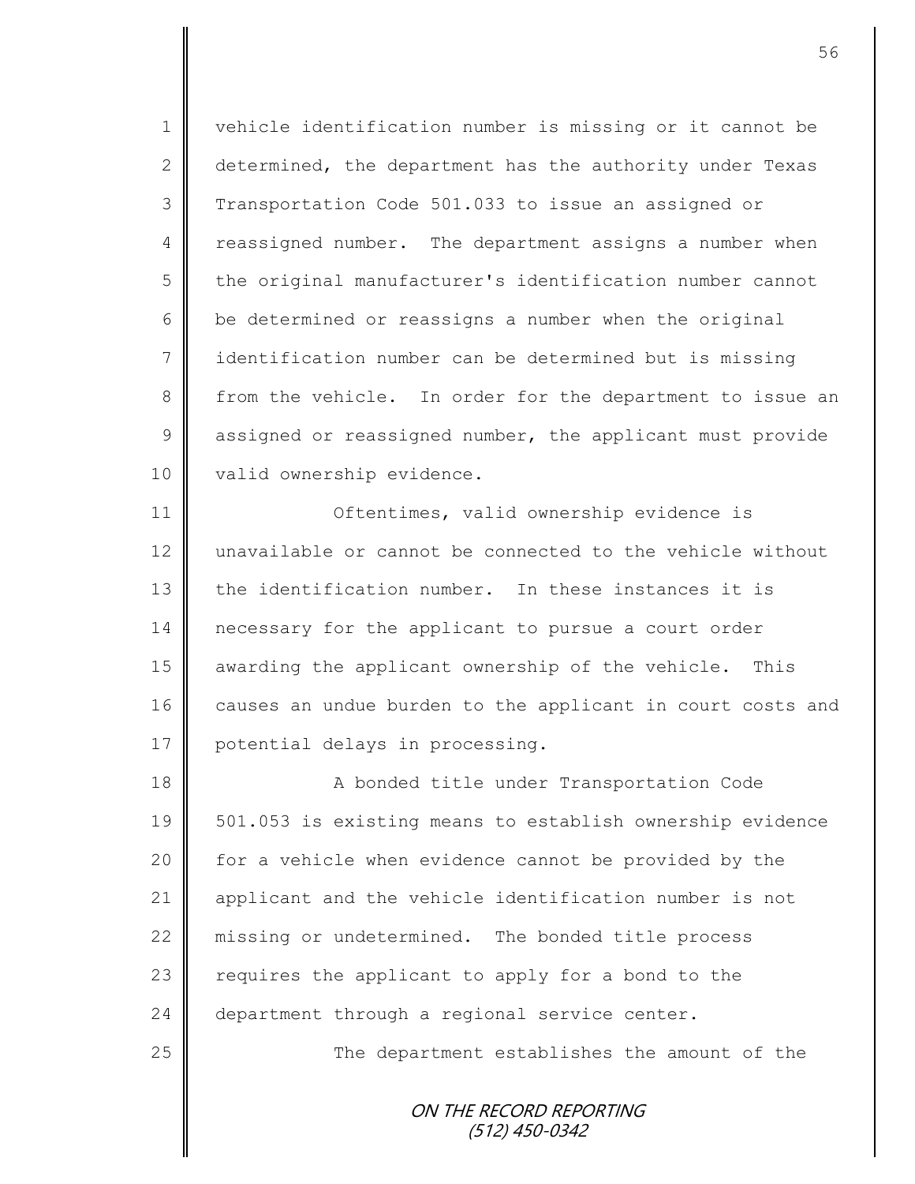vehicle identification number is missing or it cannot be determined, the department has the authority under Texas Transportation Code 501.033 to issue an assigned or reassigned number. The department assigns a number when the original manufacturer's identification number cannot be determined or reassigns a number when the original identification number can be determined but is missing from the vehicle. In order for the department to issue an assigned or reassigned number, the applicant must provide valid ownership evidence.

Oftentimes, valid ownership evidence is unavailable or cannot be connected to the vehicle without the identification number. In these instances it is necessary for the applicant to pursue a court order awarding the applicant ownership of the vehicle. This causes an undue burden to the applicant in court costs and potential delays in processing.

A bonded title under Transportation Code 501.053 is existing means to establish ownership evidence for a vehicle when evidence cannot be provided by the applicant and the vehicle identification number is not missing or undetermined. The bonded title process requires the applicant to apply for a bond to the department through a regional service center.

The department establishes the amount of the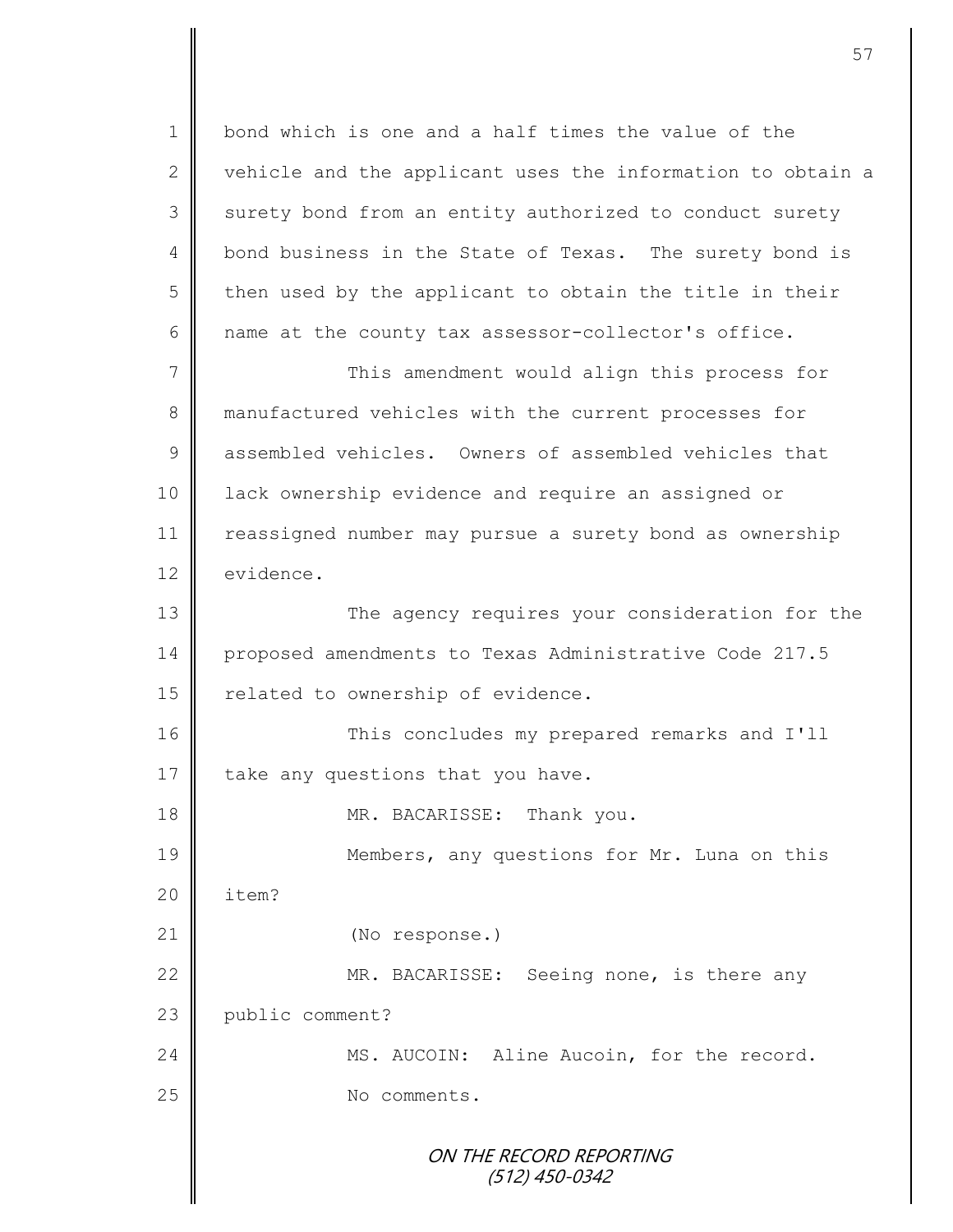bond which is one and a half times the value of the vehicle and the applicant uses the information to obtain a surety bond from an entity authorized to conduct surety bond business in the State of Texas. The surety bond is then used by the applicant to obtain the title in their name at the county tax assessor-collector's office.

This amendment would align this process for manufactured vehicles with the current processes for assembled vehicles. Owners of assembled vehicles that lack ownership evidence and require an assigned or reassigned number may pursue a surety bond as ownership evidence.

The agency requires your consideration for the proposed amendments to Texas Administrative Code 217.5 related to ownership of evidence.

This concludes my prepared remarks and I'll take any questions that you have.

MR. BACARISSE: Thank you.

Members, any questions for Mr. Luna on this item?

(No response.)

MR. BACARISSE: Seeing none, is there any public comment?

MS. AUCOIN: Aline Aucoin, for the record.

No comments.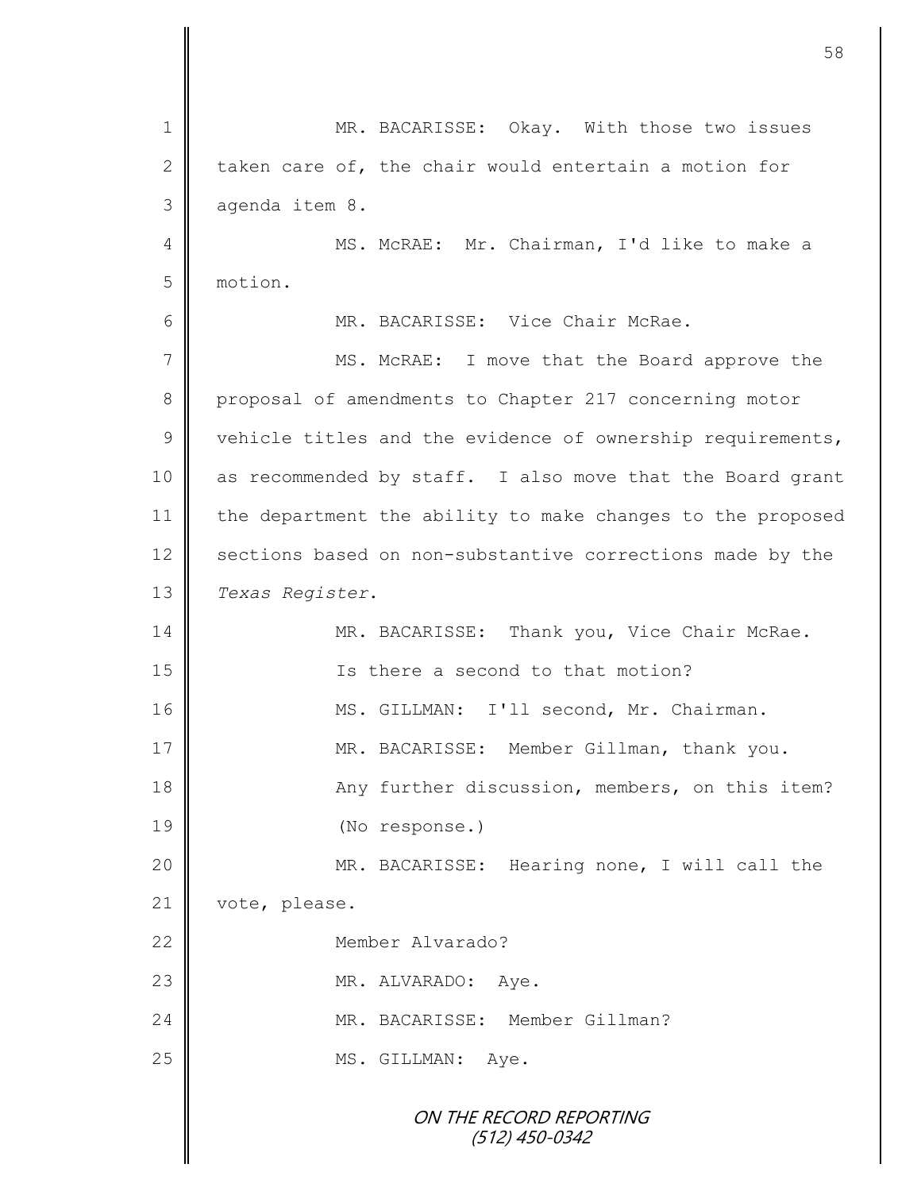MR. BACARISSE: Okay. With those two issues taken care of, the chair would entertain a motion for agenda item 8.

MS. McRAE: Mr. Chairman, I'd like to make a motion.

MR. BACARISSE: Vice Chair McRae.

MS. McRAE: I move that the Board approve the proposal of amendments to Chapter 217 concerning motor vehicle titles and the evidence of ownership requirements, as recommended by staff. I also move that the Board grant the department the ability to make changes to the proposed sections based on non-substantive corrections made by the *Texas Register*.

MR. BACARISSE: Thank you, Vice Chair McRae.

Is there a second to that motion?

MS. GILLMAN: I'll second, Mr. Chairman.

MR. BACARISSE: Member Gillman, thank you.

Any further discussion, members, on this item?

(No response.)

MR. BACARISSE: Hearing none, I will call the vote, please.

Member Alvarado?

MR. ALVARADO: Aye.

MR. BACARISSE: Member Gillman?

MS. GILLMAN: Aye.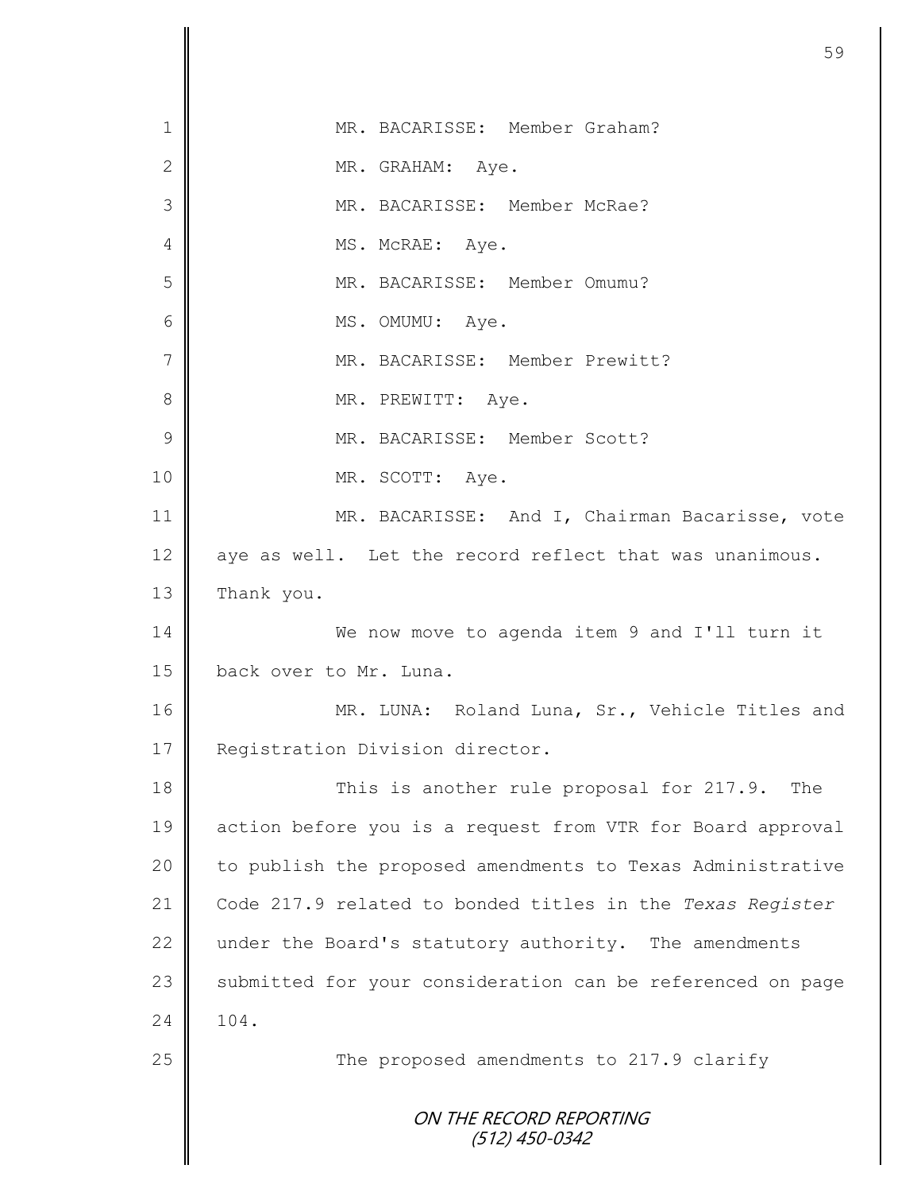MR. BACARISSE: Member Graham?

MR. GRAHAM: Aye.

MR. BACARISSE: Member McRae?

MS. McRAE: Aye.

MR. BACARISSE: Member Omumu?

MS. OMUMU: Aye.

MR. BACARISSE: Member Prewitt?

MR. PREWITT: Aye.

MR. BACARISSE: Member Scott?

MR. SCOTT: Aye.

MR. BACARISSE: And I, Chairman Bacarisse, vote aye as well. Let the record reflect that was unanimous. Thank you.

We now move to agenda item 9 and I'll turn it back over to Mr. Luna.

MR. LUNA: Roland Luna, Sr., Vehicle Titles and Registration Division director.

This is another rule proposal for 217.9. The action before you is a request from VTR for Board approval to publish the proposed amendments to Texas Administrative Code 217.9 related to bonded titles in the *Texas Register* under the Board's statutory authority. The amendments submitted for your consideration can be referenced on page 104.

The proposed amendments to 217.9 clarify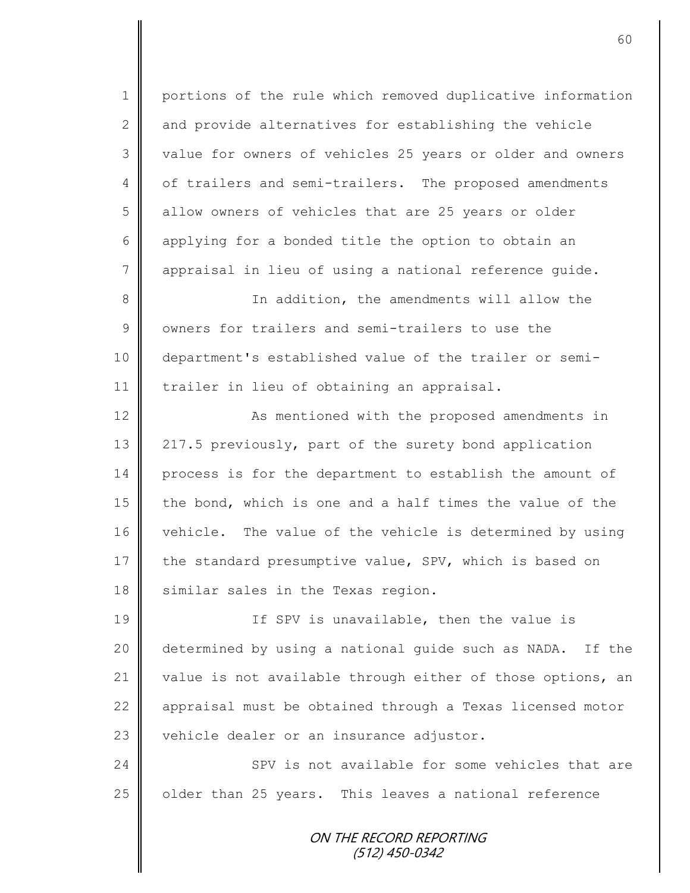portions of the rule which removed duplicative information and provide alternatives for establishing the vehicle value for owners of vehicles 25 years or older and owners of trailers and semi-trailers. The proposed amendments allow owners of vehicles that are 25 years or older applying for a bonded title the option to obtain an appraisal in lieu of using a national reference guide.

In addition, the amendments will allow the owners for trailers and semi-trailers to use the department's established value of the trailer or semi-trailer in lieu of obtaining an appraisal.

As mentioned with the proposed amendments in 217.5 previously, part of the surety bond application process is for the department to establish the amount of the bond, which is one and a half times the value of the vehicle. The value of the vehicle is determined by using the standard presumptive value, SPV, which is based on similar sales in the Texas region.

If SPV is unavailable, then the value is determined by using a national guide such as NADA. If the value is not available through either of those options, an appraisal must be obtained through a Texas licensed motor vehicle dealer or an insurance adjustor.

SPV is not available for some vehicles that are older than 25 years. This leaves a national reference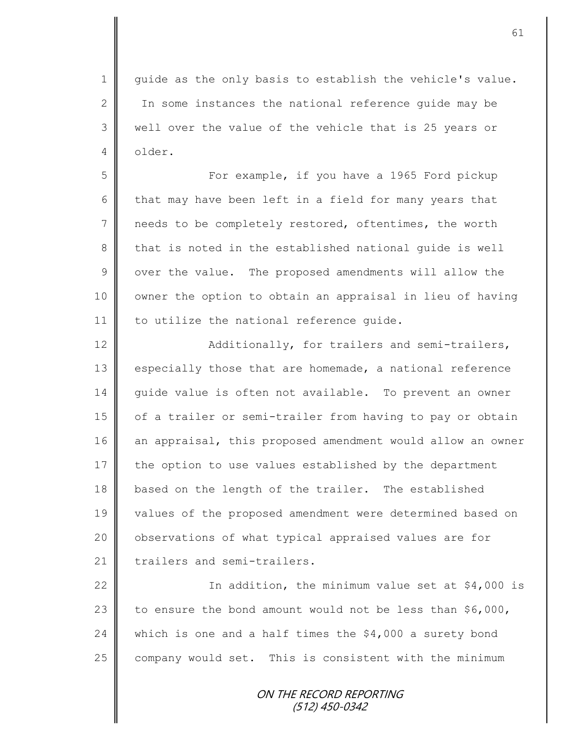guide as the only basis to establish the vehicle's value. In some instances the national reference guide may be well over the value of the vehicle that is 25 years or older.

For example, if you have a 1965 Ford pickup that may have been left in a field for many years that needs to be completely restored, oftentimes, the worth that is noted in the established national guide is well over the value. The proposed amendments will allow the owner the option to obtain an appraisal in lieu of having to utilize the national reference guide.

Additionally, for trailers and semi-trailers, especially those that are homemade, a national reference guide value is often not available. To prevent an owner of a trailer or semi-trailer from having to pay or obtain an appraisal, this proposed amendment would allow an owner the option to use values established by the department based on the length of the trailer. The established values of the proposed amendment were determined based on observations of what typical appraised values are for trailers and semi-trailers.

In addition, the minimum value set at $4,000 is to ensure the bond amount would not be less than $6,000, which is one and a half times the $4,000 a surety bond company would set. This is consistent with the minimum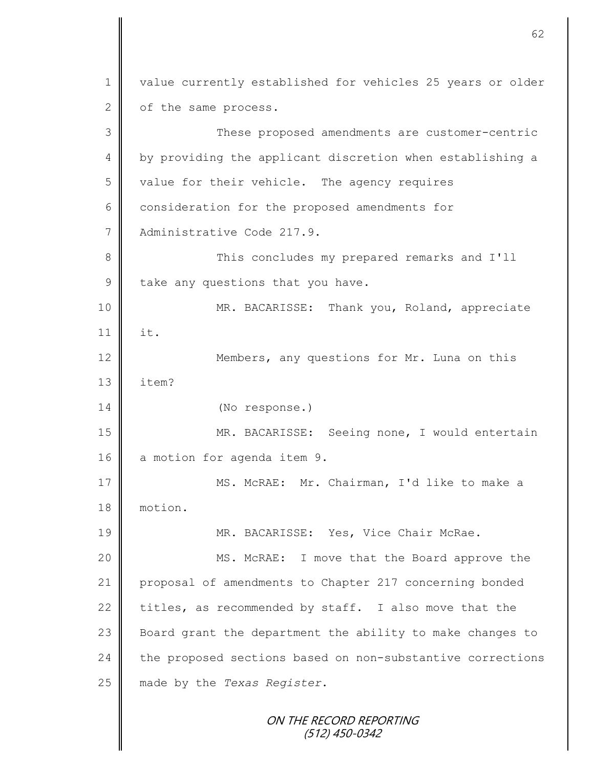value currently established for vehicles 25 years or older of the same process.

These proposed amendments are customer-centric by providing the applicant discretion when establishing a value for their vehicle. The agency requires consideration for the proposed amendments for Administrative Code 217.9.

This concludes my prepared remarks and I'll take any questions that you have.

MR. BACARISSE: Thank you, Roland, appreciate it.

Members, any questions for Mr. Luna on this item?

(No response.)

MR. BACARISSE: Seeing none, I would entertain a motion for agenda item 9.

MS. McRAE: Mr. Chairman, I'd like to make a motion.

MR. BACARISSE: Yes, Vice Chair McRae.

MS. McRAE: I move that the Board approve the proposal of amendments to Chapter 217 concerning bonded titles, as recommended by staff. I also move that the Board grant the department the ability to make changes to the proposed sections based on non-substantive corrections made by the *Texas Register*.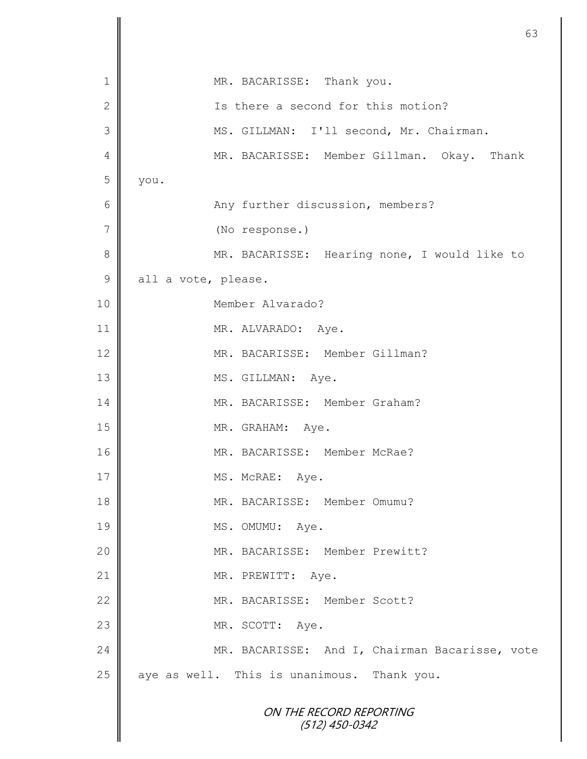MR. BACARISSE: Thank you.

Is there a second for this motion?

MS. GILLMAN: I'll second, Mr. Chairman.

MR. BACARISSE: Member Gillman. Okay. Thank you.

Any further discussion, members?

(No response.)

MR. BACARISSE: Hearing none, I would like to all a vote, please.

Member Alvarado?

MR. ALVARADO: Aye.

MR. BACARISSE: Member Gillman?

MS. GILLMAN: Aye.

MR. BACARISSE: Member Graham?

MR. GRAHAM: Aye.

MR. BACARISSE: Member McRae?

MS. McRAE: Aye.

MR. BACARISSE: Member Omumu?

MS. OMUMU: Aye.

MR. BACARISSE: Member Prewitt?

MR. PREWITT: Aye.

MR. BACARISSE: Member Scott?

MR. SCOTT: Aye.

MR. BACARISSE: And I, Chairman Bacarisse, vote aye as well. This is unanimous. Thank you.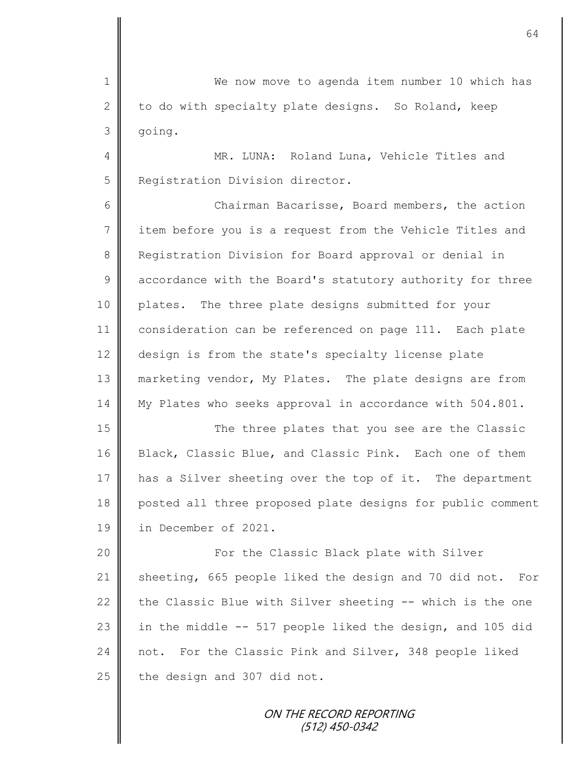We now move to agenda item number 10 which has to do with specialty plate designs. So Roland, keep going.

MR. LUNA: Roland Luna, Vehicle Titles and Registration Division director.

Chairman Bacarisse, Board members, the action item before you is a request from the Vehicle Titles and Registration Division for Board approval or denial in accordance with the Board's statutory authority for three plates. The three plate designs submitted for your consideration can be referenced on page 111. Each plate design is from the state's specialty license plate marketing vendor, My Plates. The plate designs are from My Plates who seeks approval in accordance with 504.801.

The three plates that you see are the Classic Black, Classic Blue, and Classic Pink. Each one of them has a Silver sheeting over the top of it. The department posted all three proposed plate designs for public comment in December of 2021.

For the Classic Black plate with Silver sheeting, 665 people liked the design and 70 did not. For the Classic Blue with Silver sheeting -- which is the one in the middle -- 517 people liked the design, and 105 did not. For the Classic Pink and Silver, 348 people liked the design and 307 did not.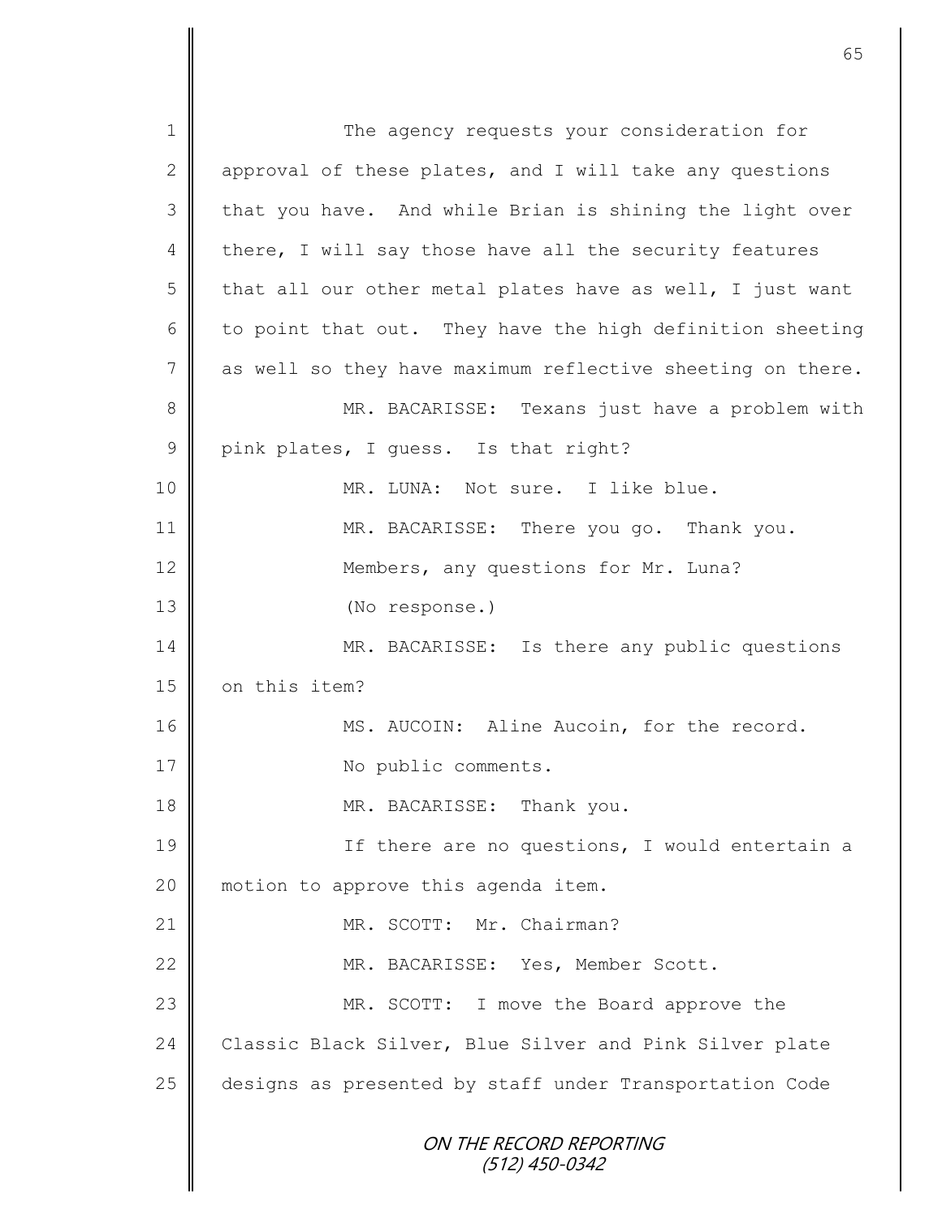The agency requests your consideration for approval of these plates, and I will take any questions that you have. And while Brian is shining the light over there, I will say those have all the security features that all our other metal plates have as well, I just want to point that out. They have the high definition sheeting as well so they have maximum reflective sheeting on there.

MR. BACARISSE: Texans just have a problem with pink plates, I guess. Is that right?

MR. LUNA: Not sure. I like blue.

MR. BACARISSE: There you go. Thank you.

Members, any questions for Mr. Luna?

(No response.)

MR. BACARISSE: Is there any public questions on this item?

MS. AUCOIN: Aline Aucoin, for the record.

No public comments.

MR. BACARISSE: Thank you.

If there are no questions, I would entertain a motion to approve this agenda item.

MR. SCOTT: Mr. Chairman?

MR. BACARISSE: Yes, Member Scott.

MR. SCOTT: I move the Board approve the Classic Black Silver, Blue Silver and Pink Silver plate designs as presented by staff under Transportation Code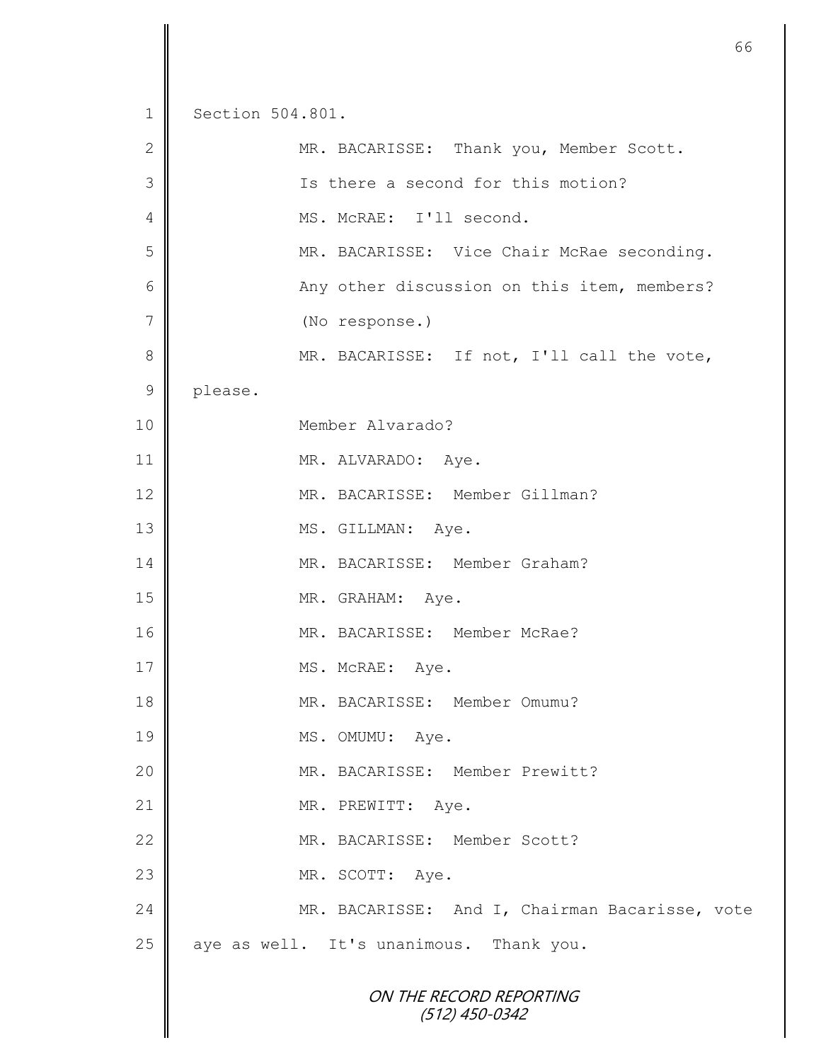Section 504.801.

MR. BACARISSE: Thank you, Member Scott.

Is there a second for this motion?

MS. McRAE: I'll second.

MR. BACARISSE: Vice Chair McRae seconding.

Any other discussion on this item, members?

(No response.)

MR. BACARISSE: If not, I'll call the vote, please.

Member Alvarado?

MR. ALVARADO: Aye.

MR. BACARISSE: Member Gillman?

MS. GILLMAN: Aye.

MR. BACARISSE: Member Graham?

MR. GRAHAM: Aye.

MR. BACARISSE: Member McRae?

MS. McRAE: Aye.

MR. BACARISSE: Member Omumu?

MS. OMUMU: Aye.

MR. BACARISSE: Member Prewitt?

MR. PREWITT: Aye.

MR. BACARISSE: Member Scott?

MR. SCOTT: Aye.

MR. BACARISSE: And I, Chairman Bacarisse, vote aye as well. It's unanimous. Thank you.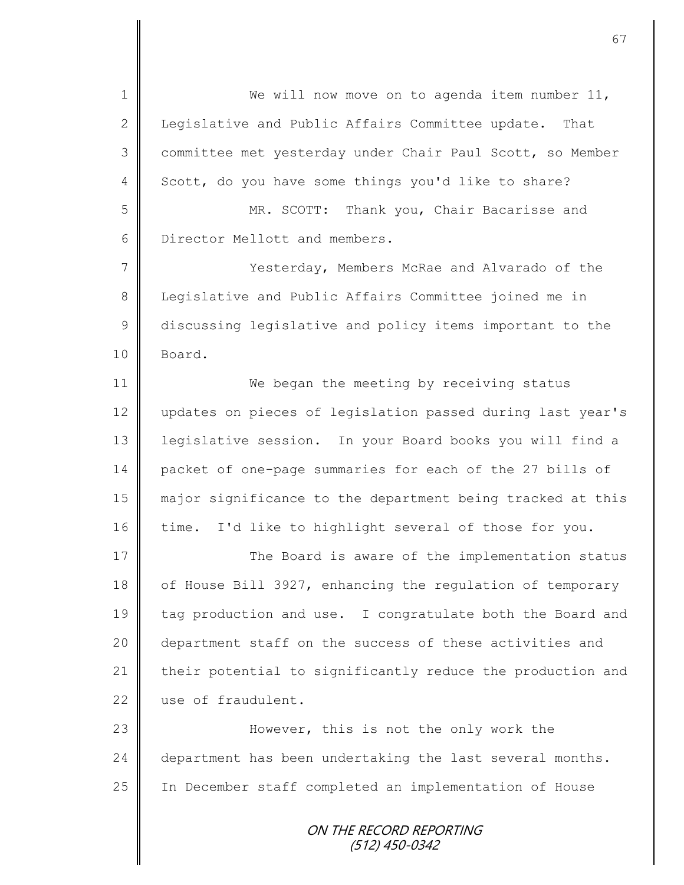We will now move on to agenda item number 11, Legislative and Public Affairs Committee update. That committee met yesterday under Chair Paul Scott, so Member Scott, do you have some things you'd like to share?

MR. SCOTT: Thank you, Chair Bacarisse and Director Mellott and members.

Yesterday, Members McRae and Alvarado of the Legislative and Public Affairs Committee joined me in discussing legislative and policy items important to the Board.

We began the meeting by receiving status updates on pieces of legislation passed during last year's legislative session. In your Board books you will find a packet of one-page summaries for each of the 27 bills of major significance to the department being tracked at this time. I'd like to highlight several of those for you.

The Board is aware of the implementation status of House Bill 3927, enhancing the regulation of temporary tag production and use. I congratulate both the Board and department staff on the success of these activities and their potential to significantly reduce the production and use of fraudulent.

However, this is not the only work the department has been undertaking the last several months. In December staff completed an implementation of House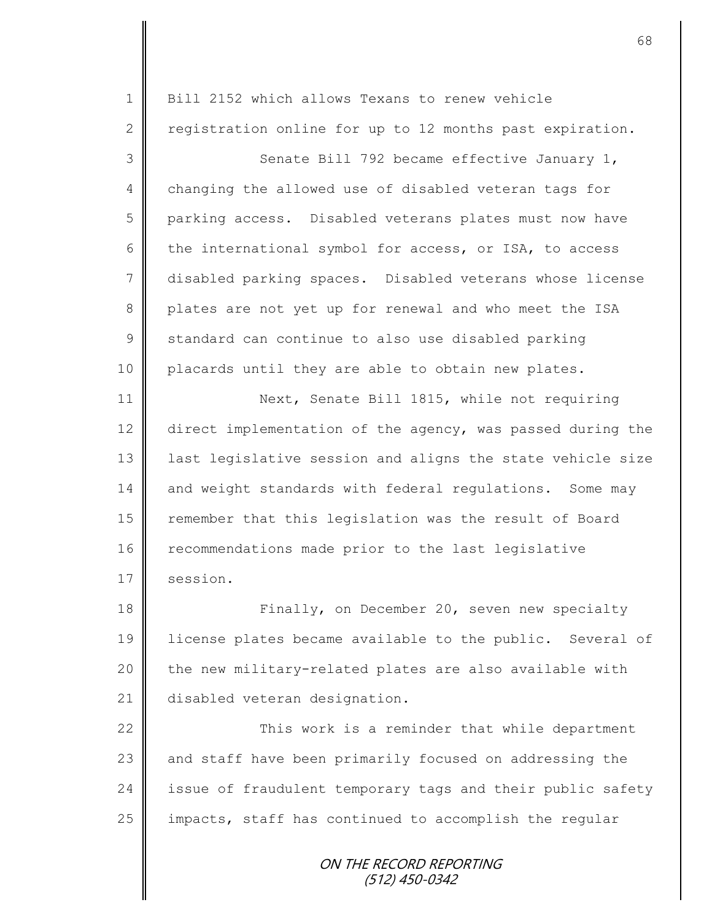Bill 2152 which allows Texans to renew vehicle registration online for up to 12 months past expiration.

Senate Bill 792 became effective January 1, changing the allowed use of disabled veteran tags for parking access. Disabled veterans plates must now have the international symbol for access, or ISA, to access disabled parking spaces. Disabled veterans whose license plates are not yet up for renewal and who meet the ISA standard can continue to also use disabled parking placards until they are able to obtain new plates.

Next, Senate Bill 1815, while not requiring direct implementation of the agency, was passed during the last legislative session and aligns the state vehicle size and weight standards with federal regulations. Some may remember that this legislation was the result of Board recommendations made prior to the last legislative session.

Finally, on December 20, seven new specialty license plates became available to the public. Several of the new military-related plates are also available with disabled veteran designation.

This work is a reminder that while department and staff have been primarily focused on addressing the issue of fraudulent temporary tags and their public safety impacts, staff has continued to accomplish the regular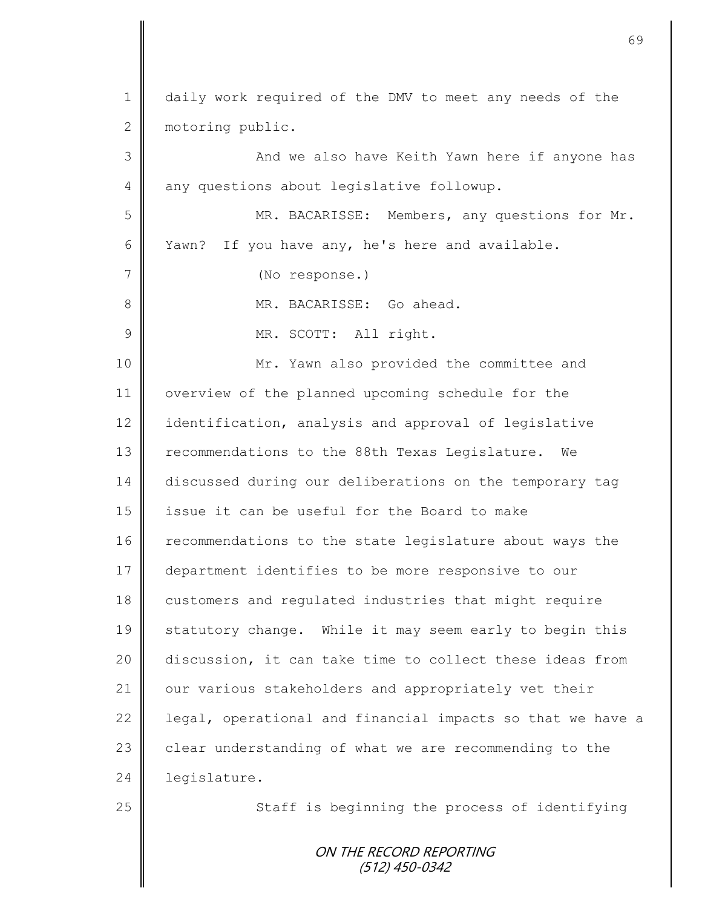daily work required of the DMV to meet any needs of the motoring public.

And we also have Keith Yawn here if anyone has any questions about legislative followup.

MR. BACARISSE: Members, any questions for Mr. Yawn? If you have any, he's here and available.

(No response.)

MR. BACARISSE: Go ahead.

MR. SCOTT: All right.

Mr. Yawn also provided the committee and overview of the planned upcoming schedule for the identification, analysis and approval of legislative recommendations to the 88th Texas Legislature. We discussed during our deliberations on the temporary tag issue it can be useful for the Board to make recommendations to the state legislature about ways the department identifies to be more responsive to our customers and regulated industries that might require statutory change. While it may seem early to begin this discussion, it can take time to collect these ideas from our various stakeholders and appropriately vet their legal, operational and financial impacts so that we have a clear understanding of what we are recommending to the legislature.

Staff is beginning the process of identifying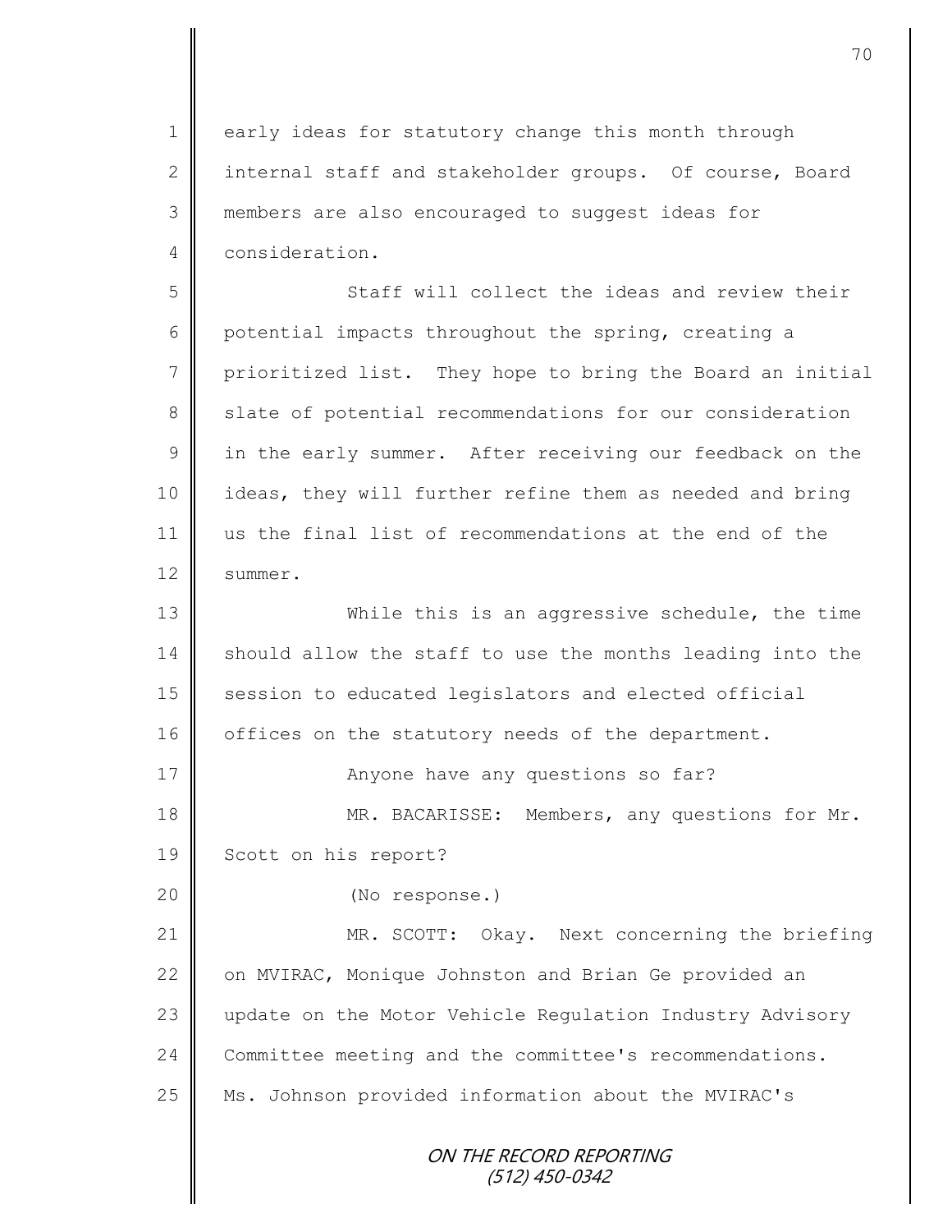early ideas for statutory change this month through internal staff and stakeholder groups. Of course, Board members are also encouraged to suggest ideas for consideration.

Staff will collect the ideas and review their potential impacts throughout the spring, creating a prioritized list. They hope to bring the Board an initial slate of potential recommendations for our consideration in the early summer. After receiving our feedback on the ideas, they will further refine them as needed and bring us the final list of recommendations at the end of the summer.

While this is an aggressive schedule, the time should allow the staff to use the months leading into the session to educated legislators and elected official offices on the statutory needs of the department.

Anyone have any questions so far?

MR. BACARISSE: Members, any questions for Mr. Scott on his report?

(No response.)

MR. SCOTT: Okay. Next concerning the briefing on MVIRAC, Monique Johnston and Brian Ge provided an update on the Motor Vehicle Regulation Industry Advisory Committee meeting and the committee's recommendations. Ms. Johnson provided information about the MVIRAC's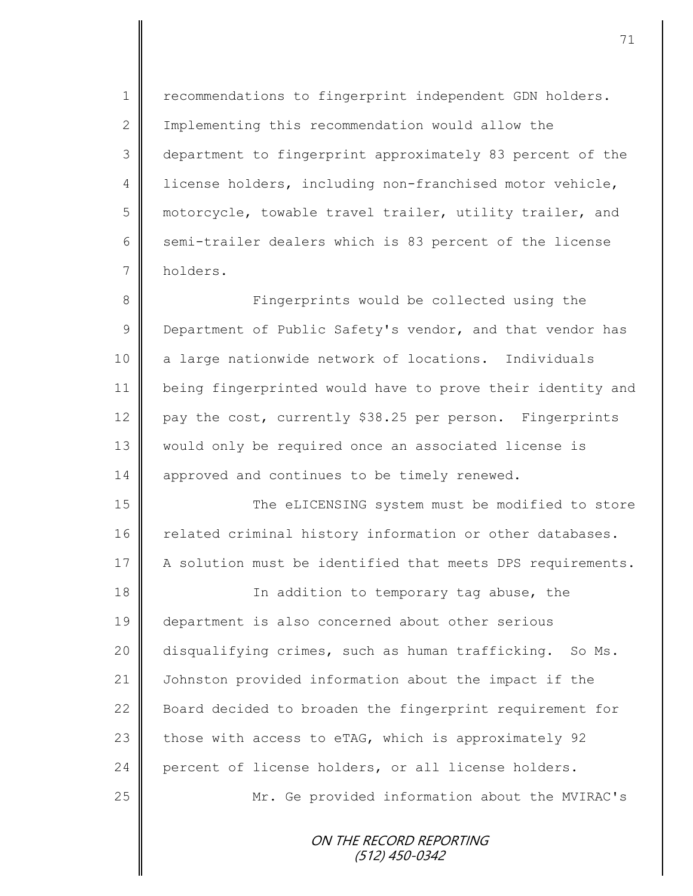recommendations to fingerprint independent GDN holders. Implementing this recommendation would allow the department to fingerprint approximately 83 percent of the license holders, including non-franchised motor vehicle, motorcycle, towable travel trailer, utility trailer, and semi-trailer dealers which is 83 percent of the license holders.

Fingerprints would be collected using the Department of Public Safety's vendor, and that vendor has a large nationwide network of locations. Individuals being fingerprinted would have to prove their identity and pay the cost, currently $38.25 per person. Fingerprints would only be required once an associated license is approved and continues to be timely renewed.

The eLICENSING system must be modified to store related criminal history information or other databases. A solution must be identified that meets DPS requirements.

In addition to temporary tag abuse, the department is also concerned about other serious disqualifying crimes, such as human trafficking. So Ms. Johnston provided information about the impact if the Board decided to broaden the fingerprint requirement for those with access to eTAG, which is approximately 92 percent of license holders, or all license holders.

Mr. Ge provided information about the MVIRAC's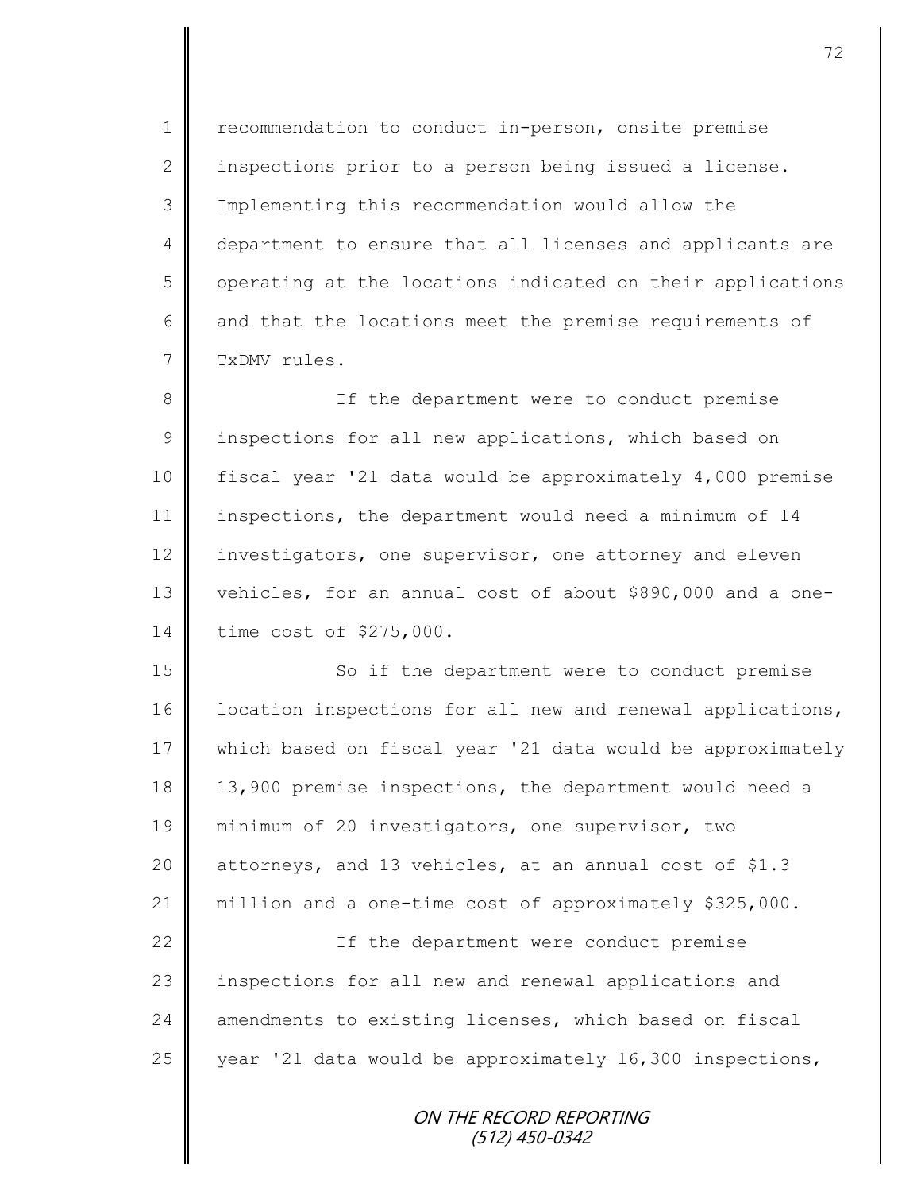recommendation to conduct in-person, onsite premise inspections prior to a person being issued a license. Implementing this recommendation would allow the department to ensure that all licenses and applicants are operating at the locations indicated on their applications and that the locations meet the premise requirements of TxDMV rules.

If the department were to conduct premise inspections for all new applications, which based on fiscal year '21 data would be approximately 4,000 premise inspections, the department would need a minimum of 14 investigators, one supervisor, one attorney and eleven vehicles, for an annual cost of about $890,000 and a one-time cost of $275,000.

So if the department were to conduct premise location inspections for all new and renewal applications, which based on fiscal year '21 data would be approximately 13,900 premise inspections, the department would need a minimum of 20 investigators, one supervisor, two attorneys, and 13 vehicles, at an annual cost of $1.3 million and a one-time cost of approximately $325,000.

If the department were conduct premise inspections for all new and renewal applications and amendments to existing licenses, which based on fiscal year '21 data would be approximately 16,300 inspections,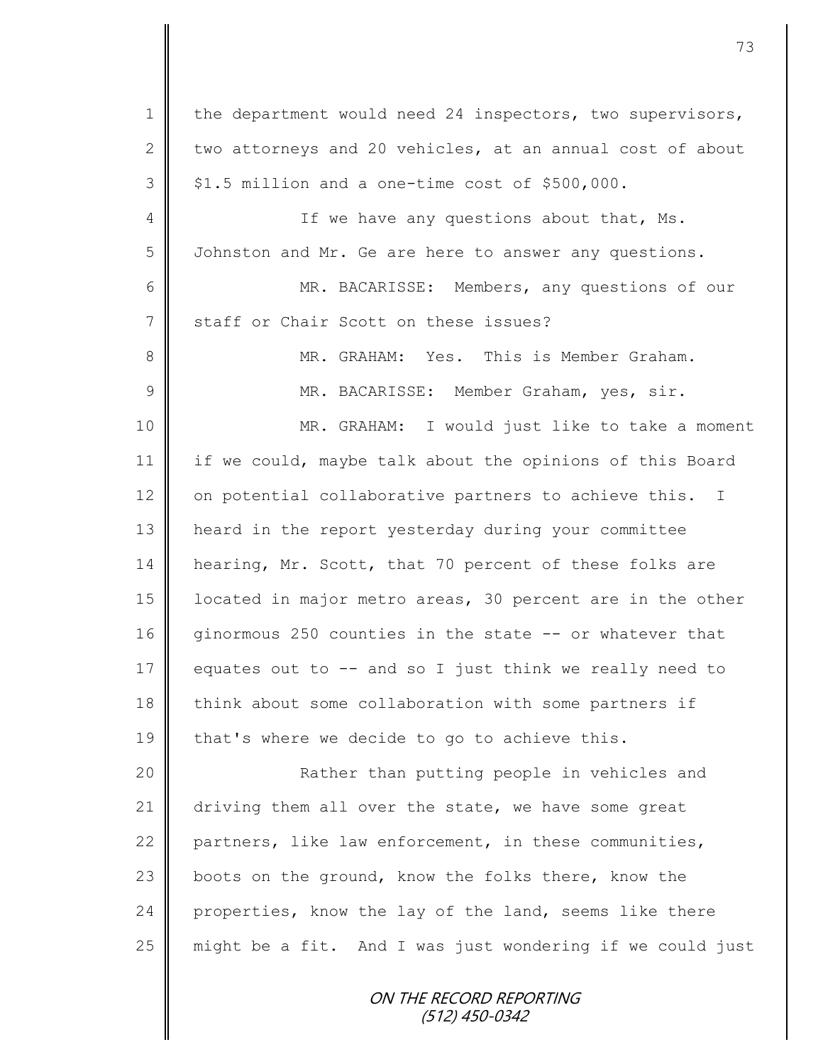the department would need 24 inspectors, two supervisors, two attorneys and 20 vehicles, at an annual cost of about $1.5 million and a one-time cost of $500,000.

If we have any questions about that, Ms. Johnston and Mr. Ge are here to answer any questions.

MR. BACARISSE: Members, any questions of our staff or Chair Scott on these issues?

MR. GRAHAM: Yes. This is Member Graham.

MR. BACARISSE: Member Graham, yes, sir.

MR. GRAHAM: I would just like to take a moment if we could, maybe talk about the opinions of this Board on potential collaborative partners to achieve this. I heard in the report yesterday during your committee hearing, Mr. Scott, that 70 percent of these folks are located in major metro areas, 30 percent are in the other ginormous 250 counties in the state -- or whatever that equates out to -- and so I just think we really need to think about some collaboration with some partners if that's where we decide to go to achieve this.

Rather than putting people in vehicles and driving them all over the state, we have some great partners, like law enforcement, in these communities, boots on the ground, know the folks there, know the properties, know the lay of the land, seems like there might be a fit. And I was just wondering if we could just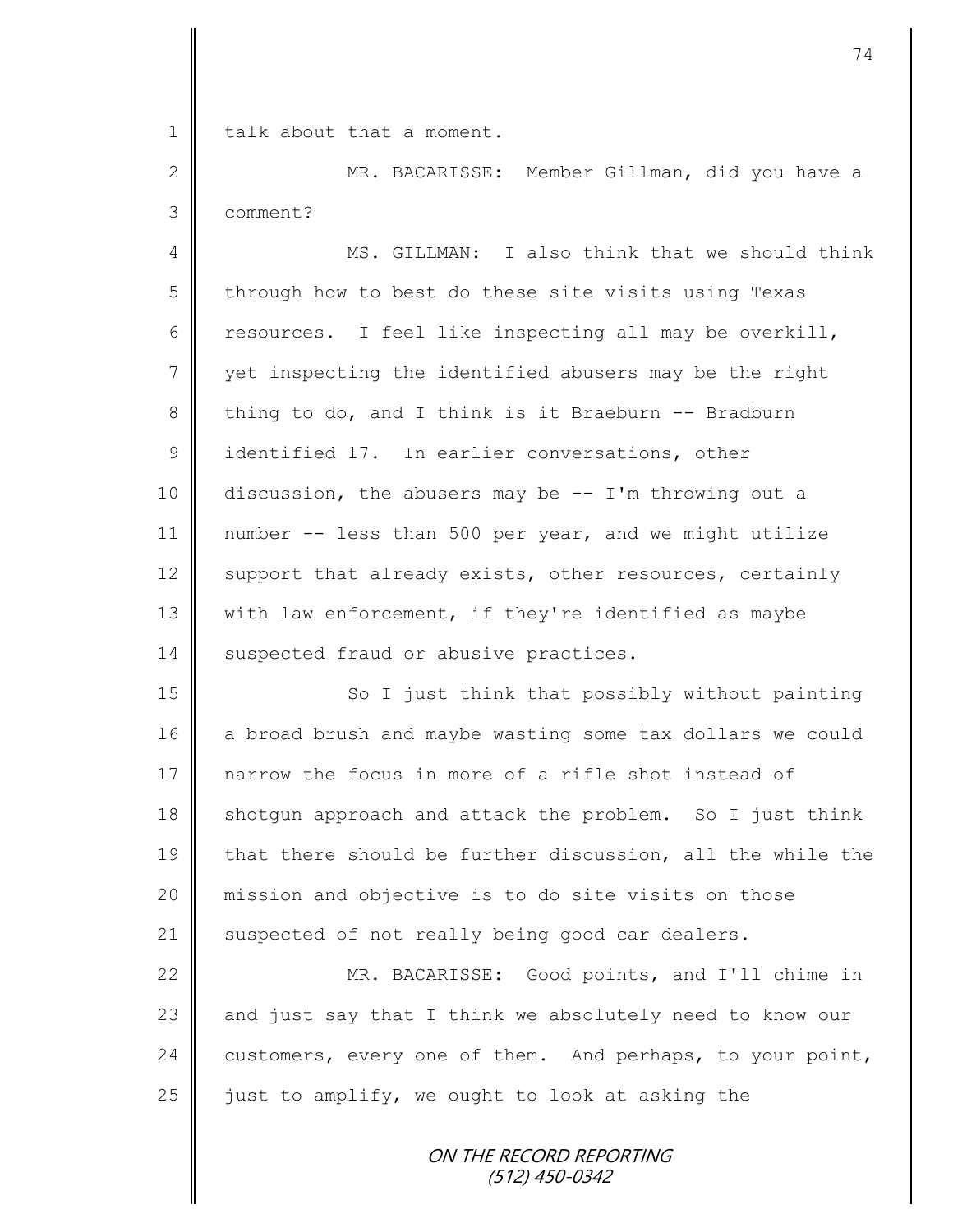talk about that a moment.

MR. BACARISSE: Member Gillman, did you have a comment?

MS. GILLMAN: I also think that we should think through how to best do these site visits using Texas resources. I feel like inspecting all may be overkill, yet inspecting the identified abusers may be the right thing to do, and I think is it Braeburn -- Bradburn identified 17. In earlier conversations, other discussion, the abusers may be -- I'm throwing out a number -- less than 500 per year, and we might utilize support that already exists, other resources, certainly with law enforcement, if they're identified as maybe suspected fraud or abusive practices.

So I just think that possibly without painting a broad brush and maybe wasting some tax dollars we could narrow the focus in more of a rifle shot instead of shotgun approach and attack the problem. So I just think that there should be further discussion, all the while the mission and objective is to do site visits on those suspected of not really being good car dealers.

MR. BACARISSE: Good points, and I'll chime in and just say that I think we absolutely need to know our customers, every one of them. And perhaps, to your point, just to amplify, we ought to look at asking the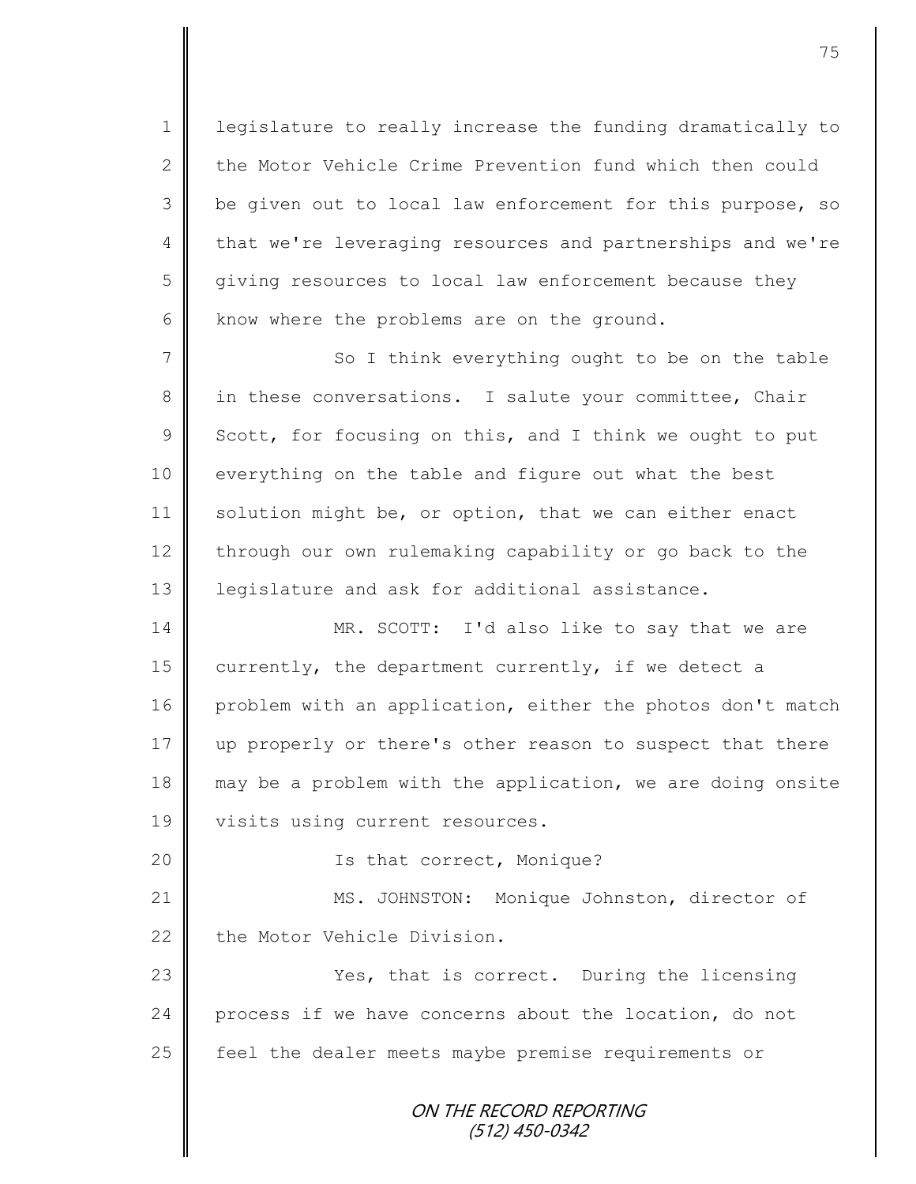legislature to really increase the funding dramatically to the Motor Vehicle Crime Prevention fund which then could be given out to local law enforcement for this purpose, so that we're leveraging resources and partnerships and we're giving resources to local law enforcement because they know where the problems are on the ground.

So I think everything ought to be on the table in these conversations. I salute your committee, Chair Scott, for focusing on this, and I think we ought to put everything on the table and figure out what the best solution might be, or option, that we can either enact through our own rulemaking capability or go back to the legislature and ask for additional assistance.

MR. SCOTT: I'd also like to say that we are currently, the department currently, if we detect a problem with an application, either the photos don't match up properly or there's other reason to suspect that there may be a problem with the application, we are doing onsite visits using current resources.

Is that correct, Monique?

MS. JOHNSTON: Monique Johnston, director of the Motor Vehicle Division.

Yes, that is correct. During the licensing process if we have concerns about the location, do not feel the dealer meets maybe premise requirements or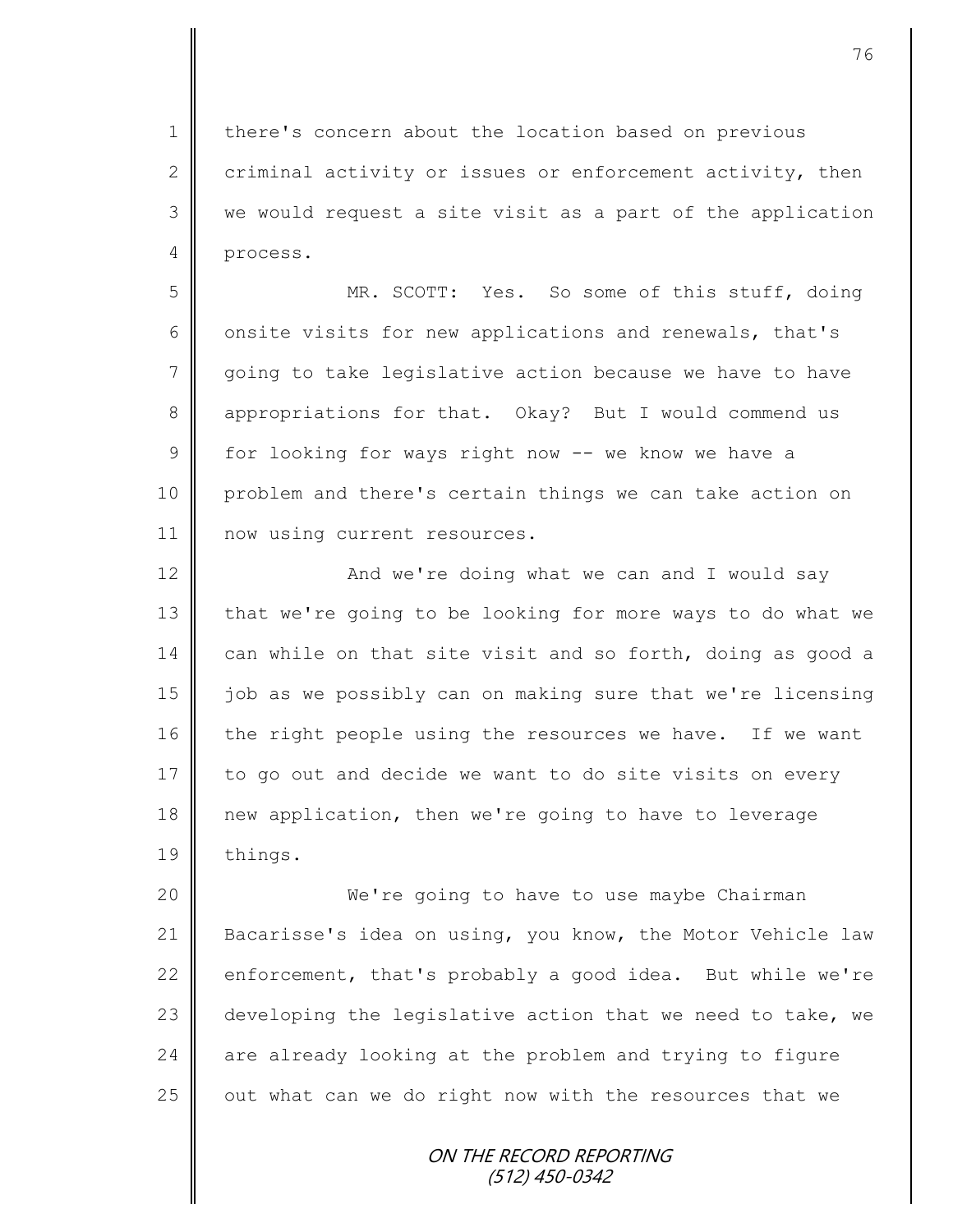there's concern about the location based on previous criminal activity or issues or enforcement activity, then we would request a site visit as a part of the application process.

MR. SCOTT: Yes. So some of this stuff, doing onsite visits for new applications and renewals, that's going to take legislative action because we have to have appropriations for that. Okay? But I would commend us for looking for ways right now -- we know we have a problem and there's certain things we can take action on now using current resources.

And we're doing what we can and I would say that we're going to be looking for more ways to do what we can while on that site visit and so forth, doing as good a job as we possibly can on making sure that we're licensing the right people using the resources we have. If we want to go out and decide we want to do site visits on every new application, then we're going to have to leverage things.

We're going to have to use maybe Chairman Bacarisse's idea on using, you know, the Motor Vehicle law enforcement, that's probably a good idea. But while we're developing the legislative action that we need to take, we are already looking at the problem and trying to figure out what can we do right now with the resources that we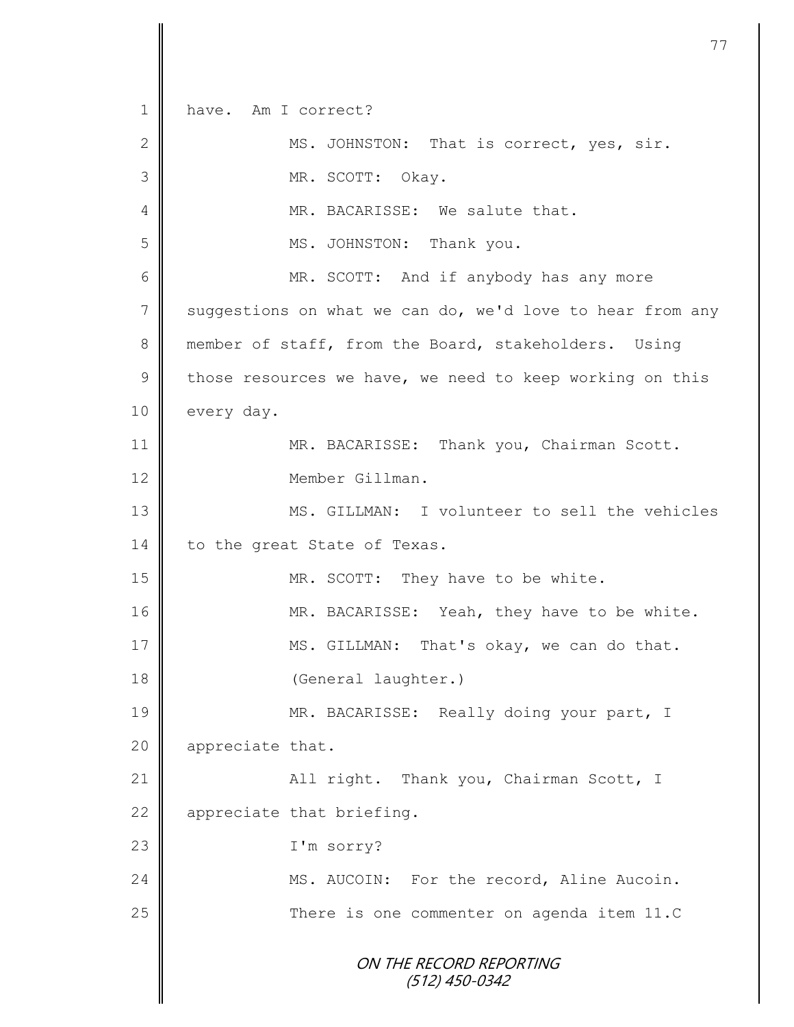1 have. Am I correct?

2 MS. JOHNSTON: That is correct, yes, sir.

3 MR. SCOTT: Okay.

4 MR. BACARISSE: We salute that.

5 MS. JOHNSTON: Thank you.

6 MR. SCOTT: And if anybody has any more

7 suggestions on what we can do, we'd love to hear from any

8 member of staff, from the Board, stakeholders. Using

9 those resources we have, we need to keep working on this

10 every day.

11 MR. BACARISSE: Thank you, Chairman Scott.

12 Member Gillman.

13 MS. GILLMAN: I volunteer to sell the vehicles

14 to the great State of Texas.

15 MR. SCOTT: They have to be white.

16 MR. BACARISSE: Yeah, they have to be white.

17 MS. GILLMAN: That's okay, we can do that.

18 (General laughter.)

19 MR. BACARISSE: Really doing your part, I

20 appreciate that.

21 All right. Thank you, Chairman Scott, I

22 appreciate that briefing.

23 I'm sorry?

24 MS. AUCOIN: For the record, Aline Aucoin.

25 There is one commenter on agenda item 11.C

ON THE RECORD REPORTING
(512) 450-0342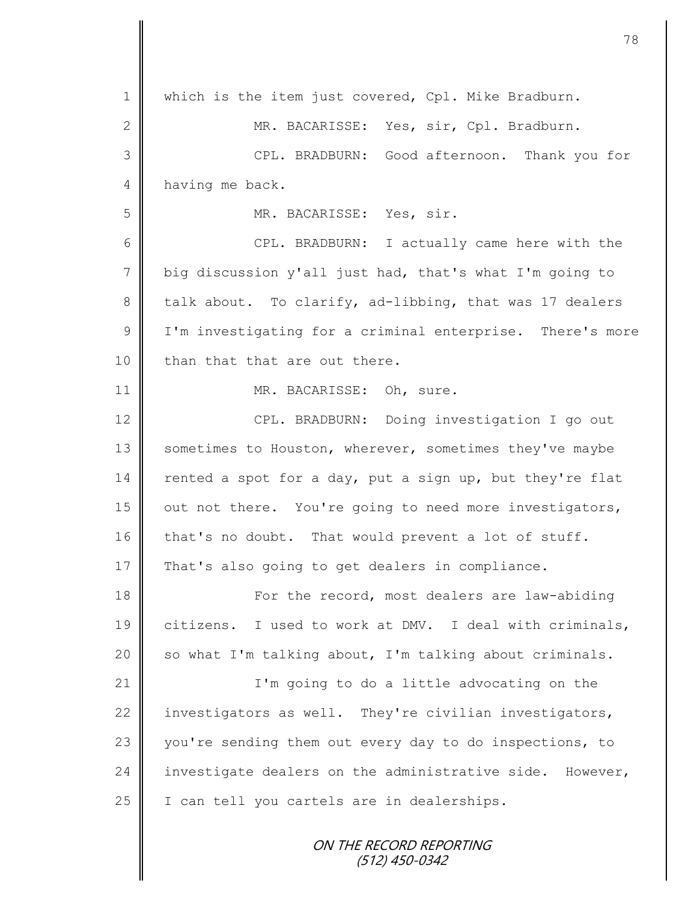1 which is the item just covered, Cpl. Mike Bradburn.

2 MR. BACARISSE: Yes, sir, Cpl. Bradburn.

3 CPL. BRADBURN: Good afternoon. Thank you for

4 having me back.

5 MR. BACARISSE: Yes, sir.

6 CPL. BRADBURN: I actually came here with the

7 big discussion y'all just had, that's what I'm going to

8 talk about. To clarify, ad-libbing, that was 17 dealers

9 I'm investigating for a criminal enterprise. There's more

10 than that that are out there.

11 MR. BACARISSE: Oh, sure.

12 CPL. BRADBURN: Doing investigation I go out

13 sometimes to Houston, wherever, sometimes they've maybe

14 rented a spot for a day, put a sign up, but they're flat

15 out not there. You're going to need more investigators,

16 that's no doubt. That would prevent a lot of stuff.

17 That's also going to get dealers in compliance.

18 For the record, most dealers are law-abiding

19 citizens. I used to work at DMV. I deal with criminals,

20 so what I'm talking about, I'm talking about criminals.

21 I'm going to do a little advocating on the

22 investigators as well. They're civilian investigators,

23 you're sending them out every day to do inspections, to

24 investigate dealers on the administrative side. However,

25 I can tell you cartels are in dealerships.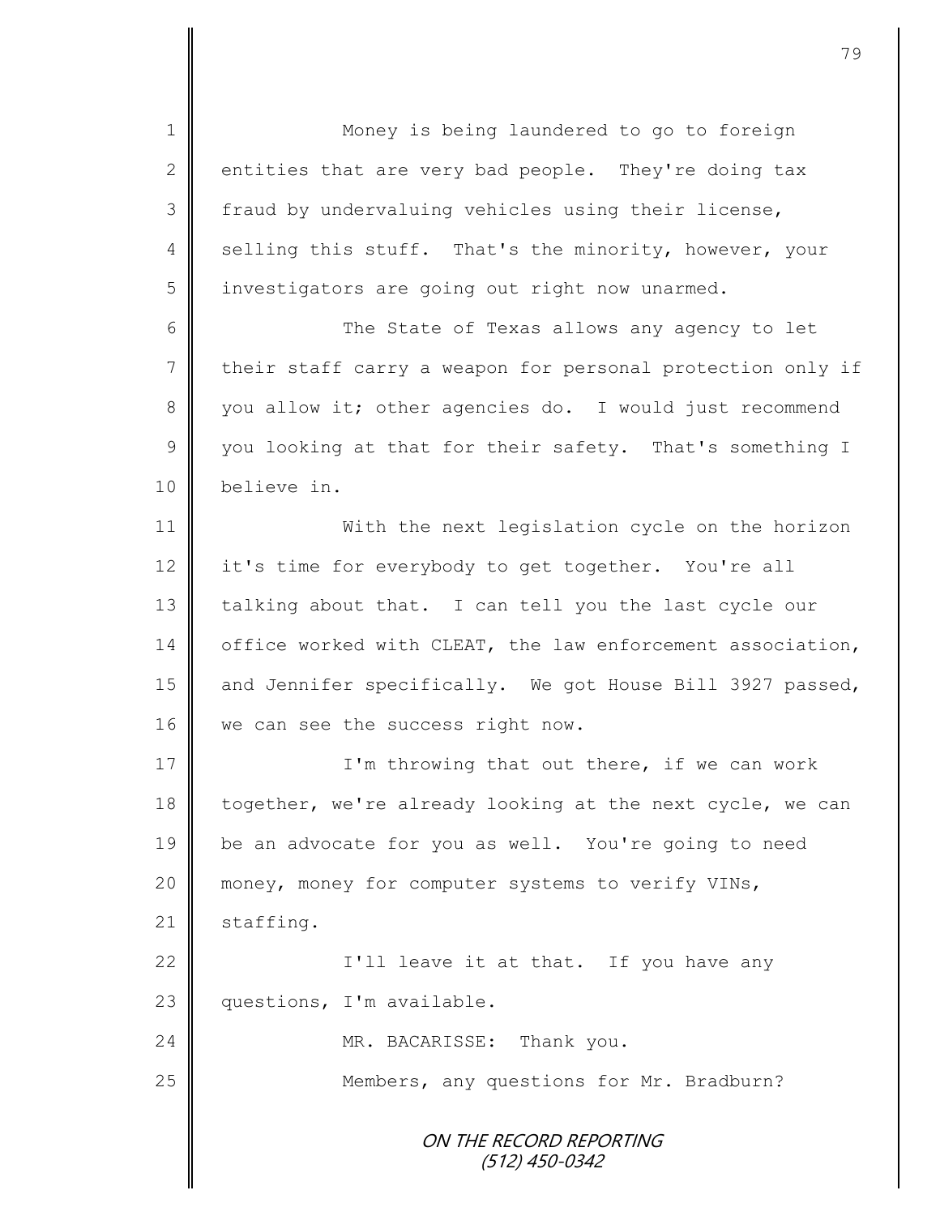Money is being laundered to go to foreign entities that are very bad people. They're doing tax fraud by undervaluing vehicles using their license, selling this stuff. That's the minority, however, your investigators are going out right now unarmed.

The State of Texas allows any agency to let their staff carry a weapon for personal protection only if you allow it; other agencies do. I would just recommend you looking at that for their safety. That's something I believe in.

With the next legislation cycle on the horizon it's time for everybody to get together. You're all talking about that. I can tell you the last cycle our office worked with CLEAT, the law enforcement association, and Jennifer specifically. We got House Bill 3927 passed, we can see the success right now.

I'm throwing that out there, if we can work together, we're already looking at the next cycle, we can be an advocate for you as well. You're going to need money, money for computer systems to verify VINs, staffing.

I'll leave it at that. If you have any questions, I'm available.

MR. BACARISSE: Thank you.

Members, any questions for Mr. Bradburn?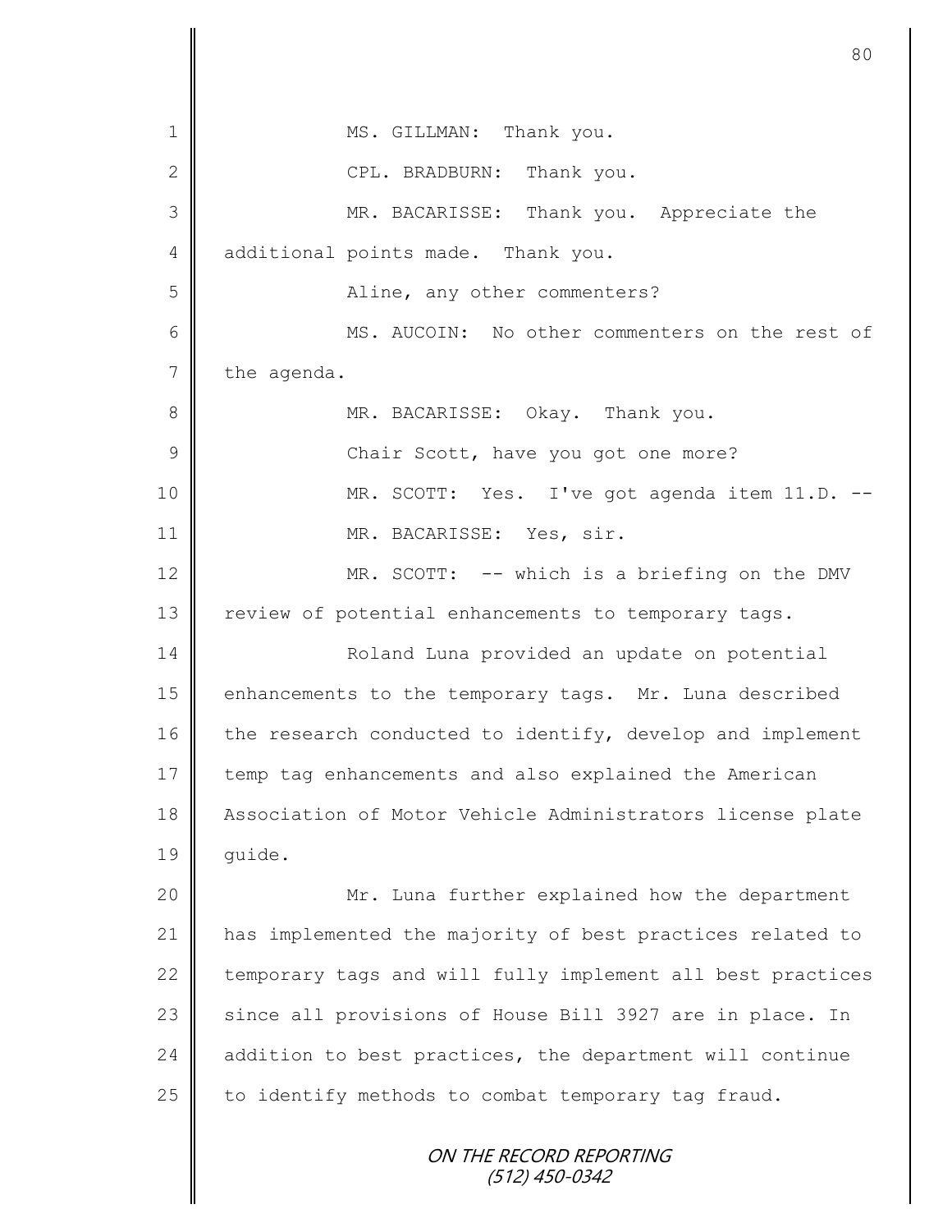MS. GILLMAN: Thank you.

CPL. BRADBURN: Thank you.

MR. BACARISSE: Thank you. Appreciate the additional points made. Thank you.

Aline, any other commenters?

MS. AUCOIN: No other commenters on the rest of the agenda.

MR. BACARISSE: Okay. Thank you.

Chair Scott, have you got one more?

MR. SCOTT: Yes. I've got agenda item 11.D. --

MR. BACARISSE: Yes, sir.

MR. SCOTT: -- which is a briefing on the DMV review of potential enhancements to temporary tags.

Roland Luna provided an update on potential enhancements to the temporary tags. Mr. Luna described the research conducted to identify, develop and implement temp tag enhancements and also explained the American Association of Motor Vehicle Administrators license plate guide.

Mr. Luna further explained how the department has implemented the majority of best practices related to temporary tags and will fully implement all best practices since all provisions of House Bill 3927 are in place. In addition to best practices, the department will continue to identify methods to combat temporary tag fraud.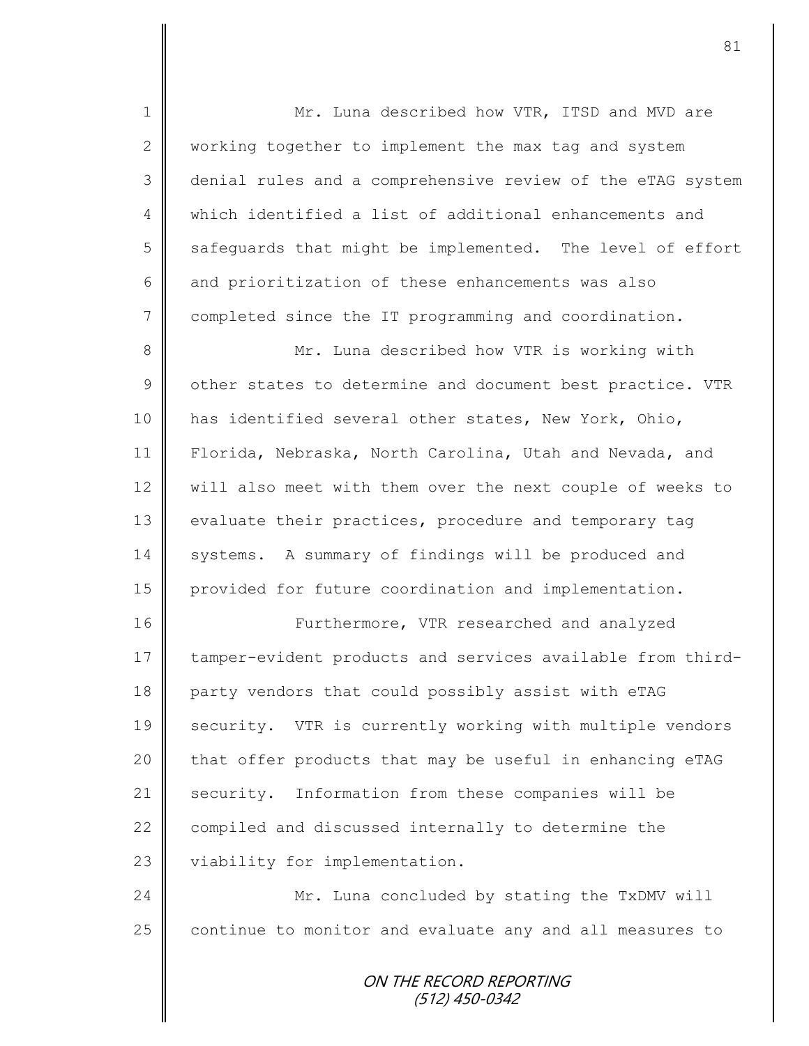Mr. Luna described how VTR, ITSD and MVD are working together to implement the max tag and system denial rules and a comprehensive review of the eTAG system which identified a list of additional enhancements and safeguards that might be implemented. The level of effort and prioritization of these enhancements was also completed since the IT programming and coordination.

Mr. Luna described how VTR is working with other states to determine and document best practice. VTR has identified several other states, New York, Ohio, Florida, Nebraska, North Carolina, Utah and Nevada, and will also meet with them over the next couple of weeks to evaluate their practices, procedure and temporary tag systems. A summary of findings will be produced and provided for future coordination and implementation.

Furthermore, VTR researched and analyzed tamper-evident products and services available from third-party vendors that could possibly assist with eTAG security. VTR is currently working with multiple vendors that offer products that may be useful in enhancing eTAG security. Information from these companies will be compiled and discussed internally to determine the viability for implementation.

Mr. Luna concluded by stating the TxDMV will continue to monitor and evaluate any and all measures to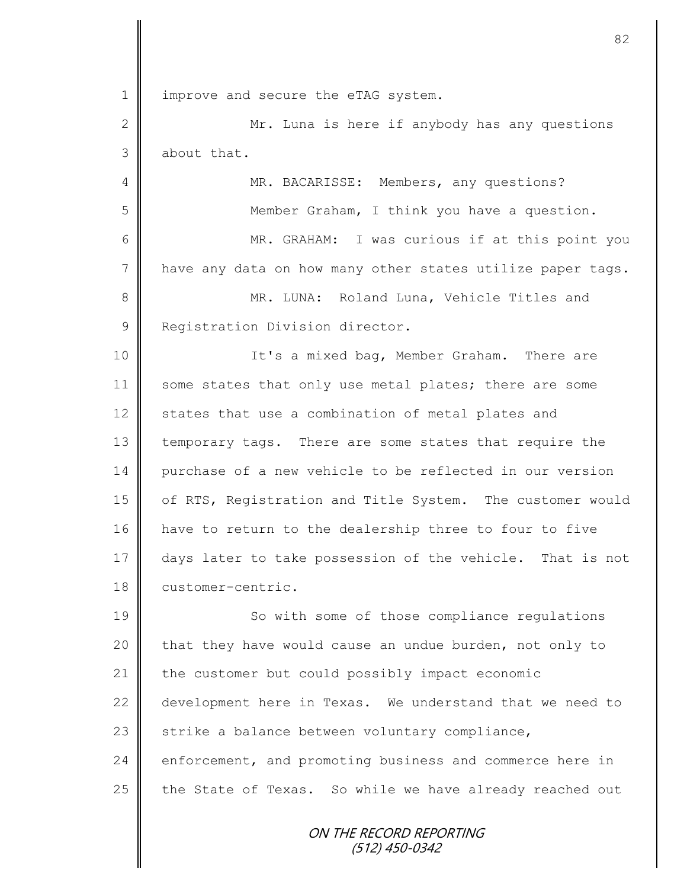improve and secure the eTAG system.

Mr. Luna is here if anybody has any questions about that.

MR. BACARISSE: Members, any questions?

Member Graham, I think you have a question.

MR. GRAHAM: I was curious if at this point you have any data on how many other states utilize paper tags.

MR. LUNA: Roland Luna, Vehicle Titles and Registration Division director.

It's a mixed bag, Member Graham. There are some states that only use metal plates; there are some states that use a combination of metal plates and temporary tags. There are some states that require the purchase of a new vehicle to be reflected in our version of RTS, Registration and Title System. The customer would have to return to the dealership three to four to five days later to take possession of the vehicle. That is not customer-centric.

So with some of those compliance regulations that they have would cause an undue burden, not only to the customer but could possibly impact economic development here in Texas. We understand that we need to strike a balance between voluntary compliance, enforcement, and promoting business and commerce here in the State of Texas. So while we have already reached out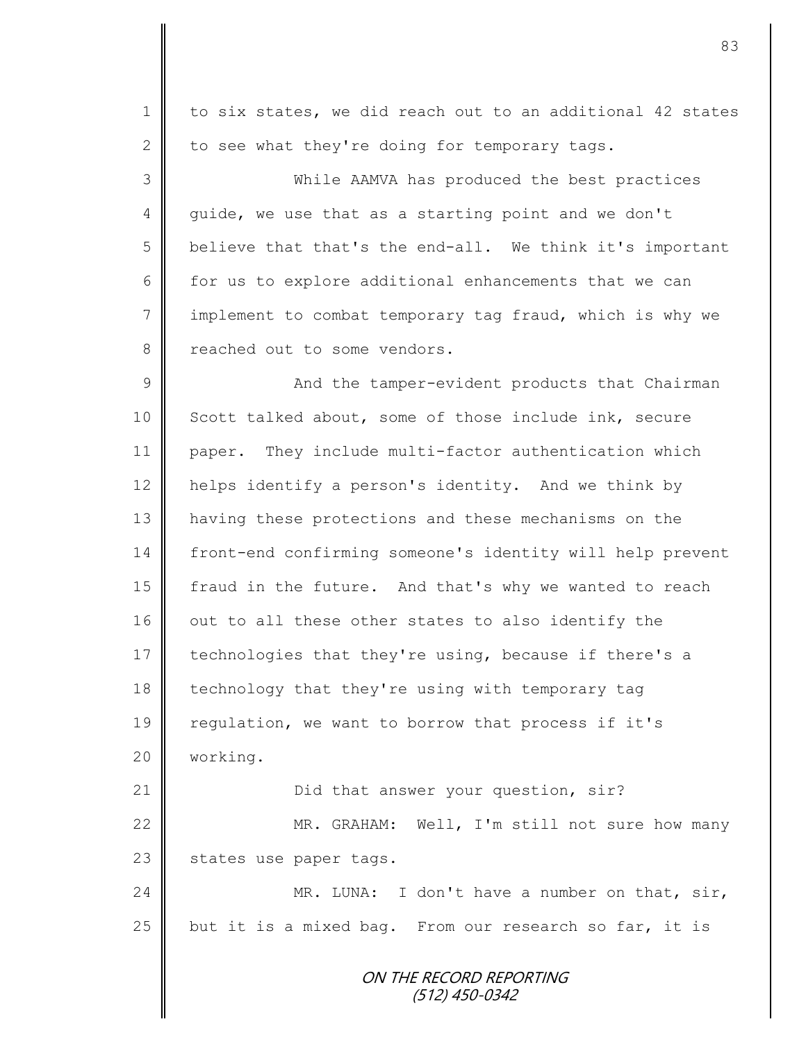to six states, we did reach out to an additional 42 states to see what they're doing for temporary tags.

While AAMVA has produced the best practices guide, we use that as a starting point and we don't believe that that's the end-all. We think it's important for us to explore additional enhancements that we can implement to combat temporary tag fraud, which is why we reached out to some vendors.

And the tamper-evident products that Chairman Scott talked about, some of those include ink, secure paper. They include multi-factor authentication which helps identify a person's identity. And we think by having these protections and these mechanisms on the front-end confirming someone's identity will help prevent fraud in the future. And that's why we wanted to reach out to all these other states to also identify the technologies that they're using, because if there's a technology that they're using with temporary tag regulation, we want to borrow that process if it's working.

Did that answer your question, sir?

MR. GRAHAM: Well, I'm still not sure how many states use paper tags.

MR. LUNA: I don't have a number on that, sir, but it is a mixed bag. From our research so far, it is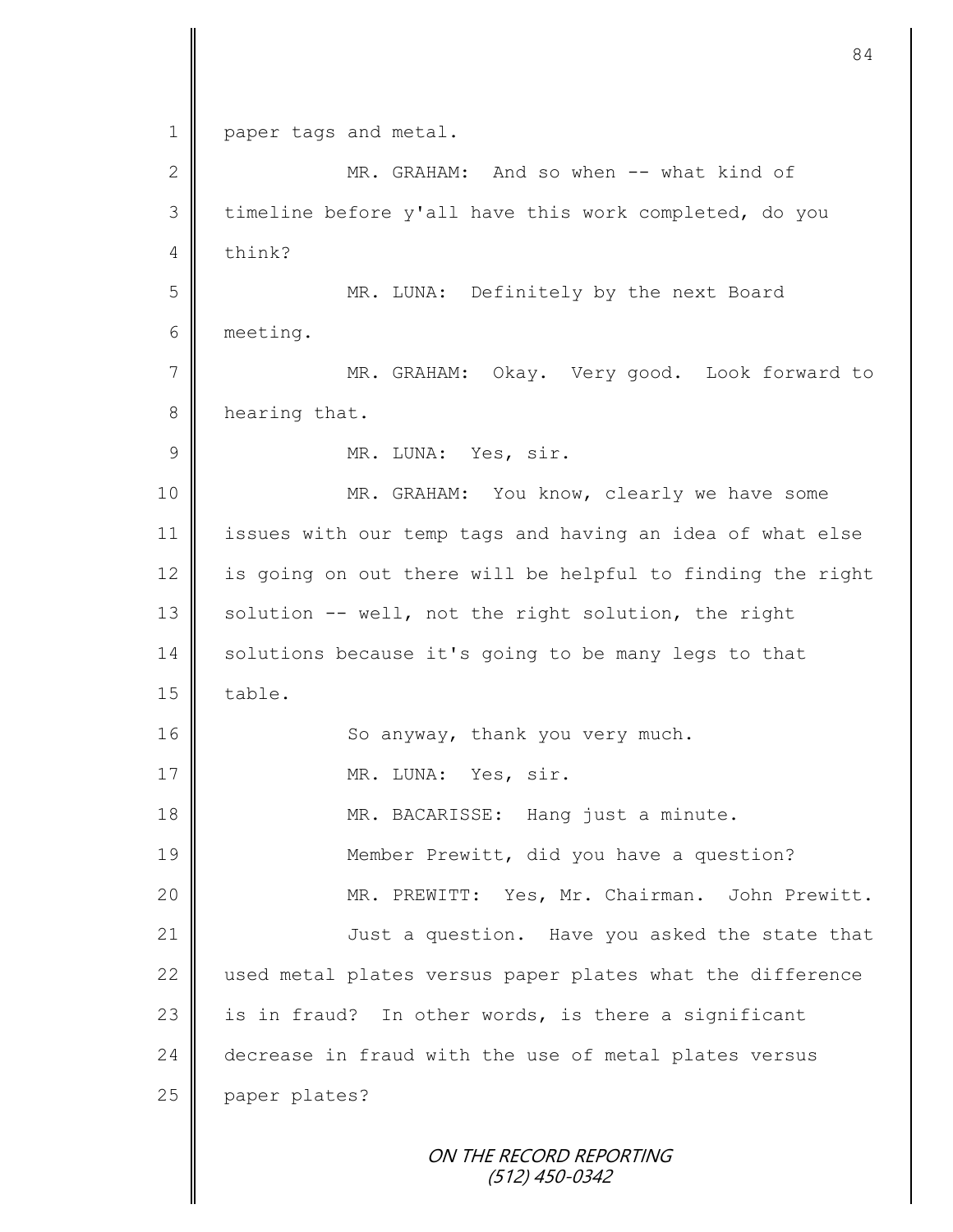paper tags and metal.

MR. GRAHAM: And so when -- what kind of timeline before y'all have this work completed, do you think?

MR. LUNA: Definitely by the next Board meeting.

MR. GRAHAM: Okay. Very good. Look forward to hearing that.

MR. LUNA: Yes, sir.

MR. GRAHAM: You know, clearly we have some issues with our temp tags and having an idea of what else is going on out there will be helpful to finding the right solution -- well, not the right solution, the right solutions because it's going to be many legs to that table.

So anyway, thank you very much.

MR. LUNA: Yes, sir.

MR. BACARISSE: Hang just a minute.

Member Prewitt, did you have a question?

MR. PREWITT: Yes, Mr. Chairman. John Prewitt.

Just a question. Have you asked the state that used metal plates versus paper plates what the difference is in fraud? In other words, is there a significant decrease in fraud with the use of metal plates versus paper plates?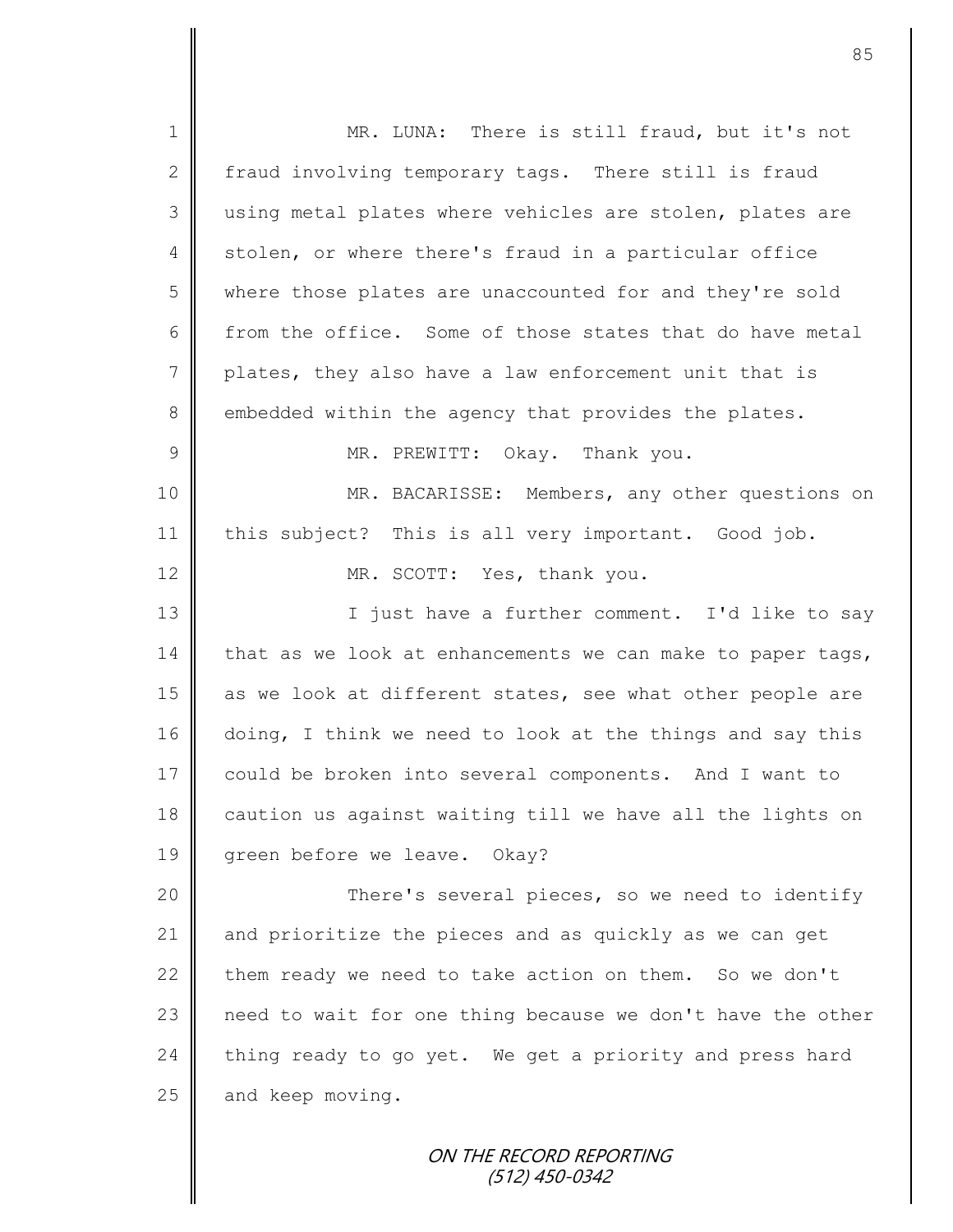MR. LUNA: There is still fraud, but it's not fraud involving temporary tags. There still is fraud using metal plates where vehicles are stolen, plates are stolen, or where there's fraud in a particular office where those plates are unaccounted for and they're sold from the office. Some of those states that do have metal plates, they also have a law enforcement unit that is embedded within the agency that provides the plates.

MR. PREWITT: Okay. Thank you.

MR. BACARISSE: Members, any other questions on this subject? This is all very important. Good job.

MR. SCOTT: Yes, thank you.

I just have a further comment. I'd like to say that as we look at enhancements we can make to paper tags, as we look at different states, see what other people are doing, I think we need to look at the things and say this could be broken into several components. And I want to caution us against waiting till we have all the lights on green before we leave. Okay?

There's several pieces, so we need to identify and prioritize the pieces and as quickly as we can get them ready we need to take action on them. So we don't need to wait for one thing because we don't have the other thing ready to go yet. We get a priority and press hard and keep moving.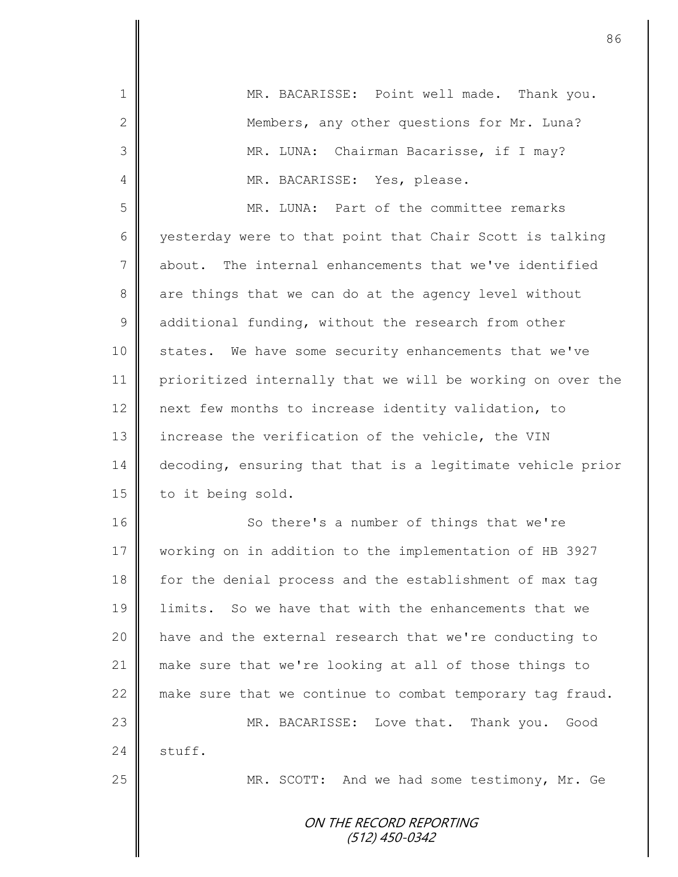MR. BACARISSE: Point well made. Thank you. Members, any other questions for Mr. Luna?

MR. LUNA: Chairman Bacarisse, if I may?

MR. BACARISSE: Yes, please.

MR. LUNA: Part of the committee remarks yesterday were to that point that Chair Scott is talking about. The internal enhancements that we've identified are things that we can do at the agency level without additional funding, without the research from other states. We have some security enhancements that we've prioritized internally that we will be working on over the next few months to increase identity validation, to increase the verification of the vehicle, the VIN decoding, ensuring that that is a legitimate vehicle prior to it being sold.

So there's a number of things that we're working on in addition to the implementation of HB 3927 for the denial process and the establishment of max tag limits. So we have that with the enhancements that we have and the external research that we're conducting to make sure that we're looking at all of those things to make sure that we continue to combat temporary tag fraud.

MR. BACARISSE: Love that. Thank you. Good stuff.

MR. SCOTT: And we had some testimony, Mr. Ge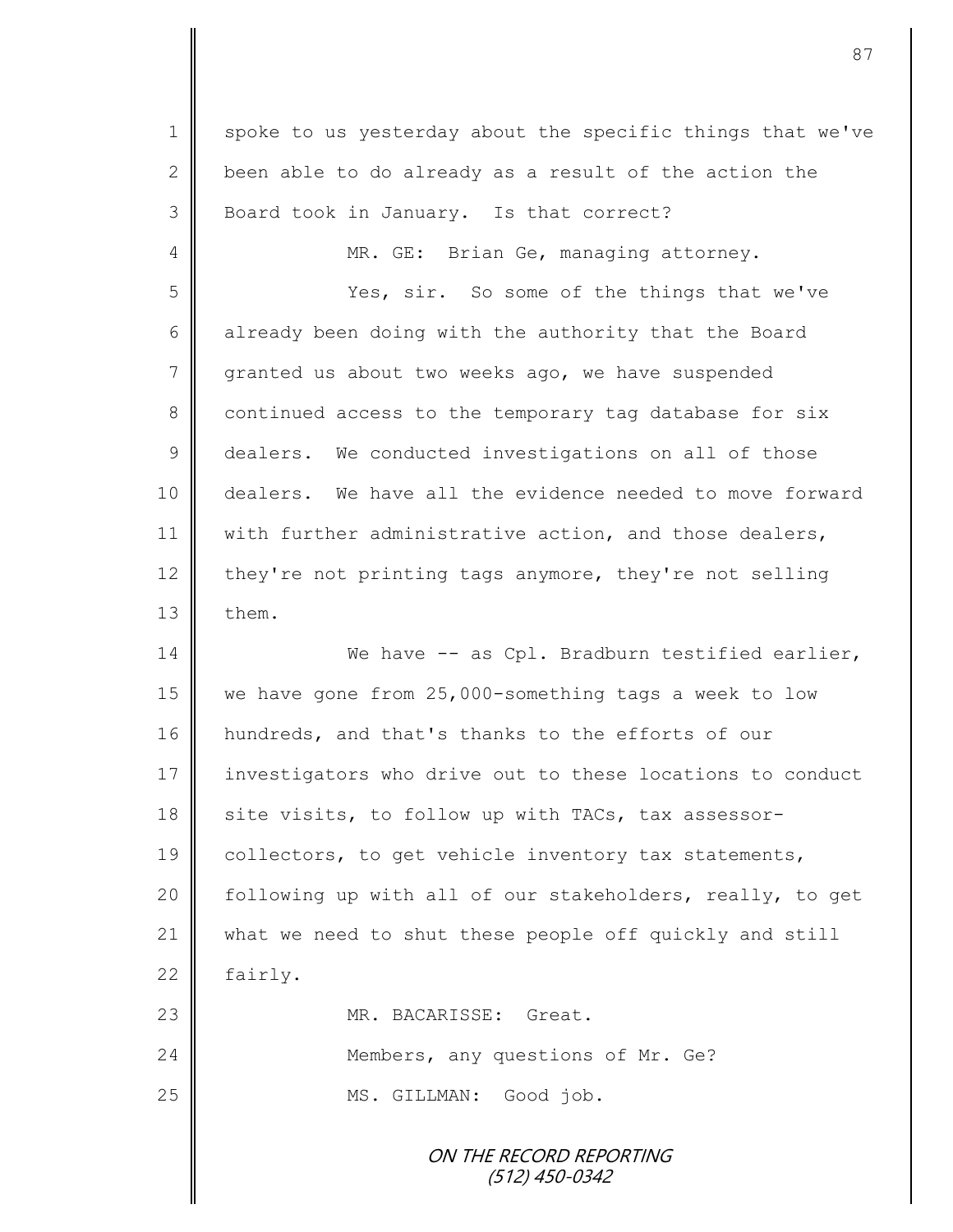spoke to us yesterday about the specific things that we've been able to do already as a result of the action the Board took in January. Is that correct?

MR. GE: Brian Ge, managing attorney.

Yes, sir. So some of the things that we've already been doing with the authority that the Board granted us about two weeks ago, we have suspended continued access to the temporary tag database for six dealers. We conducted investigations on all of those dealers. We have all the evidence needed to move forward with further administrative action, and those dealers, they're not printing tags anymore, they're not selling them.

We have -- as Cpl. Bradburn testified earlier, we have gone from 25,000-something tags a week to low hundreds, and that's thanks to the efforts of our investigators who drive out to these locations to conduct site visits, to follow up with TACs, tax assessor-collectors, to get vehicle inventory tax statements, following up with all of our stakeholders, really, to get what we need to shut these people off quickly and still fairly.

MR. BACARISSE: Great.

Members, any questions of Mr. Ge?

MS. GILLMAN: Good job.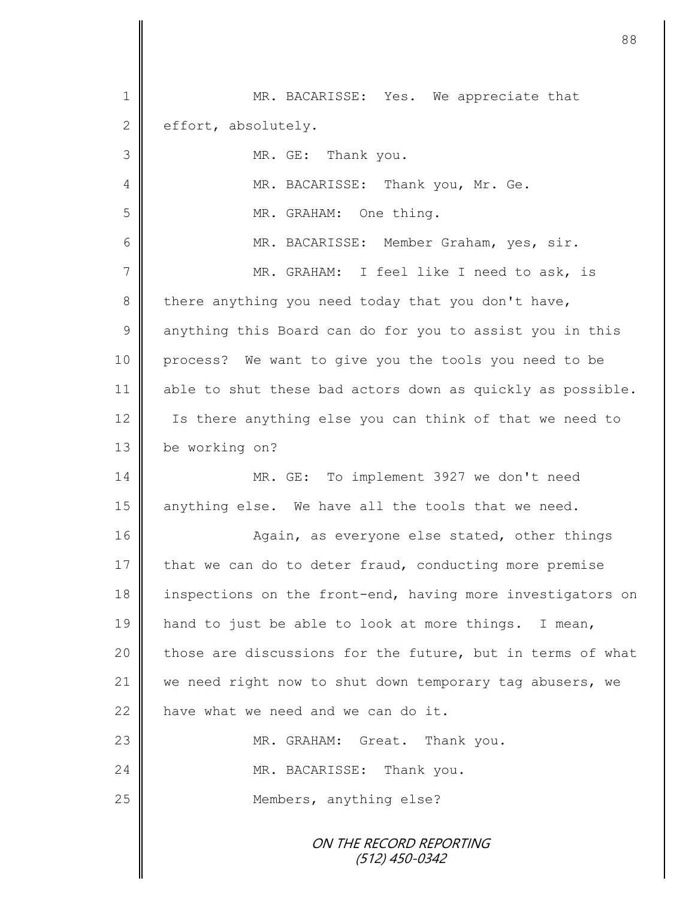MR. BACARISSE: Yes. We appreciate that effort, absolutely.

MR. GE: Thank you.

MR. BACARISSE: Thank you, Mr. Ge.

MR. GRAHAM: One thing.

MR. BACARISSE: Member Graham, yes, sir.

MR. GRAHAM: I feel like I need to ask, is there anything you need today that you don't have, anything this Board can do for you to assist you in this process? We want to give you the tools you need to be able to shut these bad actors down as quickly as possible. Is there anything else you can think of that we need to be working on?

MR. GE: To implement 3927 we don't need anything else. We have all the tools that we need.

Again, as everyone else stated, other things that we can do to deter fraud, conducting more premise inspections on the front-end, having more investigators on hand to just be able to look at more things. I mean, those are discussions for the future, but in terms of what we need right now to shut down temporary tag abusers, we have what we need and we can do it.

MR. GRAHAM: Great. Thank you.

MR. BACARISSE: Thank you.

Members, anything else?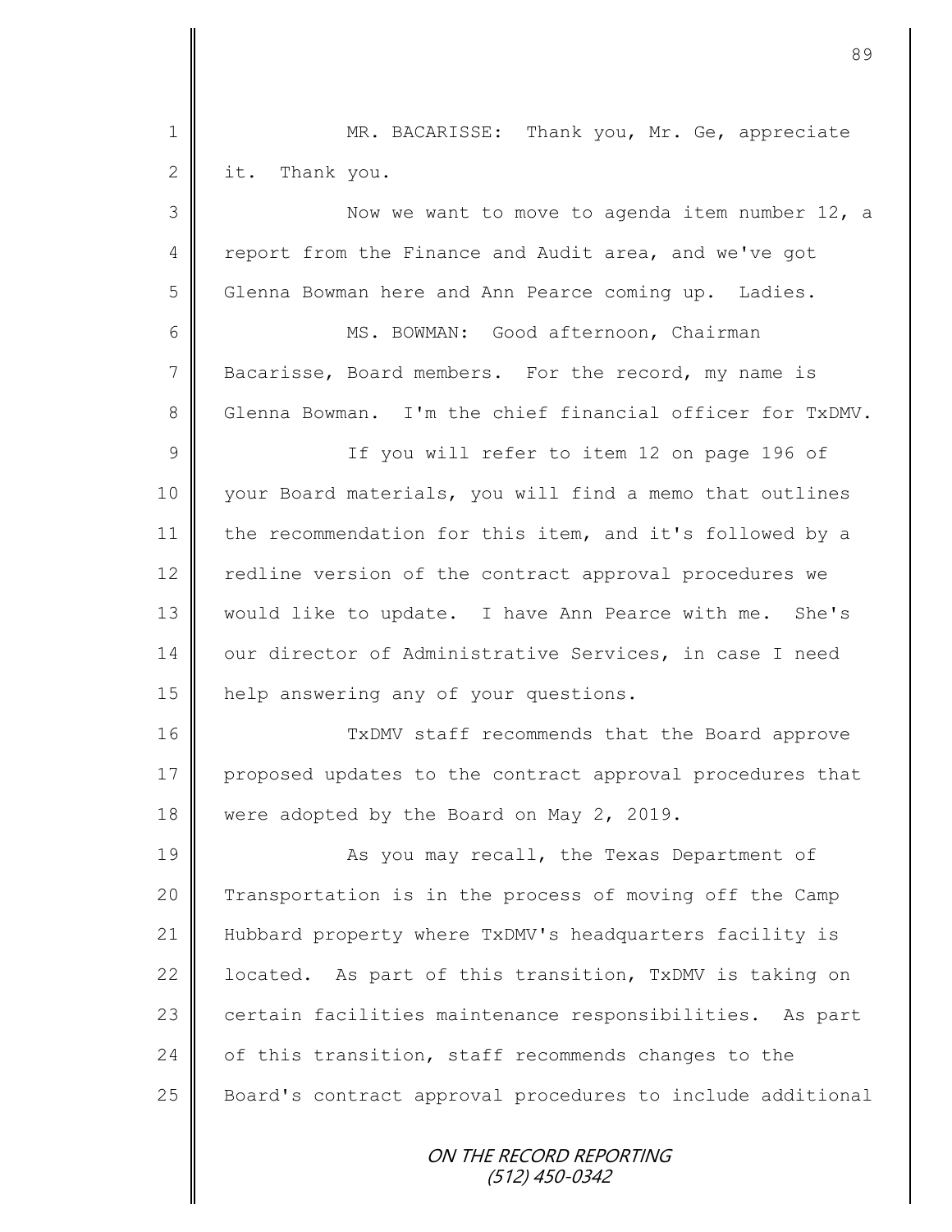MR. BACARISSE: Thank you, Mr. Ge, appreciate it. Thank you.

Now we want to move to agenda item number 12, a report from the Finance and Audit area, and we've got Glenna Bowman here and Ann Pearce coming up. Ladies.

MS. BOWMAN: Good afternoon, Chairman Bacarisse, Board members. For the record, my name is Glenna Bowman. I'm the chief financial officer for TxDMV.

If you will refer to item 12 on page 196 of your Board materials, you will find a memo that outlines the recommendation for this item, and it's followed by a redline version of the contract approval procedures we would like to update. I have Ann Pearce with me. She's our director of Administrative Services, in case I need help answering any of your questions.

TxDMV staff recommends that the Board approve proposed updates to the contract approval procedures that were adopted by the Board on May 2, 2019.

As you may recall, the Texas Department of Transportation is in the process of moving off the Camp Hubbard property where TxDMV's headquarters facility is located. As part of this transition, TxDMV is taking on certain facilities maintenance responsibilities. As part of this transition, staff recommends changes to the Board's contract approval procedures to include additional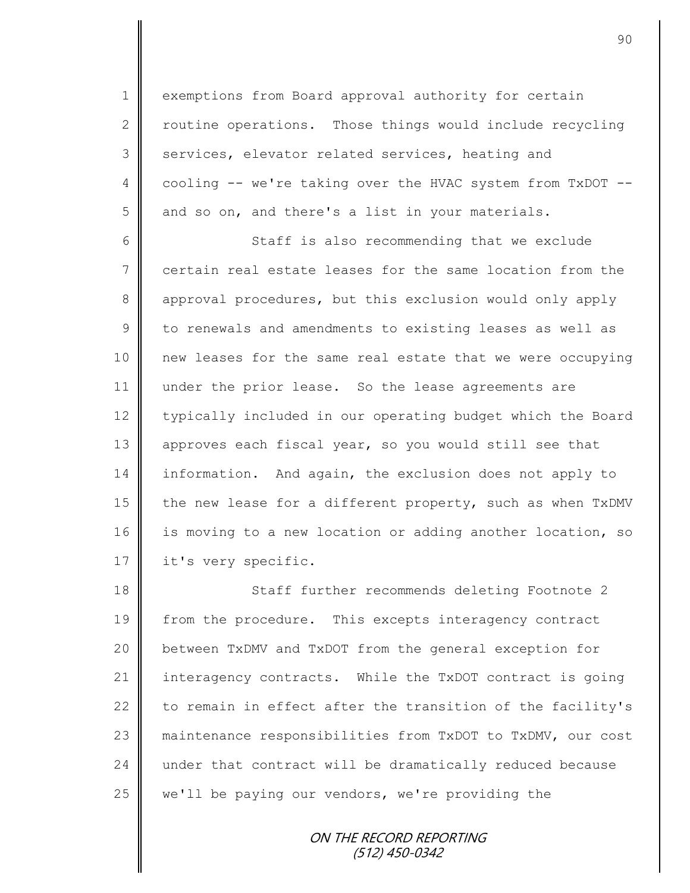exemptions from Board approval authority for certain routine operations. Those things would include recycling services, elevator related services, heating and cooling -- we're taking over the HVAC system from TxDOT -- and so on, and there's a list in your materials.

Staff is also recommending that we exclude certain real estate leases for the same location from the approval procedures, but this exclusion would only apply to renewals and amendments to existing leases as well as new leases for the same real estate that we were occupying under the prior lease. So the lease agreements are typically included in our operating budget which the Board approves each fiscal year, so you would still see that information. And again, the exclusion does not apply to the new lease for a different property, such as when TxDMV is moving to a new location or adding another location, so it's very specific.

Staff further recommends deleting Footnote 2 from the procedure. This excepts interagency contract between TxDMV and TxDOT from the general exception for interagency contracts. While the TxDOT contract is going to remain in effect after the transition of the facility's maintenance responsibilities from TxDOT to TxDMV, our cost under that contract will be dramatically reduced because we'll be paying our vendors, we're providing the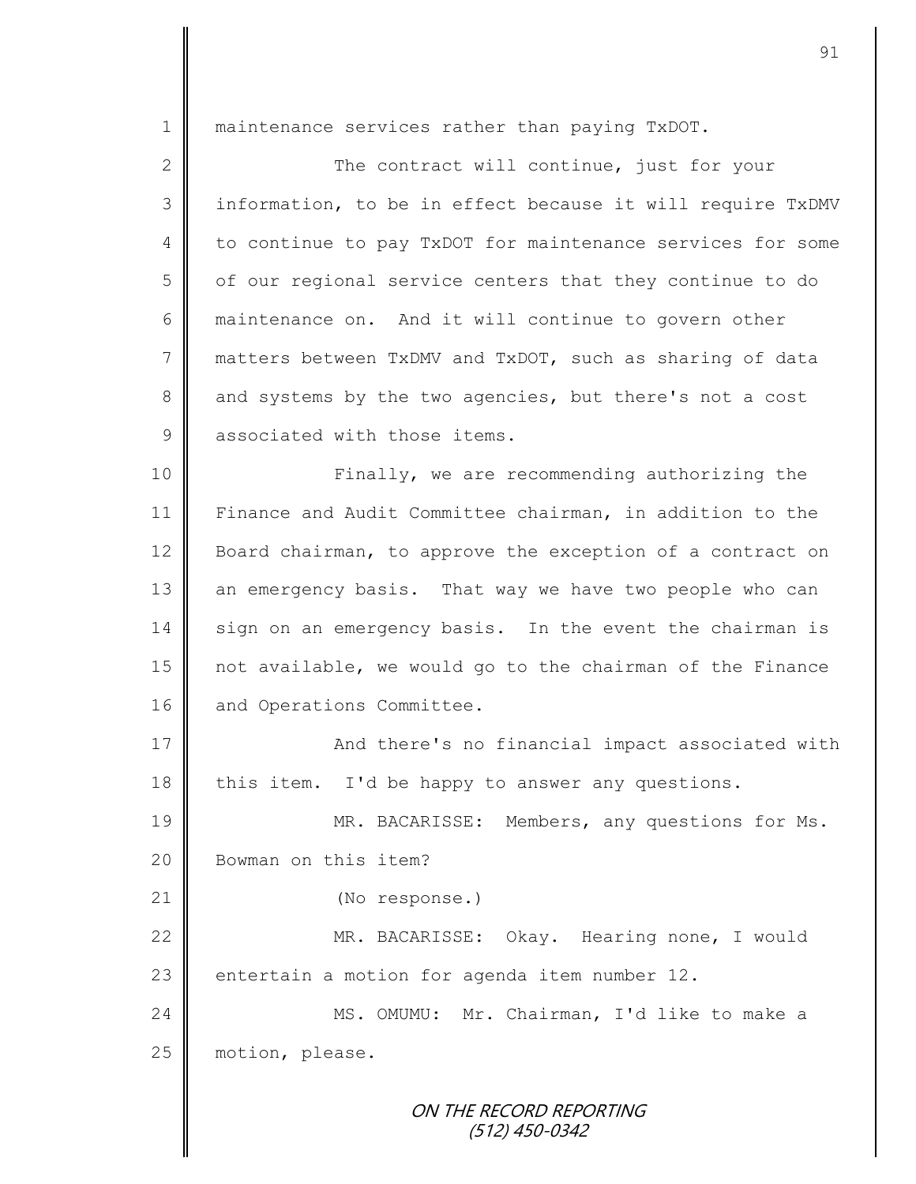maintenance services rather than paying TxDOT.

The contract will continue, just for your information, to be in effect because it will require TxDMV to continue to pay TxDOT for maintenance services for some of our regional service centers that they continue to do maintenance on. And it will continue to govern other matters between TxDMV and TxDOT, such as sharing of data and systems by the two agencies, but there's not a cost associated with those items.

Finally, we are recommending authorizing the Finance and Audit Committee chairman, in addition to the Board chairman, to approve the exception of a contract on an emergency basis. That way we have two people who can sign on an emergency basis. In the event the chairman is not available, we would go to the chairman of the Finance and Operations Committee.

And there's no financial impact associated with this item. I'd be happy to answer any questions.

MR. BACARISSE: Members, any questions for Ms. Bowman on this item?

(No response.)

MR. BACARISSE: Okay. Hearing none, I would entertain a motion for agenda item number 12.

MS. OMUMU: Mr. Chairman, I'd like to make a motion, please.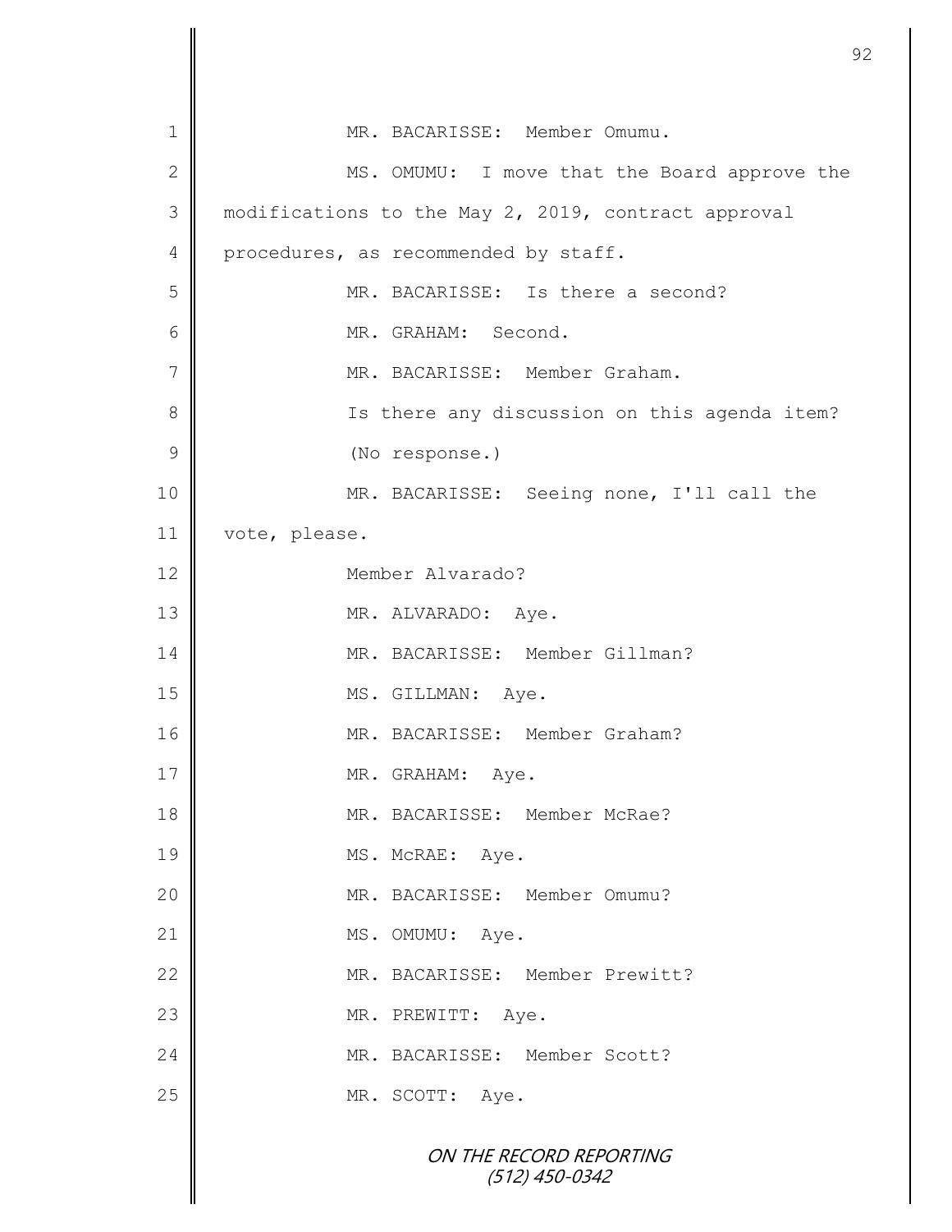MR. BACARISSE: Member Omumu.

MS. OMUMU: I move that the Board approve the modifications to the May 2, 2019, contract approval procedures, as recommended by staff.

MR. BACARISSE: Is there a second?

MR. GRAHAM: Second.

MR. BACARISSE: Member Graham.

Is there any discussion on this agenda item?

(No response.)

MR. BACARISSE: Seeing none, I'll call the vote, please.

Member Alvarado?

MR. ALVARADO: Aye.

MR. BACARISSE: Member Gillman?

MS. GILLMAN: Aye.

MR. BACARISSE: Member Graham?

MR. GRAHAM: Aye.

MR. BACARISSE: Member McRae?

MS. McRAE: Aye.

MR. BACARISSE: Member Omumu?

MS. OMUMU: Aye.

MR. BACARISSE: Member Prewitt?

MR. PREWITT: Aye.

MR. BACARISSE: Member Scott?

MR. SCOTT: Aye.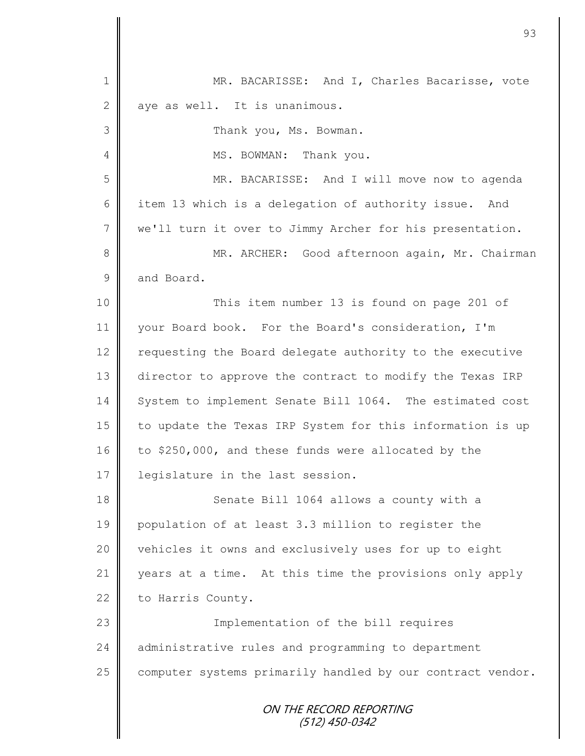MR. BACARISSE: And I, Charles Bacarisse, vote aye as well. It is unanimous.

Thank you, Ms. Bowman.

MS. BOWMAN: Thank you.

MR. BACARISSE: And I will move now to agenda item 13 which is a delegation of authority issue. And we'll turn it over to Jimmy Archer for his presentation.

MR. ARCHER: Good afternoon again, Mr. Chairman and Board.

This item number 13 is found on page 201 of your Board book. For the Board's consideration, I'm requesting the Board delegate authority to the executive director to approve the contract to modify the Texas IRP System to implement Senate Bill 1064. The estimated cost to update the Texas IRP System for this information is up to $250,000, and these funds were allocated by the legislature in the last session.

Senate Bill 1064 allows a county with a population of at least 3.3 million to register the vehicles it owns and exclusively uses for up to eight years at a time. At this time the provisions only apply to Harris County.

Implementation of the bill requires administrative rules and programming to department computer systems primarily handled by our contract vendor.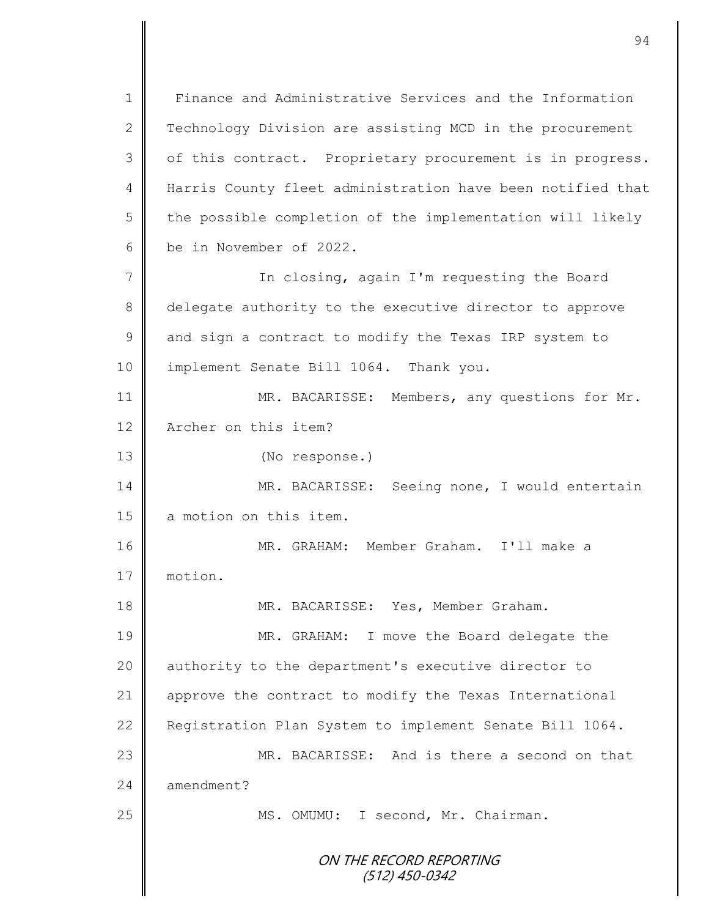Finance and Administrative Services and the Information Technology Division are assisting MCD in the procurement of this contract. Proprietary procurement is in progress. Harris County fleet administration have been notified that the possible completion of the implementation will likely be in November of 2022.

In closing, again I'm requesting the Board delegate authority to the executive director to approve and sign a contract to modify the Texas IRP system to implement Senate Bill 1064. Thank you.

MR. BACARISSE: Members, any questions for Mr. Archer on this item?

(No response.)

MR. BACARISSE: Seeing none, I would entertain a motion on this item.

MR. GRAHAM: Member Graham. I'll make a motion.

MR. BACARISSE: Yes, Member Graham.

MR. GRAHAM: I move the Board delegate the authority to the department's executive director to approve the contract to modify the Texas International Registration Plan System to implement Senate Bill 1064.

MR. BACARISSE: And is there a second on that amendment?

MS. OMUMU: I second, Mr. Chairman.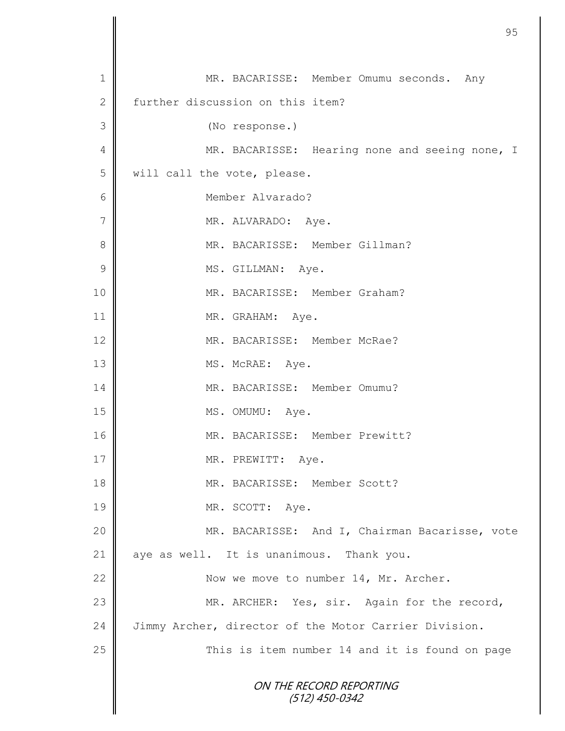MR. BACARISSE: Member Omumu seconds. Any further discussion on this item?

(No response.)

MR. BACARISSE: Hearing none and seeing none, I will call the vote, please.

Member Alvarado?

MR. ALVARADO: Aye.

MR. BACARISSE: Member Gillman?

MS. GILLMAN: Aye.

MR. BACARISSE: Member Graham?

MR. GRAHAM: Aye.

MR. BACARISSE: Member McRae?

MS. McRAE: Aye.

MR. BACARISSE: Member Omumu?

MS. OMUMU: Aye.

MR. BACARISSE: Member Prewitt?

MR. PREWITT: Aye.

MR. BACARISSE: Member Scott?

MR. SCOTT: Aye.

MR. BACARISSE: And I, Chairman Bacarisse, vote aye as well. It is unanimous. Thank you.

Now we move to number 14, Mr. Archer.

MR. ARCHER: Yes, sir. Again for the record, Jimmy Archer, director of the Motor Carrier Division.

This is item number 14 and it is found on page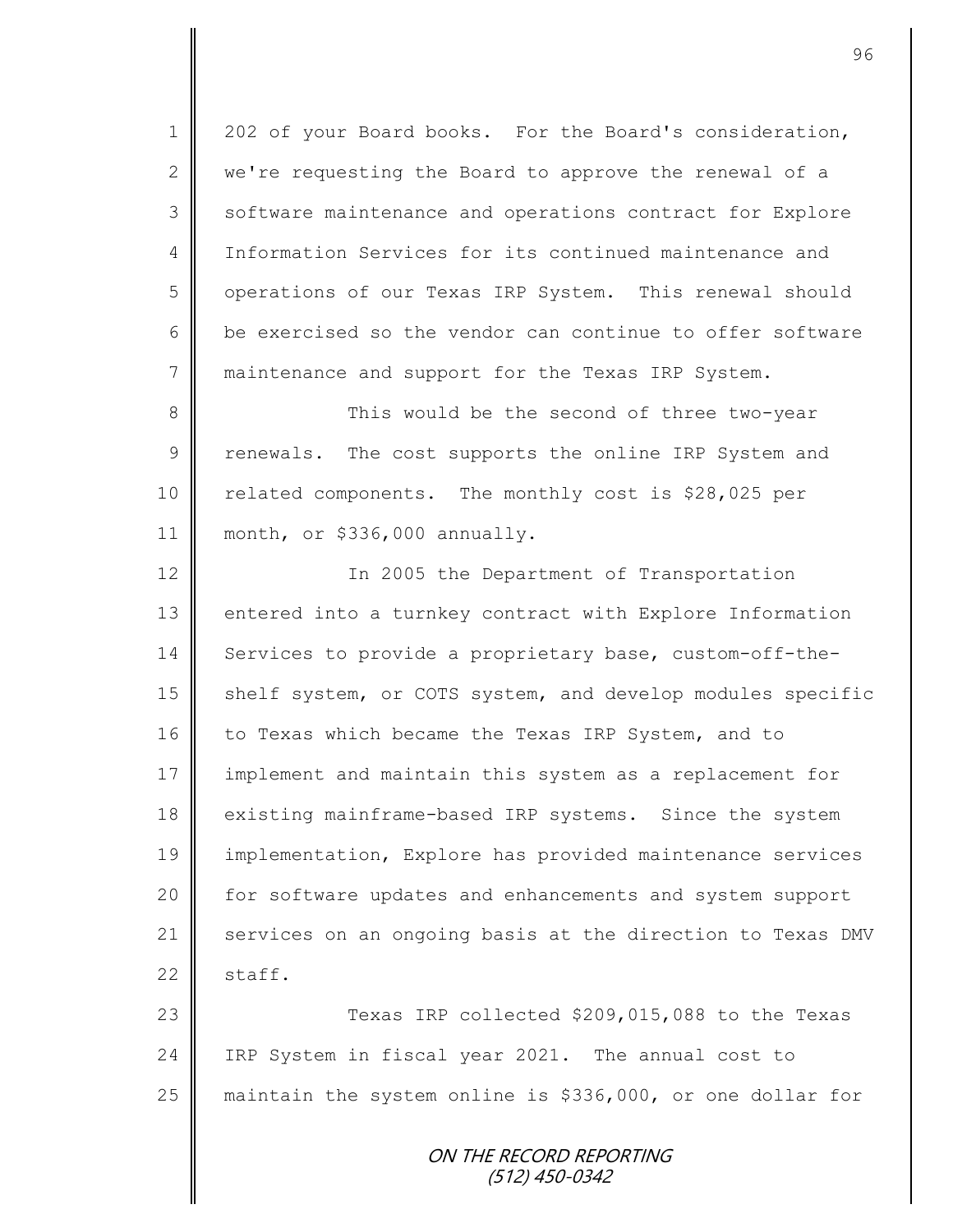202 of your Board books. For the Board's consideration, we're requesting the Board to approve the renewal of a software maintenance and operations contract for Explore Information Services for its continued maintenance and operations of our Texas IRP System. This renewal should be exercised so the vendor can continue to offer software maintenance and support for the Texas IRP System.

This would be the second of three two-year renewals. The cost supports the online IRP System and related components. The monthly cost is $28,025 per month, or $336,000 annually.

In 2005 the Department of Transportation entered into a turnkey contract with Explore Information Services to provide a proprietary base, custom-off-the-shelf system, or COTS system, and develop modules specific to Texas which became the Texas IRP System, and to implement and maintain this system as a replacement for existing mainframe-based IRP systems. Since the system implementation, Explore has provided maintenance services for software updates and enhancements and system support services on an ongoing basis at the direction to Texas DMV staff.

Texas IRP collected $209,015,088 to the Texas IRP System in fiscal year 2021. The annual cost to maintain the system online is $336,000, or one dollar for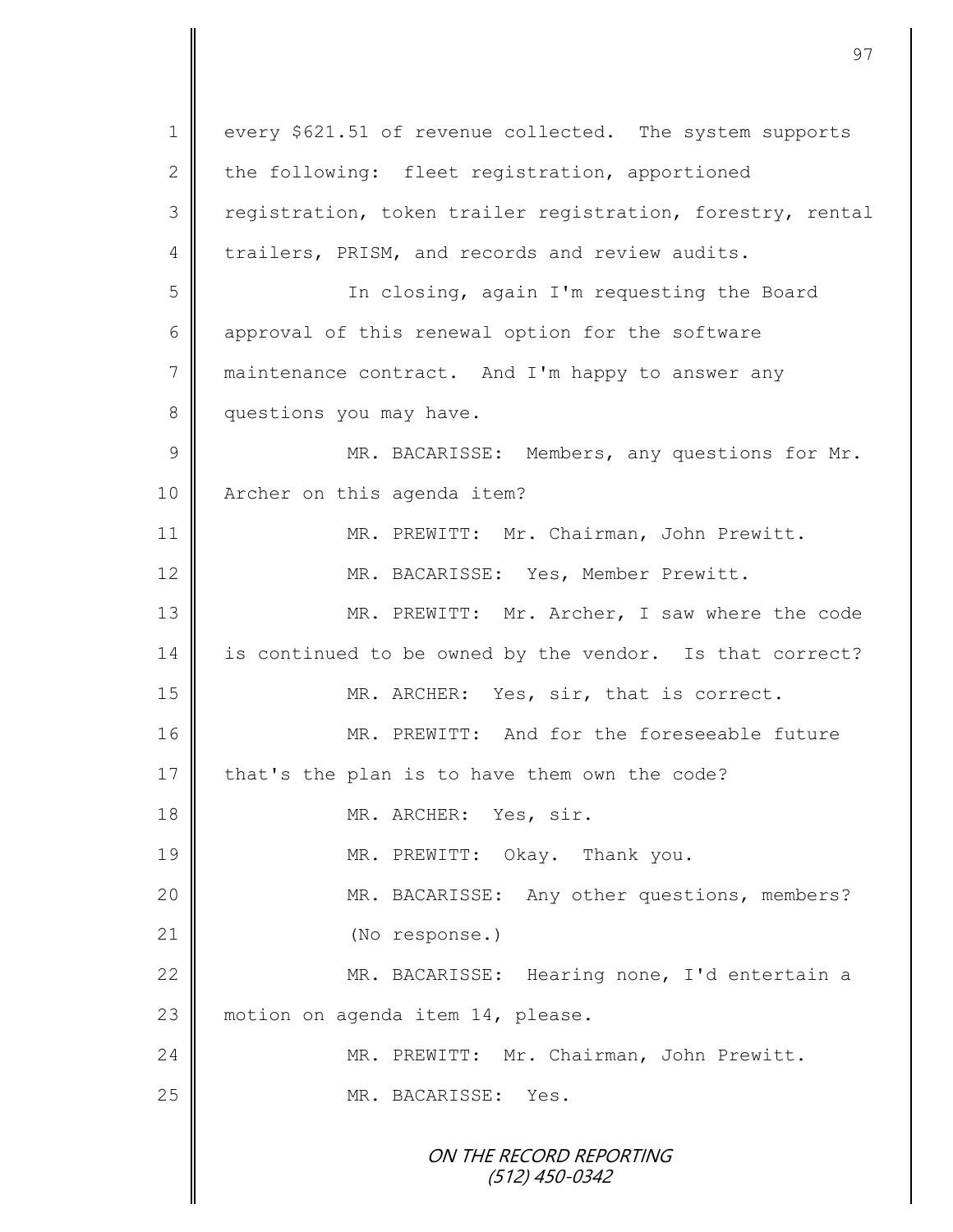every $621.51 of revenue collected. The system supports the following: fleet registration, apportioned registration, token trailer registration, forestry, rental trailers, PRISM, and records and review audits.

In closing, again I'm requesting the Board approval of this renewal option for the software maintenance contract. And I'm happy to answer any questions you may have.

MR. BACARISSE: Members, any questions for Mr. Archer on this agenda item?

MR. PREWITT: Mr. Chairman, John Prewitt.

MR. BACARISSE: Yes, Member Prewitt.

MR. PREWITT: Mr. Archer, I saw where the code is continued to be owned by the vendor. Is that correct?

MR. ARCHER: Yes, sir, that is correct.

MR. PREWITT: And for the foreseeable future that's the plan is to have them own the code?

MR. ARCHER: Yes, sir.

MR. PREWITT: Okay. Thank you.

MR. BACARISSE: Any other questions, members?

(No response.)

MR. BACARISSE: Hearing none, I'd entertain a motion on agenda item 14, please.

MR. PREWITT: Mr. Chairman, John Prewitt.

MR. BACARISSE: Yes.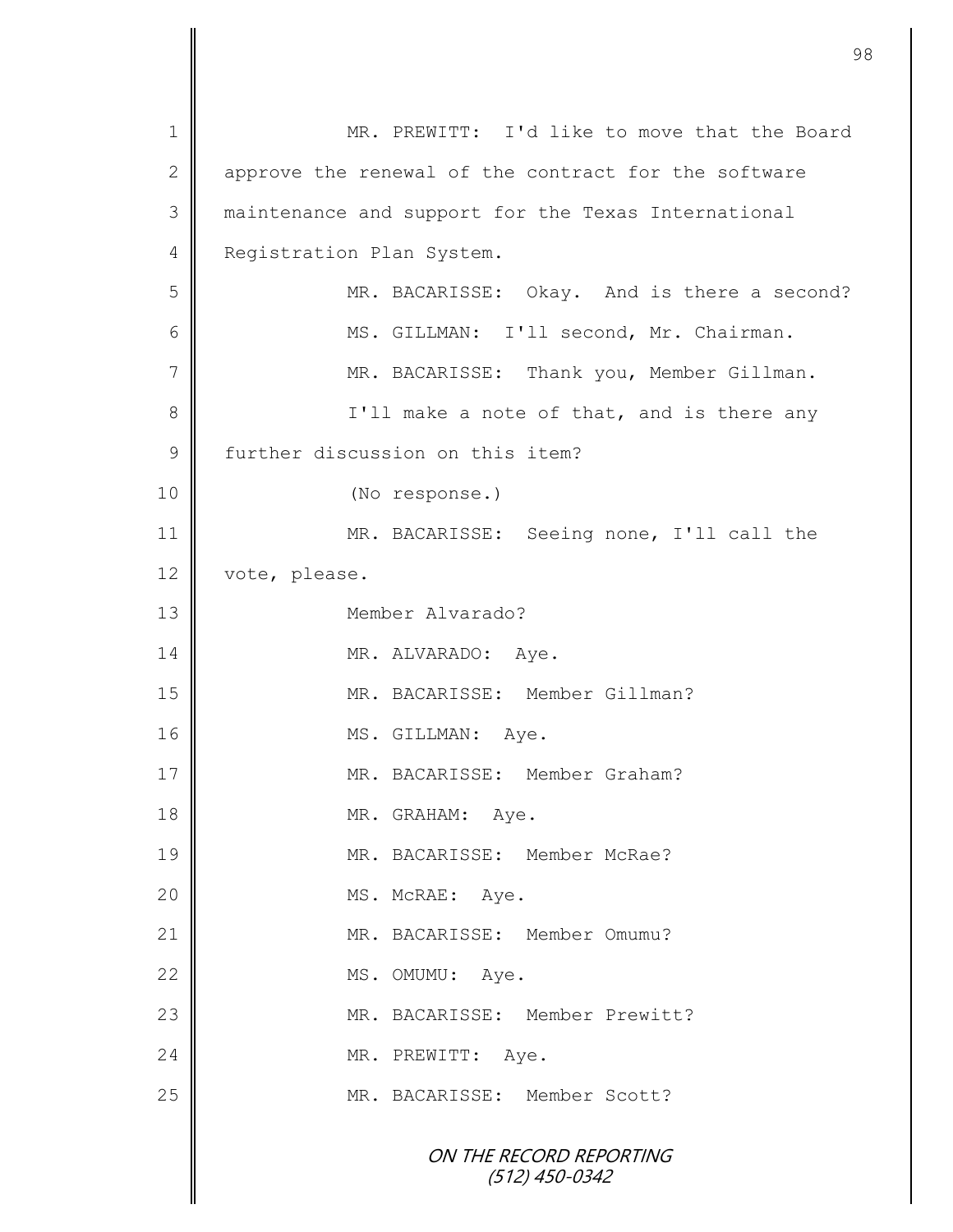MR. PREWITT: I'd like to move that the Board approve the renewal of the contract for the software maintenance and support for the Texas International Registration Plan System.

MR. BACARISSE: Okay. And is there a second?

MS. GILLMAN: I'll second, Mr. Chairman.

MR. BACARISSE: Thank you, Member Gillman.

I'll make a note of that, and is there any further discussion on this item?

(No response.)

MR. BACARISSE: Seeing none, I'll call the vote, please.

Member Alvarado?

MR. ALVARADO: Aye.

MR. BACARISSE: Member Gillman?

MS. GILLMAN: Aye.

MR. BACARISSE: Member Graham?

MR. GRAHAM: Aye.

MR. BACARISSE: Member McRae?

MS. McRAE: Aye.

MR. BACARISSE: Member Omumu?

MS. OMUMU: Aye.

MR. BACARISSE: Member Prewitt?

MR. PREWITT: Aye.

MR. BACARISSE: Member Scott?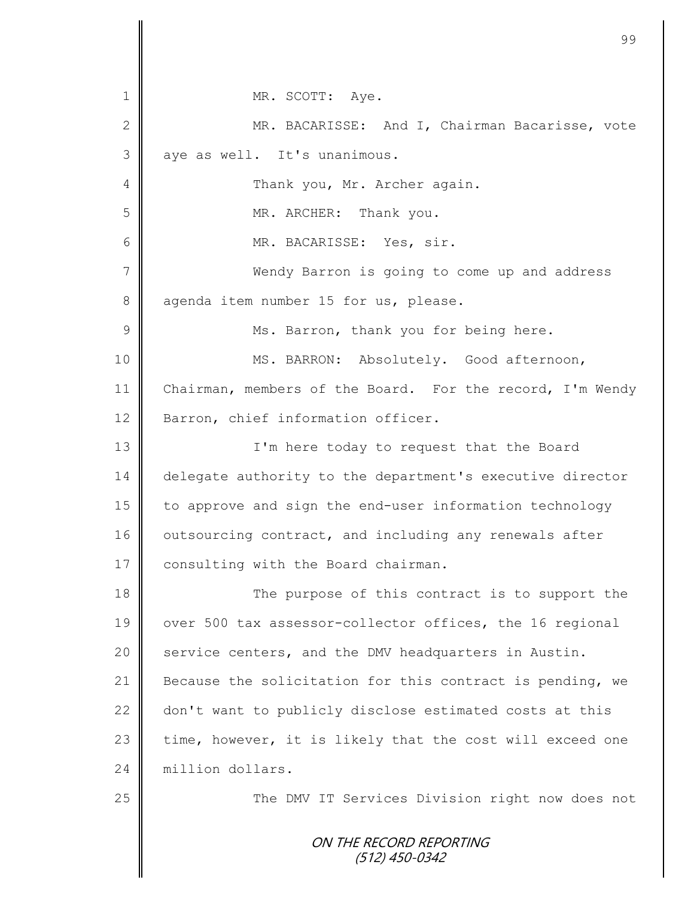MR. SCOTT: Aye.

MR. BACARISSE: And I, Chairman Bacarisse, vote aye as well. It's unanimous.

Thank you, Mr. Archer again.

MR. ARCHER: Thank you.

MR. BACARISSE: Yes, sir.

Wendy Barron is going to come up and address agenda item number 15 for us, please.

Ms. Barron, thank you for being here.

MS. BARRON: Absolutely. Good afternoon, Chairman, members of the Board. For the record, I'm Wendy Barron, chief information officer.

I'm here today to request that the Board delegate authority to the department's executive director to approve and sign the end-user information technology outsourcing contract, and including any renewals after consulting with the Board chairman.

The purpose of this contract is to support the over 500 tax assessor-collector offices, the 16 regional service centers, and the DMV headquarters in Austin. Because the solicitation for this contract is pending, we don't want to publicly disclose estimated costs at this time, however, it is likely that the cost will exceed one million dollars.

The DMV IT Services Division right now does not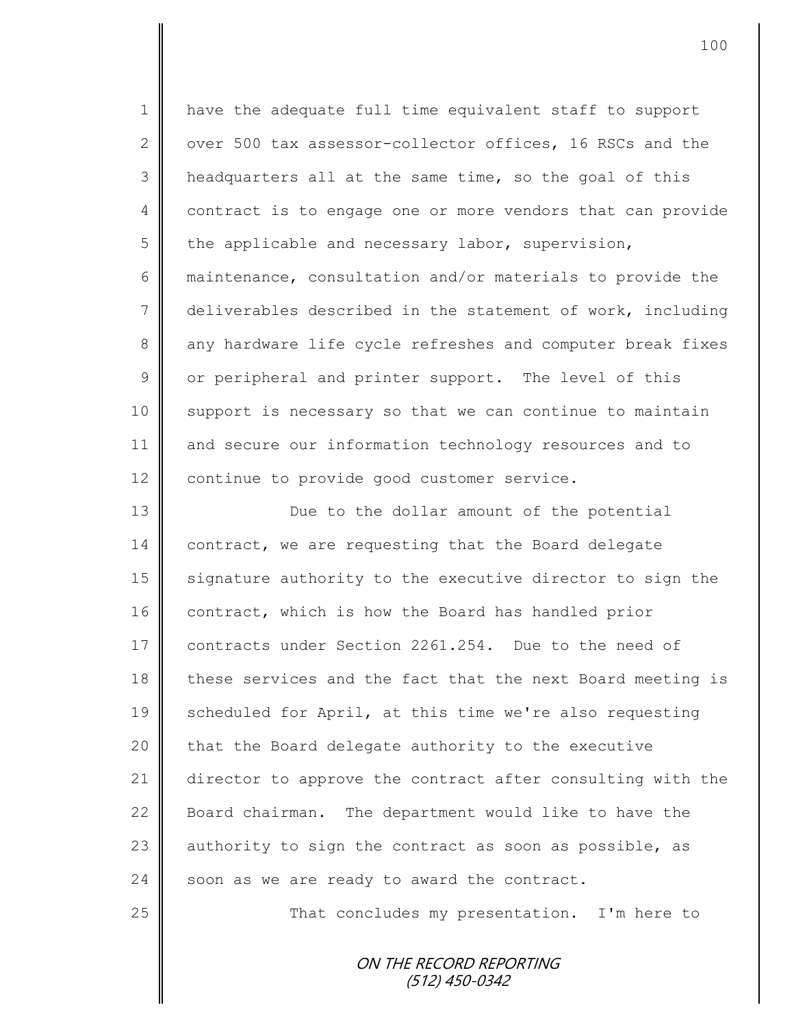have the adequate full time equivalent staff to support over 500 tax assessor-collector offices, 16 RSCs and the headquarters all at the same time, so the goal of this contract is to engage one or more vendors that can provide the applicable and necessary labor, supervision, maintenance, consultation and/or materials to provide the deliverables described in the statement of work, including any hardware life cycle refreshes and computer break fixes or peripheral and printer support. The level of this support is necessary so that we can continue to maintain and secure our information technology resources and to continue to provide good customer service.

Due to the dollar amount of the potential contract, we are requesting that the Board delegate signature authority to the executive director to sign the contract, which is how the Board has handled prior contracts under Section 2261.254. Due to the need of these services and the fact that the next Board meeting is scheduled for April, at this time we're also requesting that the Board delegate authority to the executive director to approve the contract after consulting with the Board chairman. The department would like to have the authority to sign the contract as soon as possible, as soon as we are ready to award the contract.

That concludes my presentation. I'm here to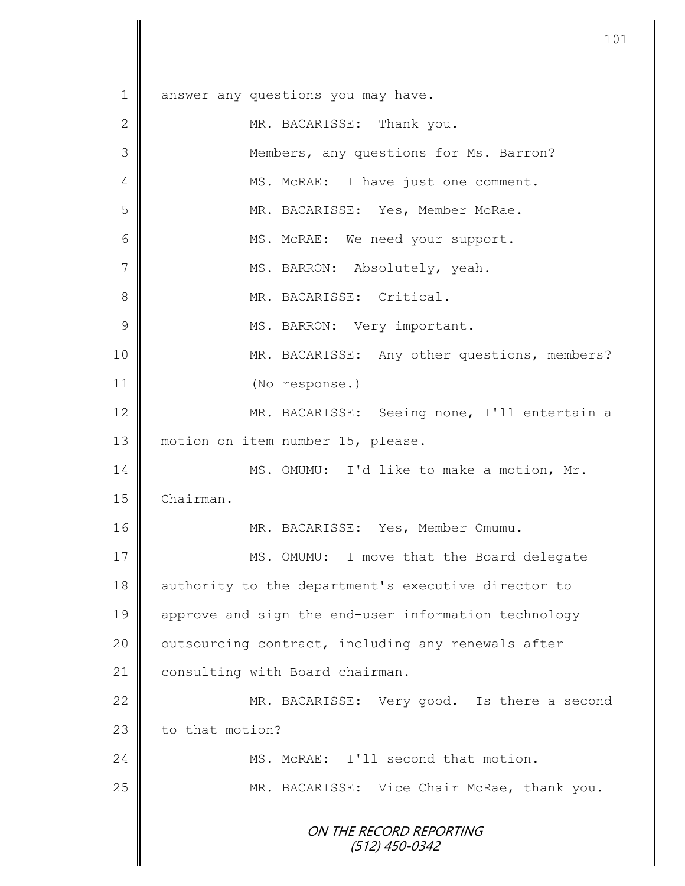answer any questions you may have.

MR. BACARISSE: Thank you.

Members, any questions for Ms. Barron?

MS. McRAE: I have just one comment.

MR. BACARISSE: Yes, Member McRae.

MS. McRAE: We need your support.

MS. BARRON: Absolutely, yeah.

MR. BACARISSE: Critical.

MS. BARRON: Very important.

MR. BACARISSE: Any other questions, members?

(No response.)

MR. BACARISSE: Seeing none, I'll entertain a motion on item number 15, please.

MS. OMUMU: I'd like to make a motion, Mr. Chairman.

MR. BACARISSE: Yes, Member Omumu.

MS. OMUMU: I move that the Board delegate authority to the department's executive director to approve and sign the end-user information technology outsourcing contract, including any renewals after consulting with Board chairman.

MR. BACARISSE: Very good. Is there a second to that motion?

MS. McRAE: I'll second that motion.

MR. BACARISSE: Vice Chair McRae, thank you.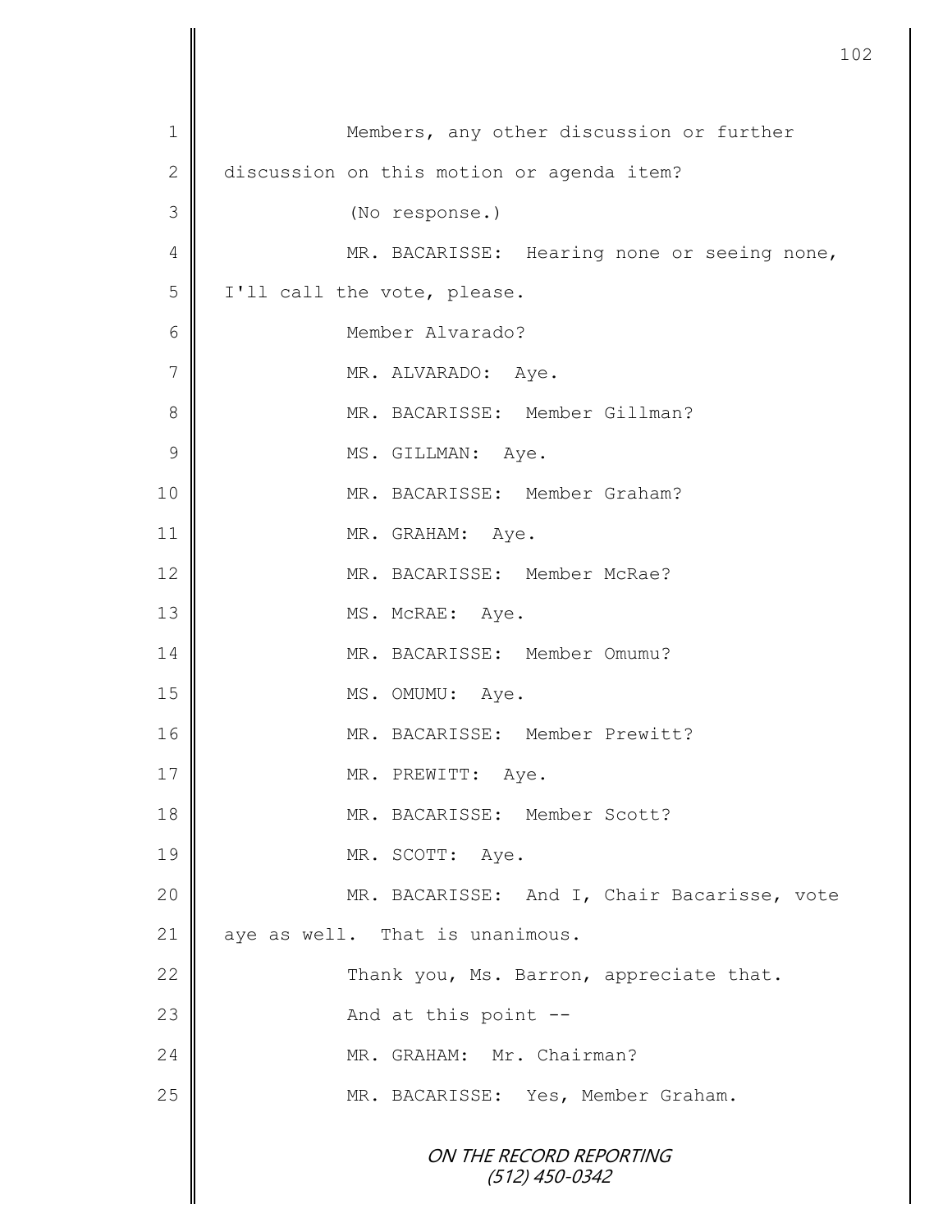Members, any other discussion or further discussion on this motion or agenda item?

(No response.)

MR. BACARISSE: Hearing none or seeing none, I'll call the vote, please.

Member Alvarado?

MR. ALVARADO: Aye.

MR. BACARISSE: Member Gillman?

MS. GILLMAN: Aye.

MR. BACARISSE: Member Graham?

MR. GRAHAM: Aye.

MR. BACARISSE: Member McRae?

MS. McRAE: Aye.

MR. BACARISSE: Member Omumu?

MS. OMUMU: Aye.

MR. BACARISSE: Member Prewitt?

MR. PREWITT: Aye.

MR. BACARISSE: Member Scott?

MR. SCOTT: Aye.

MR. BACARISSE: And I, Chair Bacarisse, vote aye as well. That is unanimous.

Thank you, Ms. Barron, appreciate that.

And at this point --

MR. GRAHAM: Mr. Chairman?

MR. BACARISSE: Yes, Member Graham.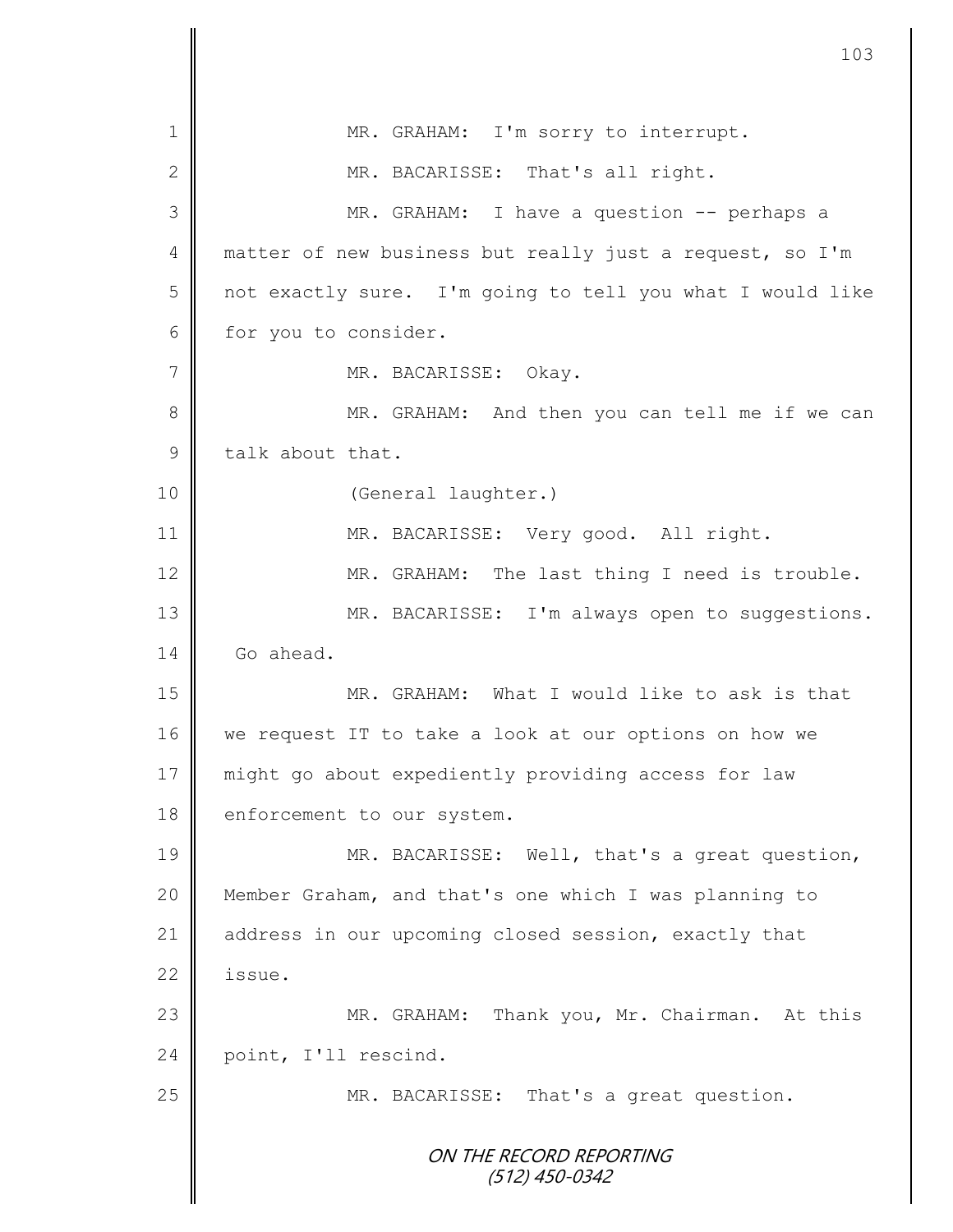MR. GRAHAM: I'm sorry to interrupt.

MR. BACARISSE: That's all right.

MR. GRAHAM: I have a question -- perhaps a matter of new business but really just a request, so I'm not exactly sure. I'm going to tell you what I would like for you to consider.

MR. BACARISSE: Okay.

MR. GRAHAM: And then you can tell me if we can talk about that.

(General laughter.)

MR. BACARISSE: Very good. All right.

MR. GRAHAM: The last thing I need is trouble.

MR. BACARISSE: I'm always open to suggestions. Go ahead.

MR. GRAHAM: What I would like to ask is that we request IT to take a look at our options on how we might go about expediently providing access for law enforcement to our system.

MR. BACARISSE: Well, that's a great question, Member Graham, and that's one which I was planning to address in our upcoming closed session, exactly that issue.

MR. GRAHAM: Thank you, Mr. Chairman. At this point, I'll rescind.

MR. BACARISSE: That's a great question.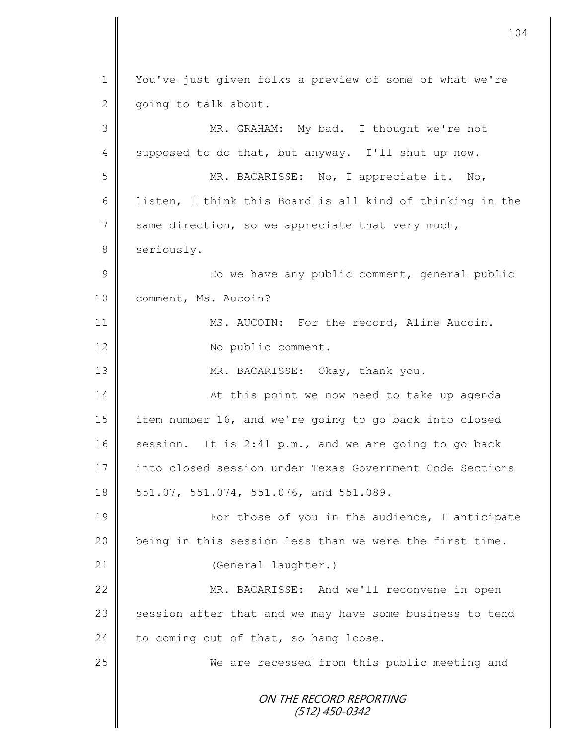You've just given folks a preview of some of what we're going to talk about.

MR. GRAHAM: My bad. I thought we're not supposed to do that, but anyway. I'll shut up now.

MR. BACARISSE: No, I appreciate it. No, listen, I think this Board is all kind of thinking in the same direction, so we appreciate that very much, seriously.

Do we have any public comment, general public comment, Ms. Aucoin?

MS. AUCOIN: For the record, Aline Aucoin.

No public comment.

MR. BACARISSE: Okay, thank you.

At this point we now need to take up agenda item number 16, and we're going to go back into closed session. It is 2:41 p.m., and we are going to go back into closed session under Texas Government Code Sections 551.07, 551.074, 551.076, and 551.089.

For those of you in the audience, I anticipate being in this session less than we were the first time.

(General laughter.)

MR. BACARISSE: And we'll reconvene in open session after that and we may have some business to tend to coming out of that, so hang loose.

We are recessed from this public meeting and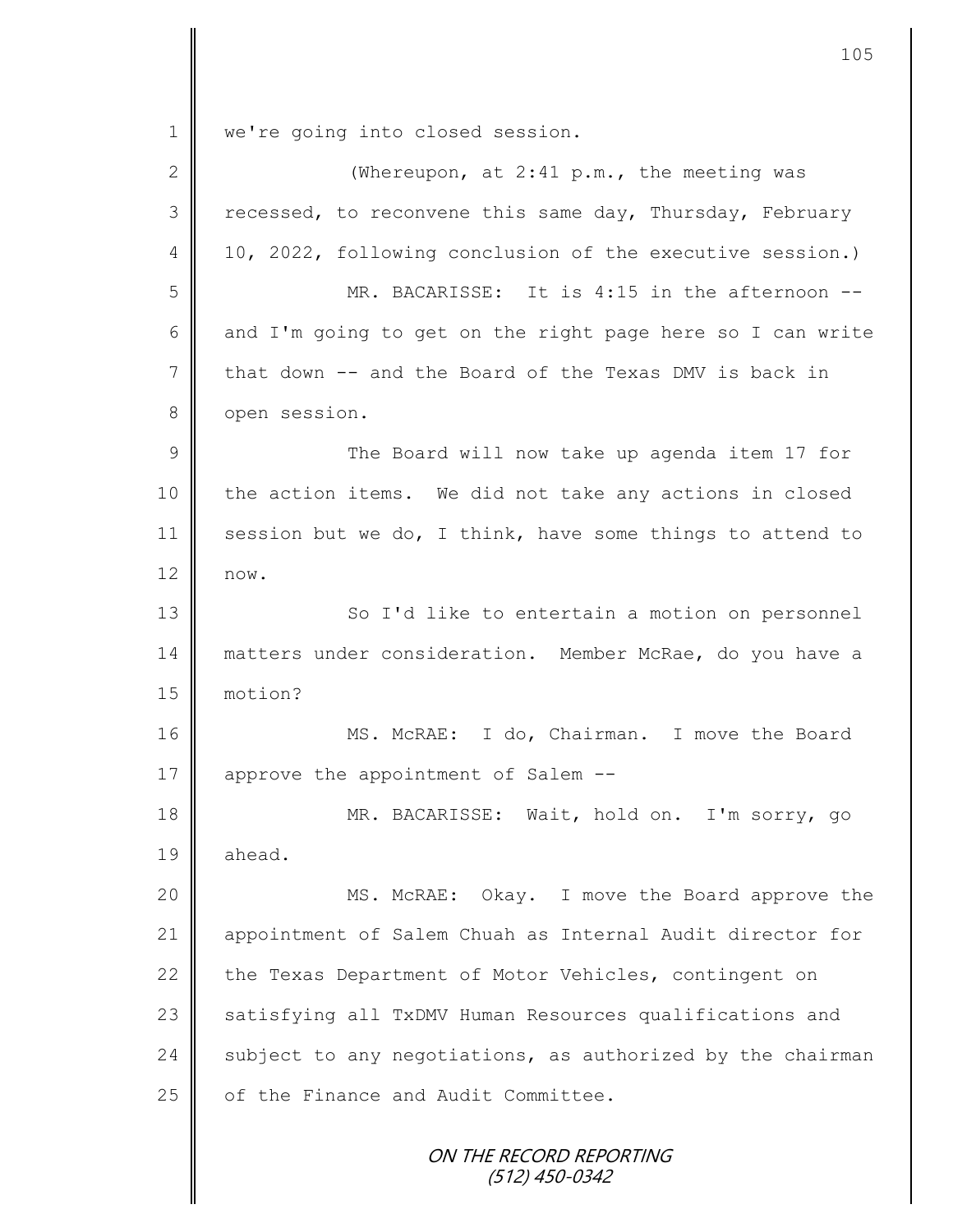we're going into closed session.

(Whereupon, at 2:41 p.m., the meeting was recessed, to reconvene this same day, Thursday, February 10, 2022, following conclusion of the executive session.)

MR. BACARISSE: It is 4:15 in the afternoon -- and I'm going to get on the right page here so I can write that down -- and the Board of the Texas DMV is back in open session.

The Board will now take up agenda item 17 for the action items. We did not take any actions in closed session but we do, I think, have some things to attend to now.

So I'd like to entertain a motion on personnel matters under consideration. Member McRae, do you have a motion?

MS. McRAE: I do, Chairman. I move the Board approve the appointment of Salem --

MR. BACARISSE: Wait, hold on. I'm sorry, go ahead.

MS. McRAE: Okay. I move the Board approve the appointment of Salem Chuah as Internal Audit director for the Texas Department of Motor Vehicles, contingent on satisfying all TxDMV Human Resources qualifications and subject to any negotiations, as authorized by the chairman of the Finance and Audit Committee.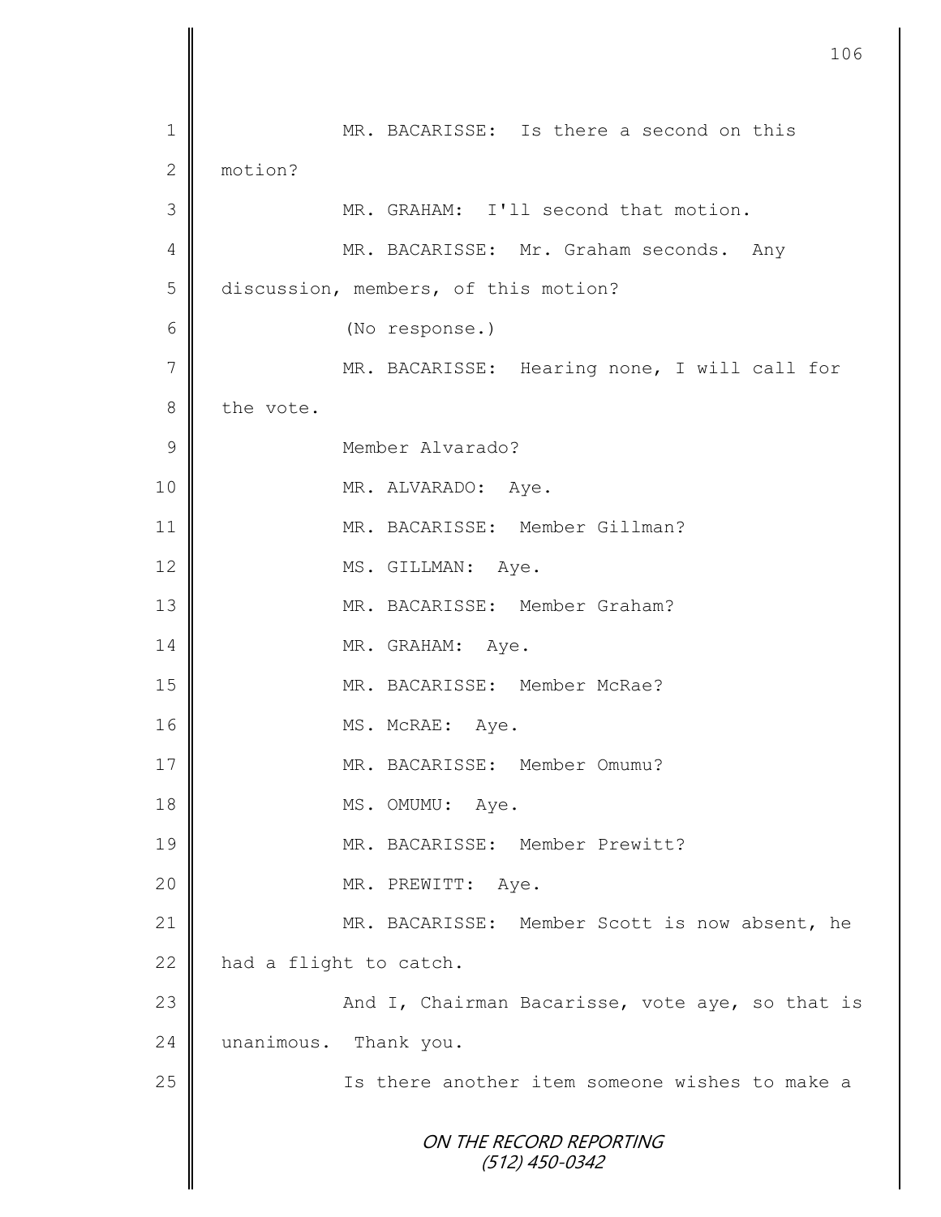MR. BACARISSE: Is there a second on this motion?

MR. GRAHAM: I'll second that motion.

MR. BACARISSE: Mr. Graham seconds. Any discussion, members, of this motion?

(No response.)

MR. BACARISSE: Hearing none, I will call for the vote.

Member Alvarado?

MR. ALVARADO: Aye.

MR. BACARISSE: Member Gillman?

MS. GILLMAN: Aye.

MR. BACARISSE: Member Graham?

MR. GRAHAM: Aye.

MR. BACARISSE: Member McRae?

MS. McRAE: Aye.

MR. BACARISSE: Member Omumu?

MS. OMUMU: Aye.

MR. BACARISSE: Member Prewitt?

MR. PREWITT: Aye.

MR. BACARISSE: Member Scott is now absent, he had a flight to catch.

And I, Chairman Bacarisse, vote aye, so that is unanimous. Thank you.

Is there another item someone wishes to make a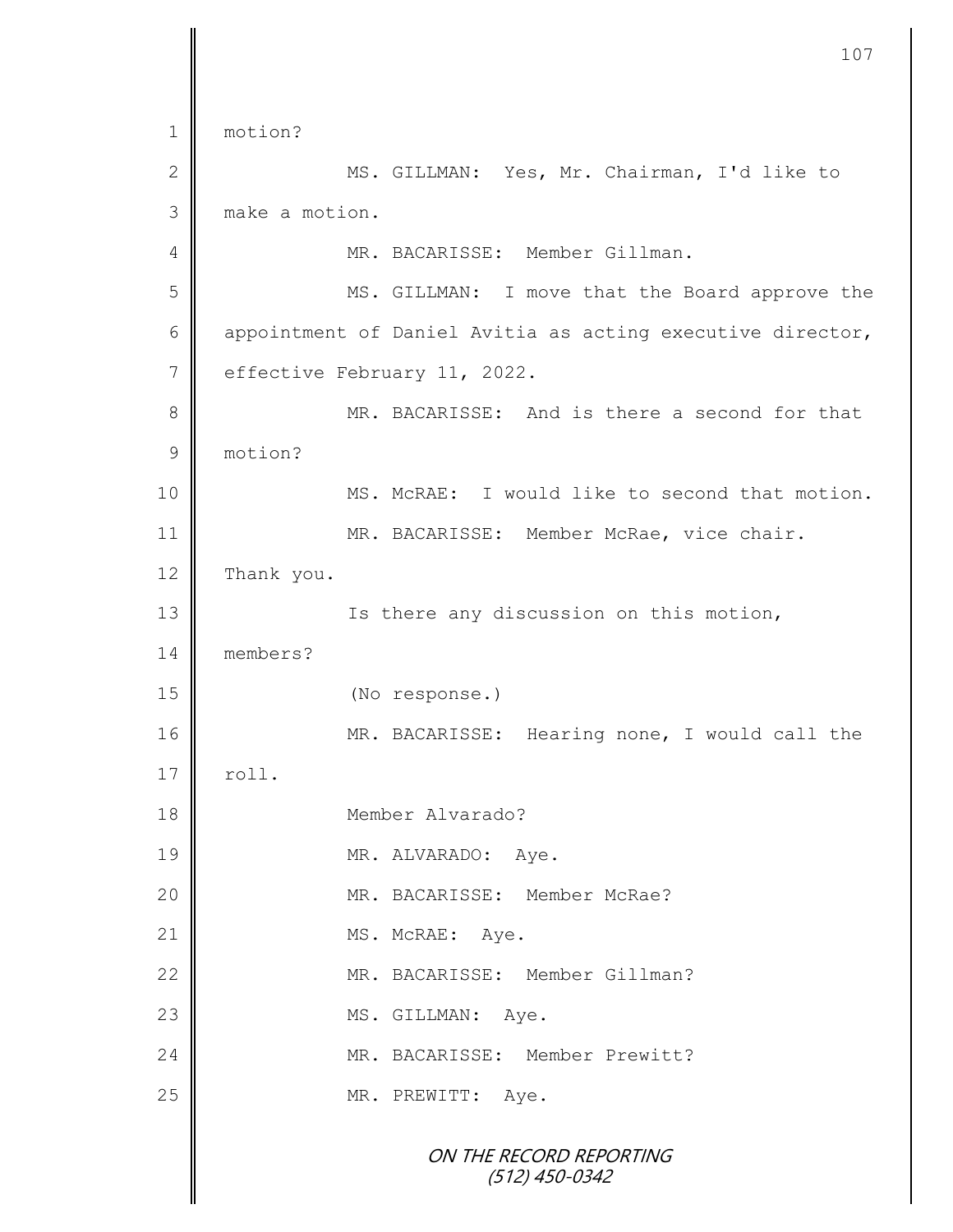motion?

MS. GILLMAN: Yes, Mr. Chairman, I'd like to make a motion.

MR. BACARISSE: Member Gillman.

MS. GILLMAN: I move that the Board approve the appointment of Daniel Avitia as acting executive director, effective February 11, 2022.

MR. BACARISSE: And is there a second for that motion?

MS. McRAE: I would like to second that motion.

MR. BACARISSE: Member McRae, vice chair. Thank you.

Is there any discussion on this motion, members?

(No response.)

MR. BACARISSE: Hearing none, I would call the roll.

Member Alvarado?

MR. ALVARADO: Aye.

MR. BACARISSE: Member McRae?

MS. McRAE: Aye.

MR. BACARISSE: Member Gillman?

MS. GILLMAN: Aye.

MR. BACARISSE: Member Prewitt?

MR. PREWITT: Aye.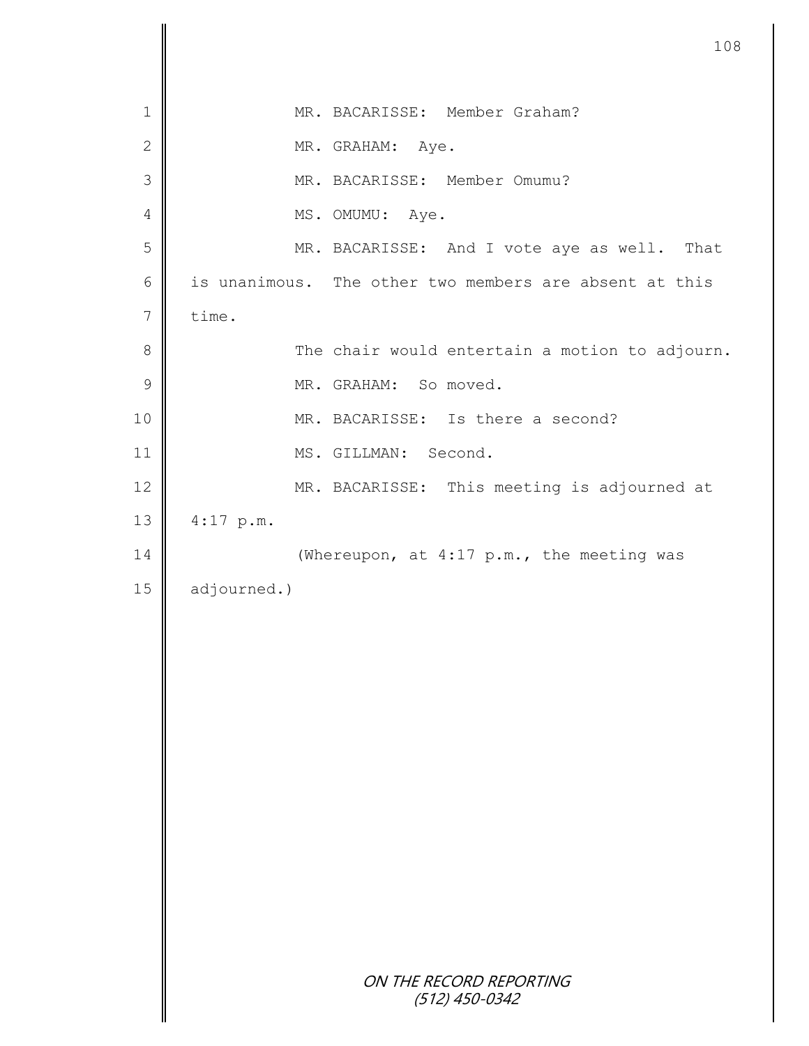MR. BACARISSE: Member Graham?

MR. GRAHAM: Aye.

MR. BACARISSE: Member Omumu?

MS. OMUMU: Aye.

MR. BACARISSE: And I vote aye as well. That is unanimous. The other two members are absent at this time.

The chair would entertain a motion to adjourn.

MR. GRAHAM: So moved.

MR. BACARISSE: Is there a second?

MS. GILLMAN: Second.

MR. BACARISSE: This meeting is adjourned at 4:17 p.m.

(Whereupon, at 4:17 p.m., the meeting was adjourned.)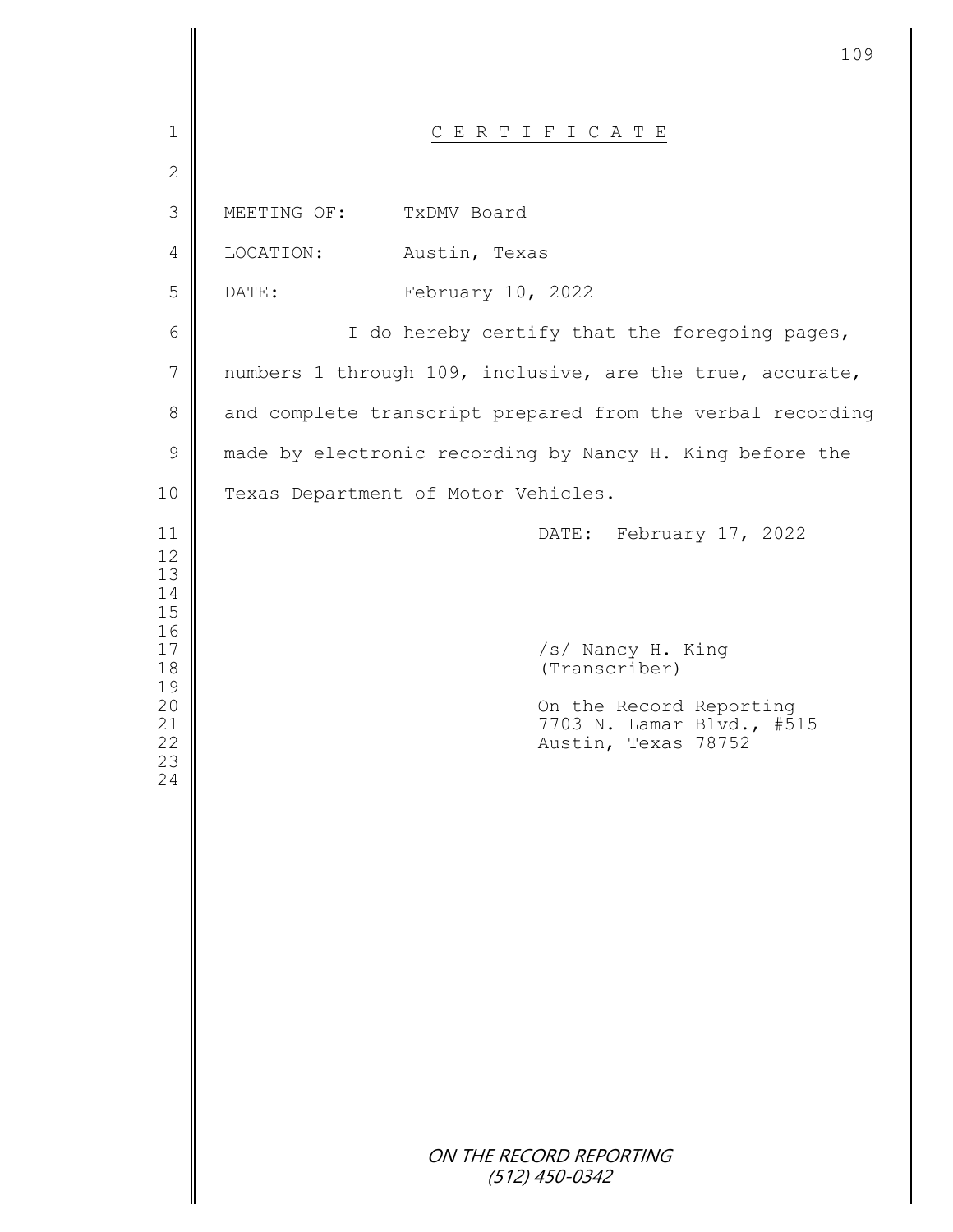# C E R T I F I C A T E

MEETING OF: TxDMV Board

LOCATION: Austin, Texas

DATE: February 10, 2022

I do hereby certify that the foregoing pages, numbers 1 through 109, inclusive, are the true, accurate, and complete transcript prepared from the verbal recording made by electronic recording by Nancy H. King before the Texas Department of Motor Vehicles.

DATE: February 17, 2022

/s/ Nancy H. King
(Transcriber)

On the Record Reporting
7703 N. Lamar Blvd., #515
Austin, Texas 78752